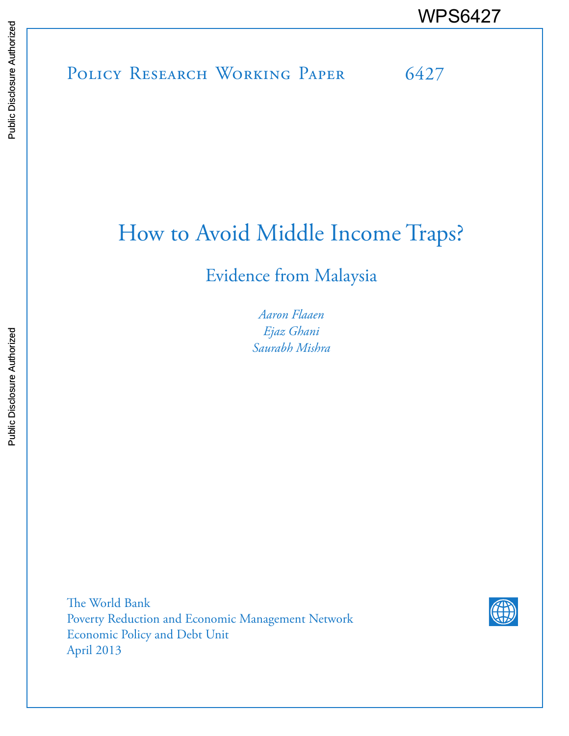WPS6427

Policy Research Working Paper 6427

# How to Avoid Middle Income Traps?

## Evidence from Malaysia

*Aaron Flaaen*
*Ejaz Ghani*
*Saurabh Mishra*

The World Bank
Poverty Reduction and Economic Management Network
Economic Policy and Debt Unit
April 2013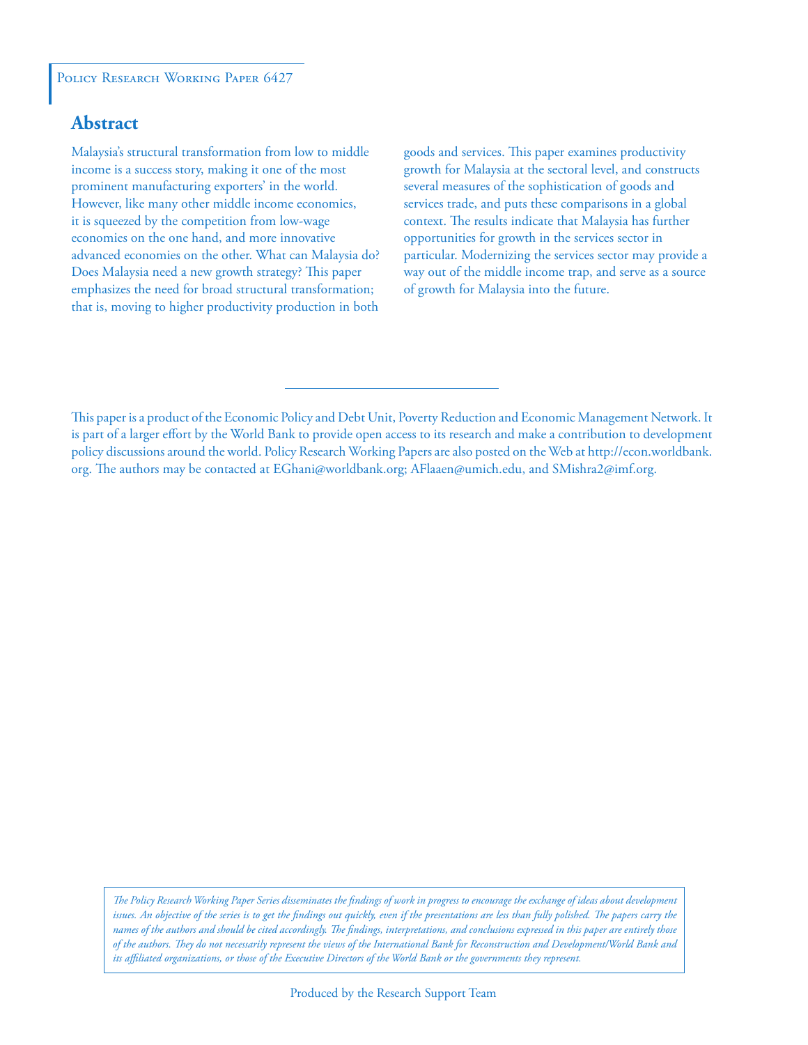Policy Research Working Paper 6427

## Abstract

Malaysia's structural transformation from low to middle income is a success story, making it one of the most prominent manufacturing exporters' in the world. However, like many other middle income economies, it is squeezed by the competition from low-wage economies on the one hand, and more innovative advanced economies on the other. What can Malaysia do? Does Malaysia need a new growth strategy? This paper emphasizes the need for broad structural transformation; that is, moving to higher productivity production in both goods and services. This paper examines productivity growth for Malaysia at the sectoral level, and constructs several measures of the sophistication of goods and services trade, and puts these comparisons in a global context. The results indicate that Malaysia has further opportunities for growth in the services sector in particular. Modernizing the services sector may provide a way out of the middle income trap, and serve as a source of growth for Malaysia into the future.

This paper is a product of the Economic Policy and Debt Unit, Poverty Reduction and Economic Management Network. It is part of a larger effort by the World Bank to provide open access to its research and make a contribution to development policy discussions around the world. Policy Research Working Papers are also posted on the Web at http://econ.worldbank.org. The authors may be contacted at EGhani@worldbank.org; AFlaaen@umich.edu, and SMishra2@imf.org.

*The Policy Research Working Paper Series disseminates the findings of work in progress to encourage the exchange of ideas about development issues. An objective of the series is to get the findings out quickly, even if the presentations are less than fully polished. The papers carry the names of the authors and should be cited accordingly. The findings, interpretations, and conclusions expressed in this paper are entirely those of the authors. They do not necessarily represent the views of the International Bank for Reconstruction and Development/World Bank and its affiliated organizations, or those of the Executive Directors of the World Bank or the governments they represent.*

Produced by the Research Support Team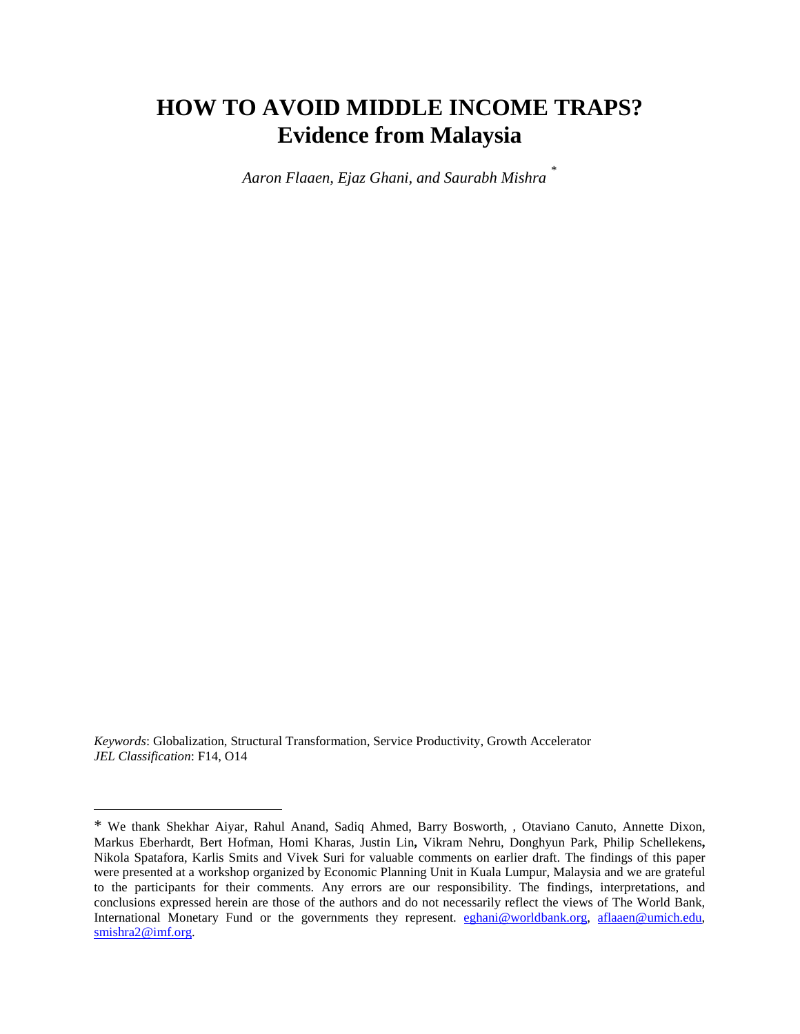# HOW TO AVOID MIDDLE INCOME TRAPS?
# Evidence from Malaysia

*Aaron Flaaen, Ejaz Ghani, and Saurabh Mishra* [*]

*Keywords*: Globalization, Structural Transformation, Service Productivity, Growth Accelerator
*JEL Classification*: F14, O14

---

[*] We thank Shekhar Aiyar, Rahul Anand, Sadiq Ahmed, Barry Bosworth, , Otaviano Canuto, Annette Dixon, Markus Eberhardt, Bert Hofman, Homi Kharas, Justin Lin**,** Vikram Nehru, Donghyun Park, Philip Schellekens**,** Nikola Spatafora, Karlis Smits and Vivek Suri for valuable comments on earlier draft. The findings of this paper were presented at a workshop organized by Economic Planning Unit in Kuala Lumpur, Malaysia and we are grateful to the participants for their comments. Any errors are our responsibility. The findings, interpretations, and conclusions expressed herein are those of the authors and do not necessarily reflect the views of The World Bank, International Monetary Fund or the governments they represent. eghani@worldbank.org, aflaaen@umich.edu, smishra2@imf.org.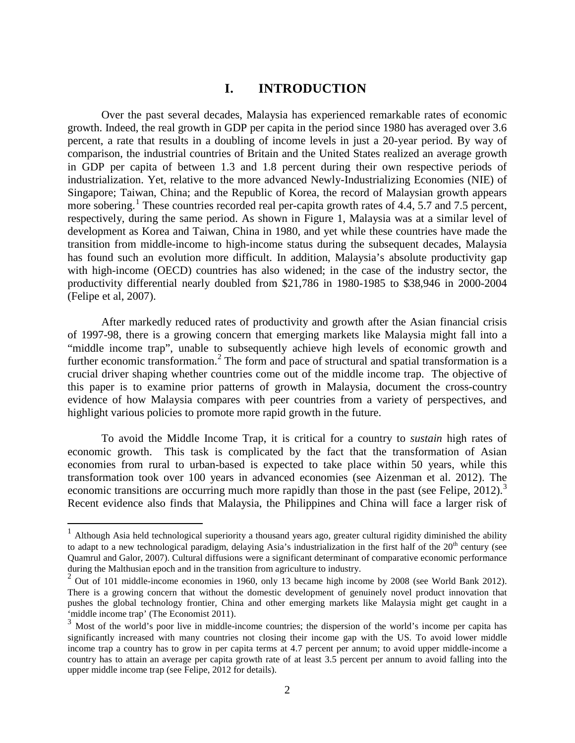# I. INTRODUCTION

Over the past several decades, Malaysia has experienced remarkable rates of economic growth. Indeed, the real growth in GDP per capita in the period since 1980 has averaged over 3.6 percent, a rate that results in a doubling of income levels in just a 20-year period. By way of comparison, the industrial countries of Britain and the United States realized an average growth in GDP per capita of between 1.3 and 1.8 percent during their own respective periods of industrialization. Yet, relative to the more advanced Newly-Industrializing Economies (NIE) of Singapore; Taiwan, China; and the Republic of Korea, the record of Malaysian growth appears more sobering.[1] These countries recorded real per-capita growth rates of 4.4, 5.7 and 7.5 percent, respectively, during the same period. As shown in Figure 1, Malaysia was at a similar level of development as Korea and Taiwan, China in 1980, and yet while these countries have made the transition from middle-income to high-income status during the subsequent decades, Malaysia has found such an evolution more difficult. In addition, Malaysia's absolute productivity gap with high-income (OECD) countries has also widened; in the case of the industry sector, the productivity differential nearly doubled from $21,786 in 1980-1985 to $38,946 in 2000-2004 (Felipe et al, 2007).

After markedly reduced rates of productivity and growth after the Asian financial crisis of 1997-98, there is a growing concern that emerging markets like Malaysia might fall into a "middle income trap", unable to subsequently achieve high levels of economic growth and further economic transformation.[2] The form and pace of structural and spatial transformation is a crucial driver shaping whether countries come out of the middle income trap. The objective of this paper is to examine prior patterns of growth in Malaysia, document the cross-country evidence of how Malaysia compares with peer countries from a variety of perspectives, and highlight various policies to promote more rapid growth in the future.

To avoid the Middle Income Trap, it is critical for a country to *sustain* high rates of economic growth. This task is complicated by the fact that the transformation of Asian economies from rural to urban-based is expected to take place within 50 years, while this transformation took over 100 years in advanced economies (see Aizenman et al. 2012). The economic transitions are occurring much more rapidly than those in the past (see Felipe, 2012).[3] Recent evidence also finds that Malaysia, the Philippines and China will face a larger risk of

---

[1] Although Asia held technological superiority a thousand years ago, greater cultural rigidity diminished the ability to adapt to a new technological paradigm, delaying Asia's industrialization in the first half of the 20th century (see Quamrul and Galor, 2007). Cultural diffusions were a significant determinant of comparative economic performance during the Malthusian epoch and in the transition from agriculture to industry.

[2] Out of 101 middle-income economies in 1960, only 13 became high income by 2008 (see World Bank 2012). There is a growing concern that without the domestic development of genuinely novel product innovation that pushes the global technology frontier, China and other emerging markets like Malaysia might get caught in a 'middle income trap' (The Economist 2011).

[3] Most of the world's poor live in middle-income countries; the dispersion of the world's income per capita has significantly increased with many countries not closing their income gap with the US. To avoid lower middle income trap a country has to grow in per capita terms at 4.7 percent per annum; to avoid upper middle-income a country has to attain an average per capita growth rate of at least 3.5 percent per annum to avoid falling into the upper middle income trap (see Felipe, 2012 for details).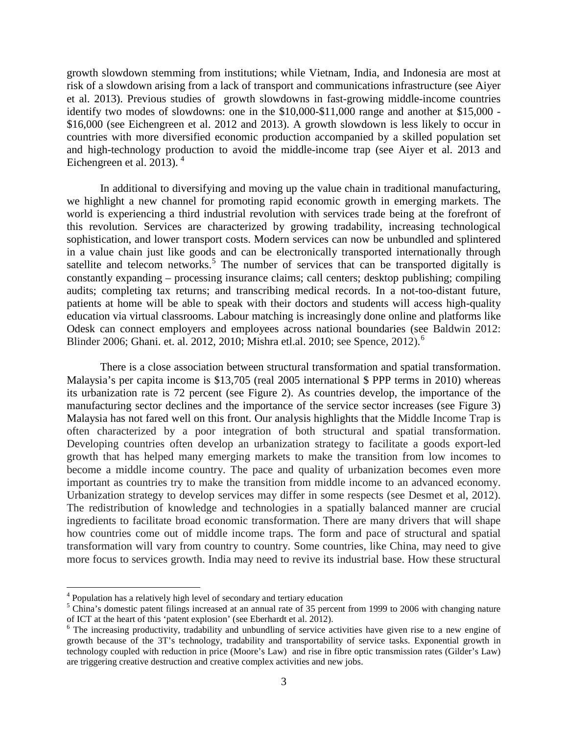growth slowdown stemming from institutions; while Vietnam, India, and Indonesia are most at risk of a slowdown arising from a lack of transport and communications infrastructure (see Aiyer et al. 2013). Previous studies of growth slowdowns in fast-growing middle-income countries identify two modes of slowdowns: one in the \$10,000-\$11,000 range and another at \$15,000 - \$16,000 (see Eichengreen et al. 2012 and 2013). A growth slowdown is less likely to occur in countries with more diversified economic production accompanied by a skilled population set and high-technology production to avoid the middle-income trap (see Aiyer et al. 2013 and Eichengreen et al. 2013). [4]

In additional to diversifying and moving up the value chain in traditional manufacturing, we highlight a new channel for promoting rapid economic growth in emerging markets. The world is experiencing a third industrial revolution with services trade being at the forefront of this revolution. Services are characterized by growing tradability, increasing technological sophistication, and lower transport costs. Modern services can now be unbundled and splintered in a value chain just like goods and can be electronically transported internationally through satellite and telecom networks.[5] The number of services that can be transported digitally is constantly expanding – processing insurance claims; call centers; desktop publishing; compiling audits; completing tax returns; and transcribing medical records. In a not-too-distant future, patients at home will be able to speak with their doctors and students will access high-quality education via virtual classrooms. Labour matching is increasingly done online and platforms like Odesk can connect employers and employees across national boundaries (see Baldwin 2012: Blinder 2006; Ghani. et. al. 2012, 2010; Mishra etl.al. 2010; see Spence, 2012).[6]

There is a close association between structural transformation and spatial transformation. Malaysia's per capita income is \$13,705 (real 2005 international \$ PPP terms in 2010) whereas its urbanization rate is 72 percent (see Figure 2). As countries develop, the importance of the manufacturing sector declines and the importance of the service sector increases (see Figure 3) Malaysia has not fared well on this front. Our analysis highlights that the Middle Income Trap is often characterized by a poor integration of both structural and spatial transformation. Developing countries often develop an urbanization strategy to facilitate a goods export-led growth that has helped many emerging markets to make the transition from low incomes to become a middle income country. The pace and quality of urbanization becomes even more important as countries try to make the transition from middle income to an advanced economy. Urbanization strategy to develop services may differ in some respects (see Desmet et al, 2012). The redistribution of knowledge and technologies in a spatially balanced manner are crucial ingredients to facilitate broad economic transformation. There are many drivers that will shape how countries come out of middle income traps. The form and pace of structural and spatial transformation will vary from country to country. Some countries, like China, may need to give more focus to services growth. India may need to revive its industrial base. How these structural

---

[4] Population has a relatively high level of secondary and tertiary education

[5] China's domestic patent filings increased at an annual rate of 35 percent from 1999 to 2006 with changing nature of ICT at the heart of this 'patent explosion' (see Eberhardt et al. 2012).

[6] The increasing productivity, tradability and unbundling of service activities have given rise to a new engine of growth because of the 3T's technology, tradability and transportability of service tasks. Exponential growth in technology coupled with reduction in price (Moore's Law) and rise in fibre optic transmission rates (Gilder's Law) are triggering creative destruction and creative complex activities and new jobs.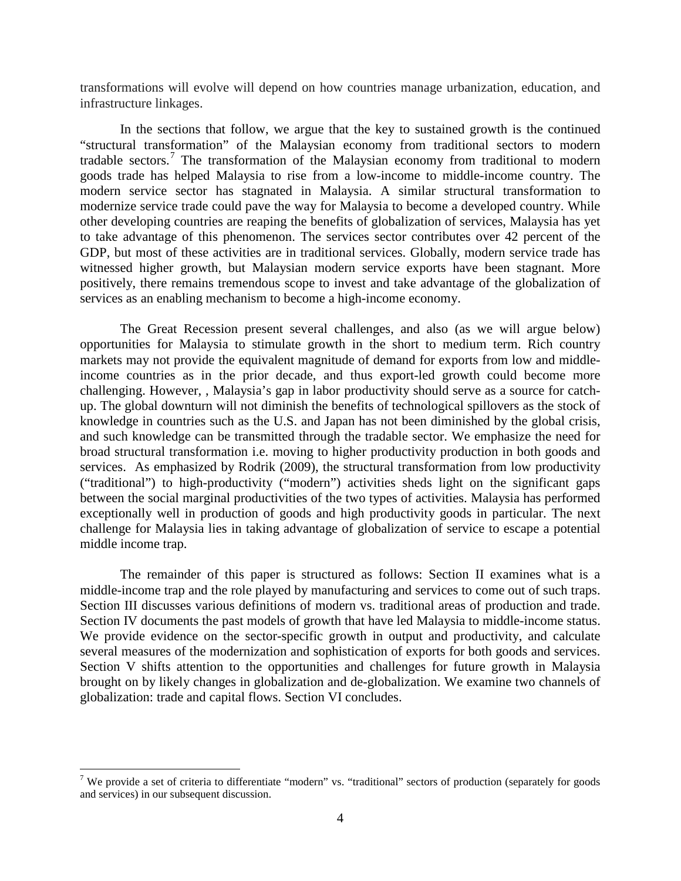transformations will evolve will depend on how countries manage urbanization, education, and infrastructure linkages.

In the sections that follow, we argue that the key to sustained growth is the continued "structural transformation" of the Malaysian economy from traditional sectors to modern tradable sectors.[7] The transformation of the Malaysian economy from traditional to modern goods trade has helped Malaysia to rise from a low-income to middle-income country. The modern service sector has stagnated in Malaysia. A similar structural transformation to modernize service trade could pave the way for Malaysia to become a developed country. While other developing countries are reaping the benefits of globalization of services, Malaysia has yet to take advantage of this phenomenon. The services sector contributes over 42 percent of the GDP, but most of these activities are in traditional services. Globally, modern service trade has witnessed higher growth, but Malaysian modern service exports have been stagnant. More positively, there remains tremendous scope to invest and take advantage of the globalization of services as an enabling mechanism to become a high-income economy.

The Great Recession present several challenges, and also (as we will argue below) opportunities for Malaysia to stimulate growth in the short to medium term. Rich country markets may not provide the equivalent magnitude of demand for exports from low and middle-income countries as in the prior decade, and thus export-led growth could become more challenging. However, , Malaysia's gap in labor productivity should serve as a source for catch-up. The global downturn will not diminish the benefits of technological spillovers as the stock of knowledge in countries such as the U.S. and Japan has not been diminished by the global crisis, and such knowledge can be transmitted through the tradable sector. We emphasize the need for broad structural transformation i.e. moving to higher productivity production in both goods and services. As emphasized by Rodrik (2009), the structural transformation from low productivity ("traditional") to high-productivity ("modern") activities sheds light on the significant gaps between the social marginal productivities of the two types of activities. Malaysia has performed exceptionally well in production of goods and high productivity goods in particular. The next challenge for Malaysia lies in taking advantage of globalization of service to escape a potential middle income trap.

The remainder of this paper is structured as follows: Section II examines what is a middle-income trap and the role played by manufacturing and services to come out of such traps. Section III discusses various definitions of modern vs. traditional areas of production and trade. Section IV documents the past models of growth that have led Malaysia to middle-income status. We provide evidence on the sector-specific growth in output and productivity, and calculate several measures of the modernization and sophistication of exports for both goods and services. Section V shifts attention to the opportunities and challenges for future growth in Malaysia brought on by likely changes in globalization and de-globalization. We examine two channels of globalization: trade and capital flows. Section VI concludes.

---

[7] We provide a set of criteria to differentiate "modern" vs. "traditional" sectors of production (separately for goods and services) in our subsequent discussion.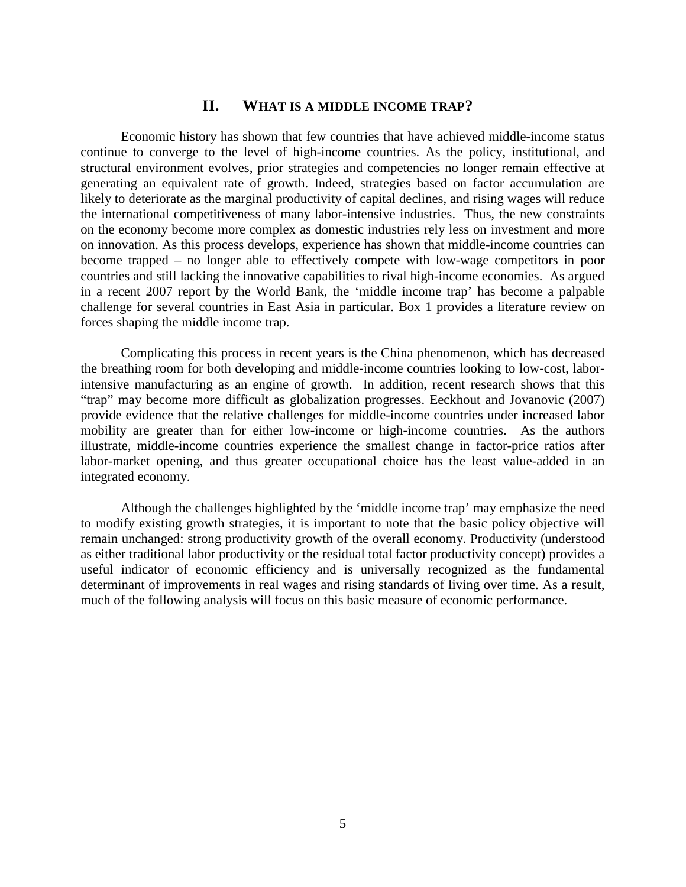## II. WHAT IS A MIDDLE INCOME TRAP?

Economic history has shown that few countries that have achieved middle-income status continue to converge to the level of high-income countries. As the policy, institutional, and structural environment evolves, prior strategies and competencies no longer remain effective at generating an equivalent rate of growth. Indeed, strategies based on factor accumulation are likely to deteriorate as the marginal productivity of capital declines, and rising wages will reduce the international competitiveness of many labor-intensive industries. Thus, the new constraints on the economy become more complex as domestic industries rely less on investment and more on innovation. As this process develops, experience has shown that middle-income countries can become trapped – no longer able to effectively compete with low-wage competitors in poor countries and still lacking the innovative capabilities to rival high-income economies. As argued in a recent 2007 report by the World Bank, the 'middle income trap' has become a palpable challenge for several countries in East Asia in particular. Box 1 provides a literature review on forces shaping the middle income trap.

Complicating this process in recent years is the China phenomenon, which has decreased the breathing room for both developing and middle-income countries looking to low-cost, labor-intensive manufacturing as an engine of growth. In addition, recent research shows that this "trap" may become more difficult as globalization progresses. Eeckhout and Jovanovic (2007) provide evidence that the relative challenges for middle-income countries under increased labor mobility are greater than for either low-income or high-income countries. As the authors illustrate, middle-income countries experience the smallest change in factor-price ratios after labor-market opening, and thus greater occupational choice has the least value-added in an integrated economy.

Although the challenges highlighted by the 'middle income trap' may emphasize the need to modify existing growth strategies, it is important to note that the basic policy objective will remain unchanged: strong productivity growth of the overall economy. Productivity (understood as either traditional labor productivity or the residual total factor productivity concept) provides a useful indicator of economic efficiency and is universally recognized as the fundamental determinant of improvements in real wages and rising standards of living over time. As a result, much of the following analysis will focus on this basic measure of economic performance.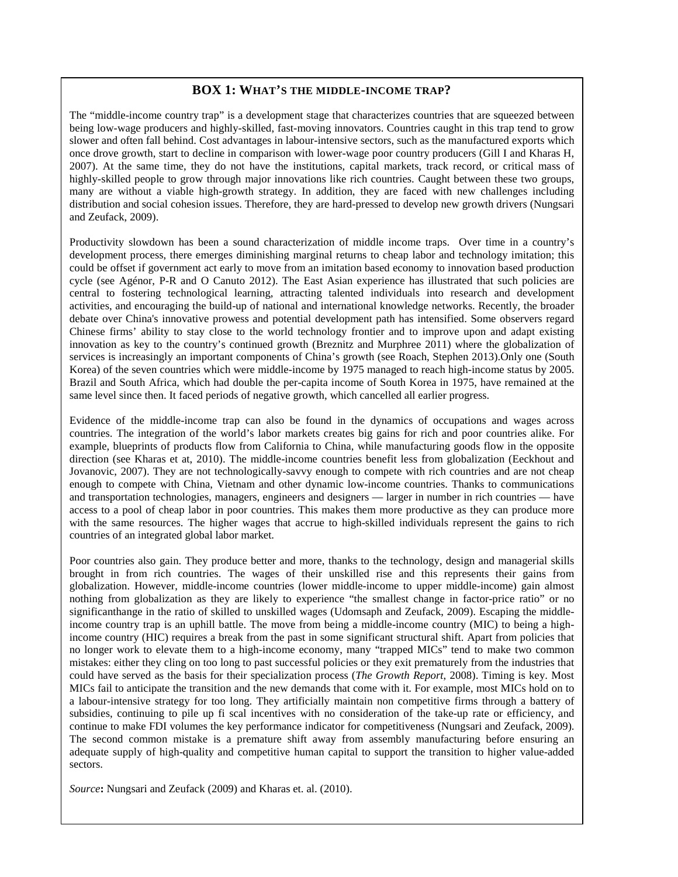## BOX 1: WHAT'S THE MIDDLE-INCOME TRAP?

The "middle-income country trap" is a development stage that characterizes countries that are squeezed between being low-wage producers and highly-skilled, fast-moving innovators. Countries caught in this trap tend to grow slower and often fall behind. Cost advantages in labour-intensive sectors, such as the manufactured exports which once drove growth, start to decline in comparison with lower-wage poor country producers (Gill I and Kharas H, 2007). At the same time, they do not have the institutions, capital markets, track record, or critical mass of highly-skilled people to grow through major innovations like rich countries. Caught between these two groups, many are without a viable high-growth strategy. In addition, they are faced with new challenges including distribution and social cohesion issues. Therefore, they are hard-pressed to develop new growth drivers (Nungsari and Zeufack, 2009).

Productivity slowdown has been a sound characterization of middle income traps. Over time in a country's development process, there emerges diminishing marginal returns to cheap labor and technology imitation; this could be offset if government act early to move from an imitation based economy to innovation based production cycle (see Agénor, P-R and O Canuto 2012). The East Asian experience has illustrated that such policies are central to fostering technological learning, attracting talented individuals into research and development activities, and encouraging the build-up of national and international knowledge networks. Recently, the broader debate over China's innovative prowess and potential development path has intensified. Some observers regard Chinese firms' ability to stay close to the world technology frontier and to improve upon and adapt existing innovation as key to the country's continued growth (Breznitz and Murphree 2011) where the globalization of services is increasingly an important components of China's growth (see Roach, Stephen 2013).Only one (South Korea) of the seven countries which were middle-income by 1975 managed to reach high-income status by 2005. Brazil and South Africa, which had double the per-capita income of South Korea in 1975, have remained at the same level since then. It faced periods of negative growth, which cancelled all earlier progress.

Evidence of the middle-income trap can also be found in the dynamics of occupations and wages across countries. The integration of the world's labor markets creates big gains for rich and poor countries alike. For example, blueprints of products flow from California to China, while manufacturing goods flow in the opposite direction (see Kharas et at, 2010). The middle-income countries benefit less from globalization (Eeckhout and Jovanovic, 2007). They are not technologically-savvy enough to compete with rich countries and are not cheap enough to compete with China, Vietnam and other dynamic low-income countries. Thanks to communications and transportation technologies, managers, engineers and designers — larger in number in rich countries — have access to a pool of cheap labor in poor countries. This makes them more productive as they can produce more with the same resources. The higher wages that accrue to high-skilled individuals represent the gains to rich countries of an integrated global labor market.

Poor countries also gain. They produce better and more, thanks to the technology, design and managerial skills brought in from rich countries. The wages of their unskilled rise and this represents their gains from globalization. However, middle-income countries (lower middle-income to upper middle-income) gain almost nothing from globalization as they are likely to experience "the smallest change in factor-price ratio" or no significanthange in the ratio of skilled to unskilled wages (Udomsaph and Zeufack, 2009). Escaping the middle-income country trap is an uphill battle. The move from being a middle-income country (MIC) to being a high-income country (HIC) requires a break from the past in some significant structural shift. Apart from policies that no longer work to elevate them to a high-income economy, many "trapped MICs" tend to make two common mistakes: either they cling on too long to past successful policies or they exit prematurely from the industries that could have served as the basis for their specialization process (*The Growth Report*, 2008). Timing is key. Most MICs fail to anticipate the transition and the new demands that come with it. For example, most MICs hold on to a labour-intensive strategy for too long. They artificially maintain non competitive firms through a battery of subsidies, continuing to pile up fi scal incentives with no consideration of the take-up rate or efficiency, and continue to make FDI volumes the key performance indicator for competitiveness (Nungsari and Zeufack, 2009). The second common mistake is a premature shift away from assembly manufacturing before ensuring an adequate supply of high-quality and competitive human capital to support the transition to higher value-added sectors.

*Source***:** Nungsari and Zeufack (2009) and Kharas et. al. (2010).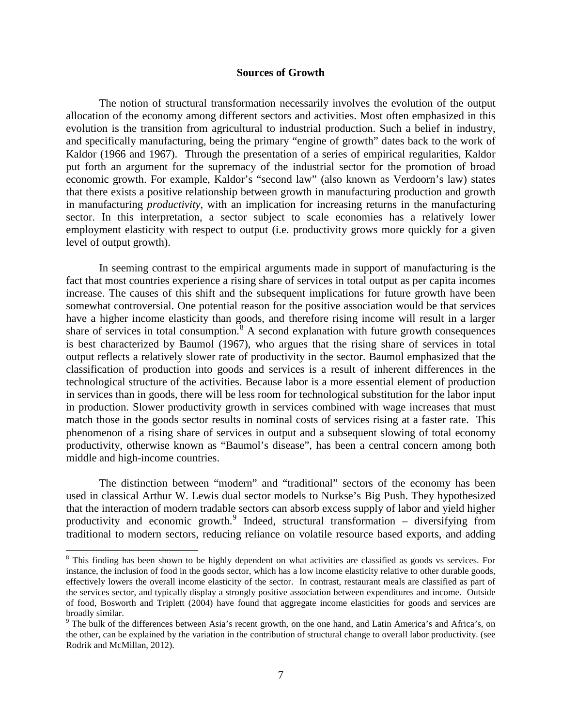### Sources of Growth

The notion of structural transformation necessarily involves the evolution of the output allocation of the economy among different sectors and activities. Most often emphasized in this evolution is the transition from agricultural to industrial production. Such a belief in industry, and specifically manufacturing, being the primary "engine of growth" dates back to the work of Kaldor (1966 and 1967). Through the presentation of a series of empirical regularities, Kaldor put forth an argument for the supremacy of the industrial sector for the promotion of broad economic growth. For example, Kaldor's "second law" (also known as Verdoorn's law) states that there exists a positive relationship between growth in manufacturing production and growth in manufacturing *productivity*, with an implication for increasing returns in the manufacturing sector. In this interpretation, a sector subject to scale economies has a relatively lower employment elasticity with respect to output (i.e. productivity grows more quickly for a given level of output growth).

In seeming contrast to the empirical arguments made in support of manufacturing is the fact that most countries experience a rising share of services in total output as per capita incomes increase. The causes of this shift and the subsequent implications for future growth have been somewhat controversial. One potential reason for the positive association would be that services have a higher income elasticity than goods, and therefore rising income will result in a larger share of services in total consumption.[8] A second explanation with future growth consequences is best characterized by Baumol (1967), who argues that the rising share of services in total output reflects a relatively slower rate of productivity in the sector. Baumol emphasized that the classification of production into goods and services is a result of inherent differences in the technological structure of the activities. Because labor is a more essential element of production in services than in goods, there will be less room for technological substitution for the labor input in production. Slower productivity growth in services combined with wage increases that must match those in the goods sector results in nominal costs of services rising at a faster rate. This phenomenon of a rising share of services in output and a subsequent slowing of total economy productivity, otherwise known as "Baumol's disease", has been a central concern among both middle and high-income countries.

The distinction between "modern" and "traditional" sectors of the economy has been used in classical Arthur W. Lewis dual sector models to Nurkse's Big Push. They hypothesized that the interaction of modern tradable sectors can absorb excess supply of labor and yield higher productivity and economic growth.[9] Indeed, structural transformation – diversifying from traditional to modern sectors, reducing reliance on volatile resource based exports, and adding

---

[8] This finding has been shown to be highly dependent on what activities are classified as goods vs services. For instance, the inclusion of food in the goods sector, which has a low income elasticity relative to other durable goods, effectively lowers the overall income elasticity of the sector. In contrast, restaurant meals are classified as part of the services sector, and typically display a strongly positive association between expenditures and income. Outside of food, Bosworth and Triplett (2004) have found that aggregate income elasticities for goods and services are broadly similar.

[9] The bulk of the differences between Asia's recent growth, on the one hand, and Latin America's and Africa's, on the other, can be explained by the variation in the contribution of structural change to overall labor productivity. (see Rodrik and McMillan, 2012).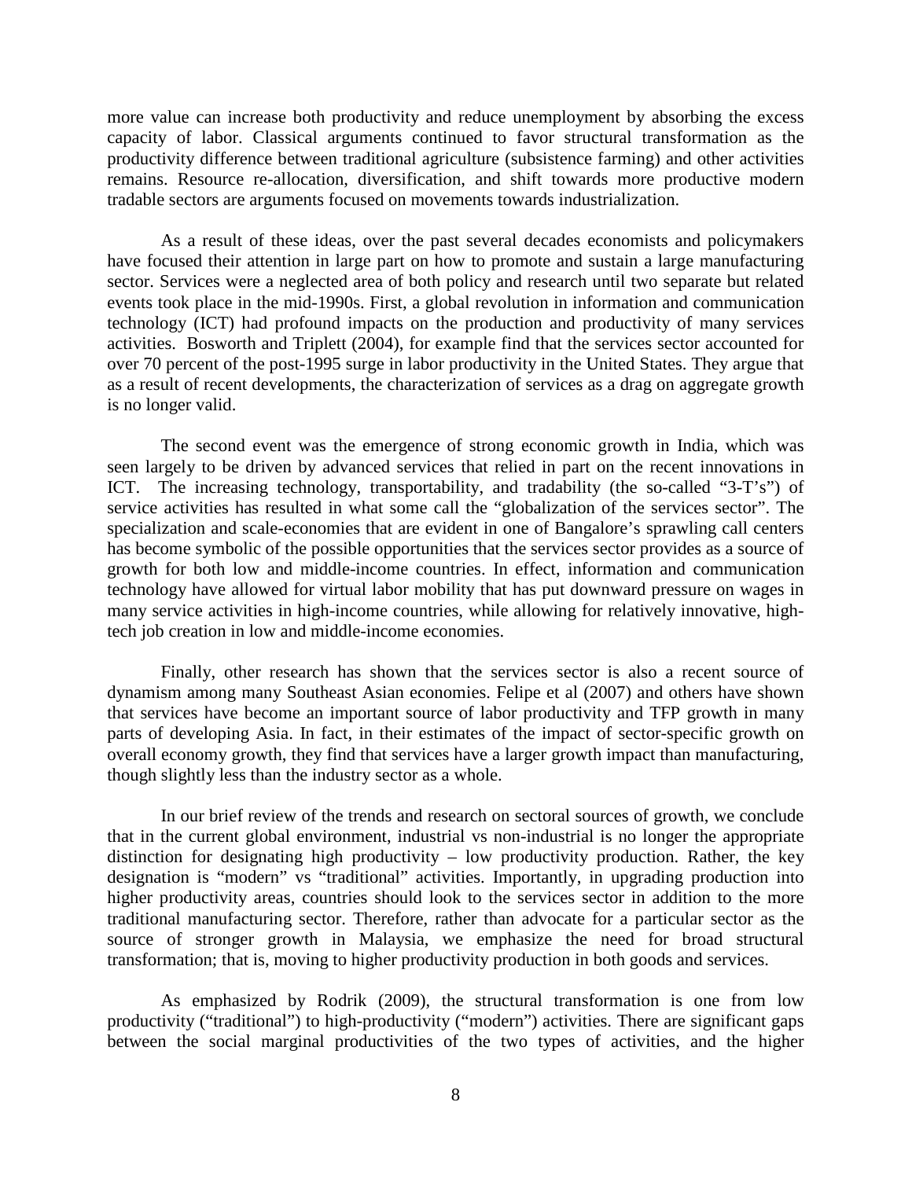more value can increase both productivity and reduce unemployment by absorbing the excess capacity of labor. Classical arguments continued to favor structural transformation as the productivity difference between traditional agriculture (subsistence farming) and other activities remains. Resource re-allocation, diversification, and shift towards more productive modern tradable sectors are arguments focused on movements towards industrialization.

As a result of these ideas, over the past several decades economists and policymakers have focused their attention in large part on how to promote and sustain a large manufacturing sector. Services were a neglected area of both policy and research until two separate but related events took place in the mid-1990s. First, a global revolution in information and communication technology (ICT) had profound impacts on the production and productivity of many services activities. Bosworth and Triplett (2004), for example find that the services sector accounted for over 70 percent of the post-1995 surge in labor productivity in the United States. They argue that as a result of recent developments, the characterization of services as a drag on aggregate growth is no longer valid.

The second event was the emergence of strong economic growth in India, which was seen largely to be driven by advanced services that relied in part on the recent innovations in ICT. The increasing technology, transportability, and tradability (the so-called "3-T's") of service activities has resulted in what some call the "globalization of the services sector". The specialization and scale-economies that are evident in one of Bangalore's sprawling call centers has become symbolic of the possible opportunities that the services sector provides as a source of growth for both low and middle-income countries. In effect, information and communication technology have allowed for virtual labor mobility that has put downward pressure on wages in many service activities in high-income countries, while allowing for relatively innovative, high-tech job creation in low and middle-income economies.

Finally, other research has shown that the services sector is also a recent source of dynamism among many Southeast Asian economies. Felipe et al (2007) and others have shown that services have become an important source of labor productivity and TFP growth in many parts of developing Asia. In fact, in their estimates of the impact of sector-specific growth on overall economy growth, they find that services have a larger growth impact than manufacturing, though slightly less than the industry sector as a whole.

In our brief review of the trends and research on sectoral sources of growth, we conclude that in the current global environment, industrial vs non-industrial is no longer the appropriate distinction for designating high productivity – low productivity production. Rather, the key designation is "modern" vs "traditional" activities. Importantly, in upgrading production into higher productivity areas, countries should look to the services sector in addition to the more traditional manufacturing sector. Therefore, rather than advocate for a particular sector as the source of stronger growth in Malaysia, we emphasize the need for broad structural transformation; that is, moving to higher productivity production in both goods and services.

As emphasized by Rodrik (2009), the structural transformation is one from low productivity ("traditional") to high-productivity ("modern") activities. There are significant gaps between the social marginal productivities of the two types of activities, and the higher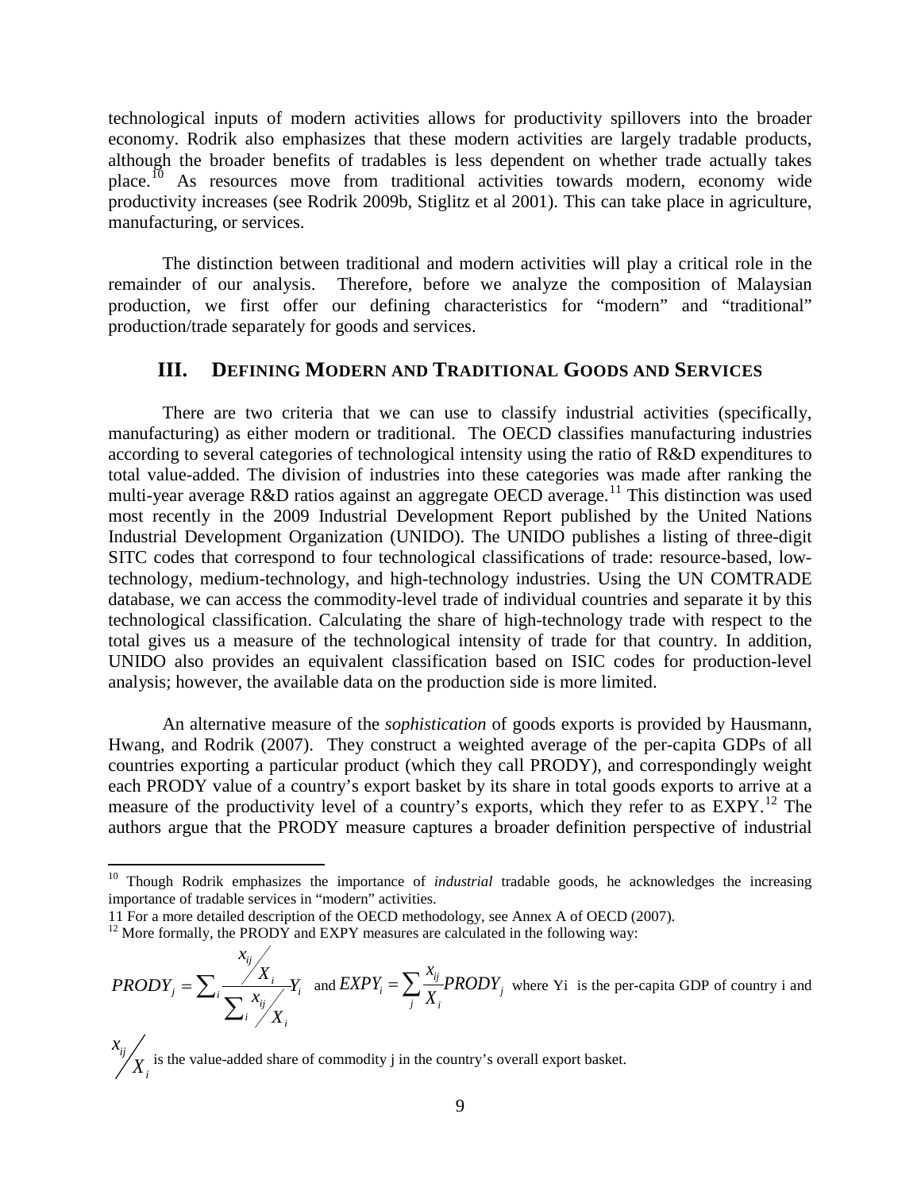technological inputs of modern activities allows for productivity spillovers into the broader economy. Rodrik also emphasizes that these modern activities are largely tradable products, although the broader benefits of tradables is less dependent on whether trade actually takes place.[10] As resources move from traditional activities towards modern, economy wide productivity increases (see Rodrik 2009b, Stiglitz et al 2001). This can take place in agriculture, manufacturing, or services.

The distinction between traditional and modern activities will play a critical role in the remainder of our analysis. Therefore, before we analyze the composition of Malaysian production, we first offer our defining characteristics for "modern" and "traditional" production/trade separately for goods and services.

## III. DEFINING MODERN AND TRADITIONAL GOODS AND SERVICES

There are two criteria that we can use to classify industrial activities (specifically, manufacturing) as either modern or traditional. The OECD classifies manufacturing industries according to several categories of technological intensity using the ratio of R&D expenditures to total value-added. The division of industries into these categories was made after ranking the multi-year average R&D ratios against an aggregate OECD average.[11] This distinction was used most recently in the 2009 Industrial Development Report published by the United Nations Industrial Development Organization (UNIDO). The UNIDO publishes a listing of three-digit SITC codes that correspond to four technological classifications of trade: resource-based, low-technology, medium-technology, and high-technology industries. Using the UN COMTRADE database, we can access the commodity-level trade of individual countries and separate it by this technological classification. Calculating the share of high-technology trade with respect to the total gives us a measure of the technological intensity of trade for that country. In addition, UNIDO also provides an equivalent classification based on ISIC codes for production-level analysis; however, the available data on the production side is more limited.

An alternative measure of the *sophistication* of goods exports is provided by Hausmann, Hwang, and Rodrik (2007). They construct a weighted average of the per-capita GDPs of all countries exporting a particular product (which they call PRODY), and correspondingly weight each PRODY value of a country's export basket by its share in total goods exports to arrive at a measure of the productivity level of a country's exports, which they refer to as EXPY.[12] The authors argue that the PRODY measure captures a broader definition perspective of industrial

---

[10] Though Rodrik emphasizes the importance of *industrial* tradable goods, he acknowledges the increasing importance of tradable services in "modern" activities.

[11] For a more detailed description of the OECD methodology, see Annex A of OECD (2007).

[12] More formally, the PRODY and EXPY measures are calculated in the following way:

$$PRODY_j = \sum_i \frac{x_{ij}/X_i}{\sum_i x_{ij}/X_i} Y_i \quad \text{and} \quad EXPY_i = \sum_j \frac{x_{ij}}{X_i} PRODY_j$$

where Yi is the per-capita GDP of country i and $x_{ij}/X_i$ is the value-added share of commodity j in the country's overall export basket.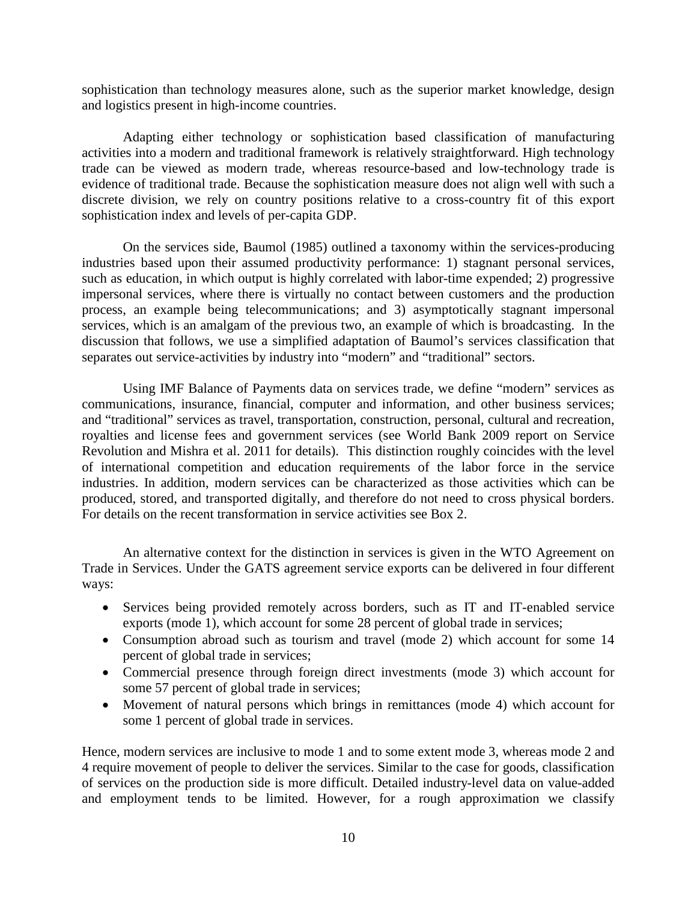sophistication than technology measures alone, such as the superior market knowledge, design and logistics present in high-income countries.

Adapting either technology or sophistication based classification of manufacturing activities into a modern and traditional framework is relatively straightforward. High technology trade can be viewed as modern trade, whereas resource-based and low-technology trade is evidence of traditional trade. Because the sophistication measure does not align well with such a discrete division, we rely on country positions relative to a cross-country fit of this export sophistication index and levels of per-capita GDP.

On the services side, Baumol (1985) outlined a taxonomy within the services-producing industries based upon their assumed productivity performance: 1) stagnant personal services, such as education, in which output is highly correlated with labor-time expended; 2) progressive impersonal services, where there is virtually no contact between customers and the production process, an example being telecommunications; and 3) asymptotically stagnant impersonal services, which is an amalgam of the previous two, an example of which is broadcasting. In the discussion that follows, we use a simplified adaptation of Baumol's services classification that separates out service-activities by industry into "modern" and "traditional" sectors.

Using IMF Balance of Payments data on services trade, we define "modern" services as communications, insurance, financial, computer and information, and other business services; and "traditional" services as travel, transportation, construction, personal, cultural and recreation, royalties and license fees and government services (see World Bank 2009 report on Service Revolution and Mishra et al. 2011 for details). This distinction roughly coincides with the level of international competition and education requirements of the labor force in the service industries. In addition, modern services can be characterized as those activities which can be produced, stored, and transported digitally, and therefore do not need to cross physical borders. For details on the recent transformation in service activities see Box 2.

An alternative context for the distinction in services is given in the WTO Agreement on Trade in Services. Under the GATS agreement service exports can be delivered in four different ways:

- Services being provided remotely across borders, such as IT and IT-enabled service exports (mode 1), which account for some 28 percent of global trade in services;
- Consumption abroad such as tourism and travel (mode 2) which account for some 14 percent of global trade in services;
- Commercial presence through foreign direct investments (mode 3) which account for some 57 percent of global trade in services;
- Movement of natural persons which brings in remittances (mode 4) which account for some 1 percent of global trade in services.

Hence, modern services are inclusive to mode 1 and to some extent mode 3, whereas mode 2 and 4 require movement of people to deliver the services. Similar to the case for goods, classification of services on the production side is more difficult. Detailed industry-level data on value-added and employment tends to be limited. However, for a rough approximation we classify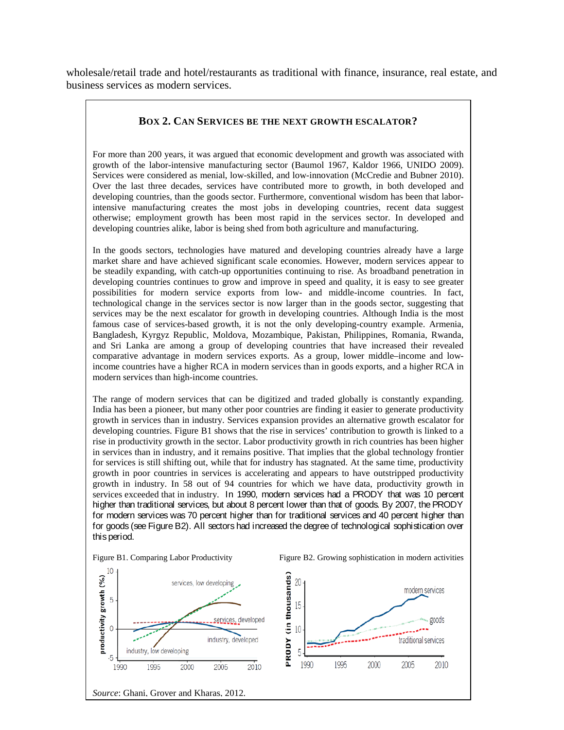wholesale/retail trade and hotel/restaurants as traditional with finance, insurance, real estate, and business services as modern services.

### Box 2. Can Services be the next growth escalator?

For more than 200 years, it was argued that economic development and growth was associated with growth of the labor-intensive manufacturing sector (Baumol 1967, Kaldor 1966, UNIDO 2009). Services were considered as menial, low-skilled, and low-innovation (McCredie and Bubner 2010). Over the last three decades, services have contributed more to growth, in both developed and developing countries, than the goods sector. Furthermore, conventional wisdom has been that labor-intensive manufacturing creates the most jobs in developing countries, recent data suggest otherwise; employment growth has been most rapid in the services sector. In developed and developing countries alike, labor is being shed from both agriculture and manufacturing.

In the goods sectors, technologies have matured and developing countries already have a large market share and have achieved significant scale economies. However, modern services appear to be steadily expanding, with catch-up opportunities continuing to rise. As broadband penetration in developing countries continues to grow and improve in speed and quality, it is easy to see greater possibilities for modern service exports from low- and middle-income countries. In fact, technological change in the services sector is now larger than in the goods sector, suggesting that services may be the next escalator for growth in developing countries. Although India is the most famous case of services-based growth, it is not the only developing-country example. Armenia, Bangladesh, Kyrgyz Republic, Moldova, Mozambique, Pakistan, Philippines, Romania, Rwanda, and Sri Lanka are among a group of developing countries that have increased their revealed comparative advantage in modern services exports. As a group, lower middle–income and low-income countries have a higher RCA in modern services than in goods exports, and a higher RCA in modern services than high-income countries.

The range of modern services that can be digitized and traded globally is constantly expanding. India has been a pioneer, but many other poor countries are finding it easier to generate productivity growth in services than in industry. Services expansion provides an alternative growth escalator for developing countries. Figure B1 shows that the rise in services' contribution to growth is linked to a rise in productivity growth in the sector. Labor productivity growth in rich countries has been higher in services than in industry, and it remains positive. That implies that the global technology frontier for services is still shifting out, while that for industry has stagnated. At the same time, productivity growth in poor countries in services is accelerating and appears to have outstripped productivity growth in industry. In 58 out of 94 countries for which we have data, productivity growth in services exceeded that in industry. In 1990, modern services had a PRODY that was 10 percent higher than traditional services, but about 8 percent lower than that of goods. By 2007, the PRODY for modern services was 70 percent higher than for traditional services and 40 percent higher than for goods (see Figure B2). All sectors had increased the degree of technological sophistication over this period.

Figure B1. Comparing Labor Productivity

Figure B2. Growing sophistication in modern activities

*Source*: Ghani, Grover and Kharas, 2012.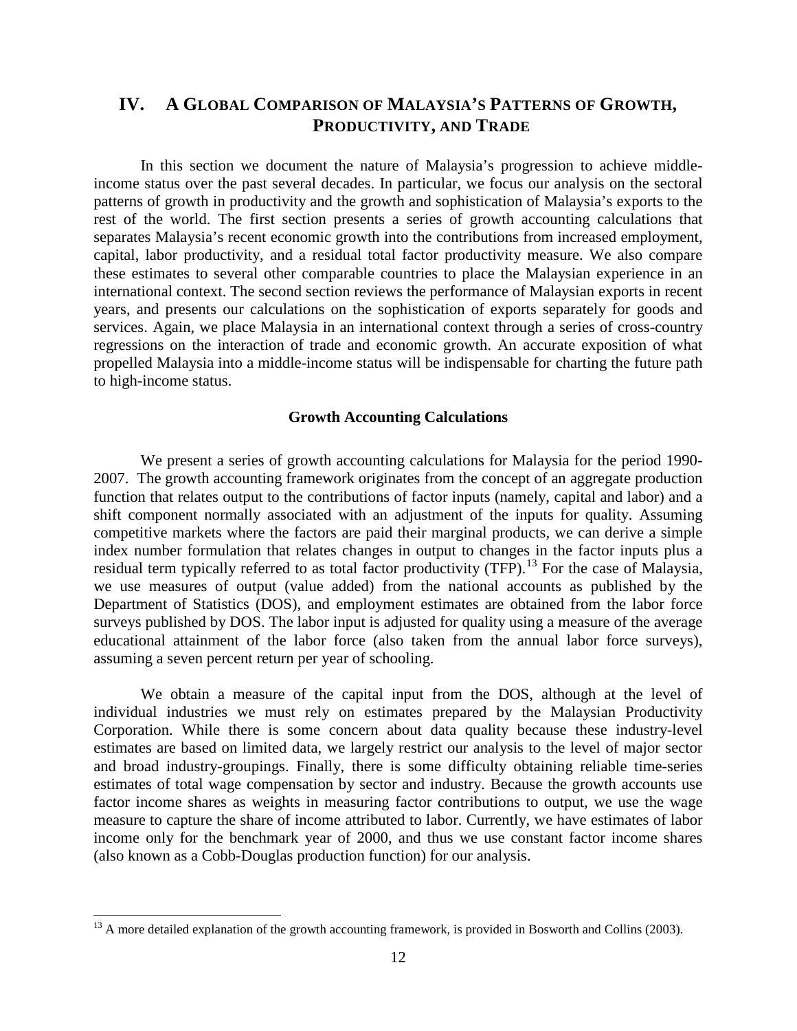## IV. A Global Comparison of Malaysia's Patterns of Growth, Productivity, and Trade

In this section we document the nature of Malaysia's progression to achieve middle-income status over the past several decades. In particular, we focus our analysis on the sectoral patterns of growth in productivity and the growth and sophistication of Malaysia's exports to the rest of the world. The first section presents a series of growth accounting calculations that separates Malaysia's recent economic growth into the contributions from increased employment, capital, labor productivity, and a residual total factor productivity measure. We also compare these estimates to several other comparable countries to place the Malaysian experience in an international context. The second section reviews the performance of Malaysian exports in recent years, and presents our calculations on the sophistication of exports separately for goods and services. Again, we place Malaysia in an international context through a series of cross-country regressions on the interaction of trade and economic growth. An accurate exposition of what propelled Malaysia into a middle-income status will be indispensable for charting the future path to high-income status.

### Growth Accounting Calculations

We present a series of growth accounting calculations for Malaysia for the period 1990-2007. The growth accounting framework originates from the concept of an aggregate production function that relates output to the contributions of factor inputs (namely, capital and labor) and a shift component normally associated with an adjustment of the inputs for quality. Assuming competitive markets where the factors are paid their marginal products, we can derive a simple index number formulation that relates changes in output to changes in the factor inputs plus a residual term typically referred to as total factor productivity (TFP).[13] For the case of Malaysia, we use measures of output (value added) from the national accounts as published by the Department of Statistics (DOS), and employment estimates are obtained from the labor force surveys published by DOS. The labor input is adjusted for quality using a measure of the average educational attainment of the labor force (also taken from the annual labor force surveys), assuming a seven percent return per year of schooling.

We obtain a measure of the capital input from the DOS, although at the level of individual industries we must rely on estimates prepared by the Malaysian Productivity Corporation. While there is some concern about data quality because these industry-level estimates are based on limited data, we largely restrict our analysis to the level of major sector and broad industry-groupings. Finally, there is some difficulty obtaining reliable time-series estimates of total wage compensation by sector and industry. Because the growth accounts use factor income shares as weights in measuring factor contributions to output, we use the wage measure to capture the share of income attributed to labor. Currently, we have estimates of labor income only for the benchmark year of 2000, and thus we use constant factor income shares (also known as a Cobb-Douglas production function) for our analysis.

[13] A more detailed explanation of the growth accounting framework, is provided in Bosworth and Collins (2003).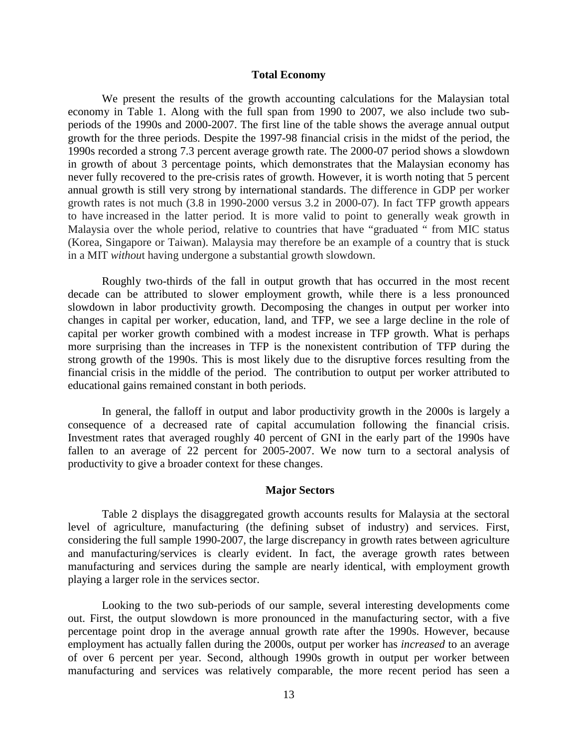### Total Economy

We present the results of the growth accounting calculations for the Malaysian total economy in Table 1. Along with the full span from 1990 to 2007, we also include two sub-periods of the 1990s and 2000-2007. The first line of the table shows the average annual output growth for the three periods. Despite the 1997-98 financial crisis in the midst of the period, the 1990s recorded a strong 7.3 percent average growth rate. The 2000-07 period shows a slowdown in growth of about 3 percentage points, which demonstrates that the Malaysian economy has never fully recovered to the pre-crisis rates of growth. However, it is worth noting that 5 percent annual growth is still very strong by international standards. The difference in GDP per worker growth rates is not much (3.8 in 1990-2000 versus 3.2 in 2000-07). In fact TFP growth appears to have increased in the latter period. It is more valid to point to generally weak growth in Malaysia over the whole period, relative to countries that have "graduated " from MIC status (Korea, Singapore or Taiwan). Malaysia may therefore be an example of a country that is stuck in a MIT *without* having undergone a substantial growth slowdown.

Roughly two-thirds of the fall in output growth that has occurred in the most recent decade can be attributed to slower employment growth, while there is a less pronounced slowdown in labor productivity growth. Decomposing the changes in output per worker into changes in capital per worker, education, land, and TFP, we see a large decline in the role of capital per worker growth combined with a modest increase in TFP growth. What is perhaps more surprising than the increases in TFP is the nonexistent contribution of TFP during the strong growth of the 1990s. This is most likely due to the disruptive forces resulting from the financial crisis in the middle of the period. The contribution to output per worker attributed to educational gains remained constant in both periods.

In general, the falloff in output and labor productivity growth in the 2000s is largely a consequence of a decreased rate of capital accumulation following the financial crisis. Investment rates that averaged roughly 40 percent of GNI in the early part of the 1990s have fallen to an average of 22 percent for 2005-2007. We now turn to a sectoral analysis of productivity to give a broader context for these changes.

### Major Sectors

Table 2 displays the disaggregated growth accounts results for Malaysia at the sectoral level of agriculture, manufacturing (the defining subset of industry) and services. First, considering the full sample 1990-2007, the large discrepancy in growth rates between agriculture and manufacturing/services is clearly evident. In fact, the average growth rates between manufacturing and services during the sample are nearly identical, with employment growth playing a larger role in the services sector.

Looking to the two sub-periods of our sample, several interesting developments come out. First, the output slowdown is more pronounced in the manufacturing sector, with a five percentage point drop in the average annual growth rate after the 1990s. However, because employment has actually fallen during the 2000s, output per worker has *increased* to an average of over 6 percent per year. Second, although 1990s growth in output per worker between manufacturing and services was relatively comparable, the more recent period has seen a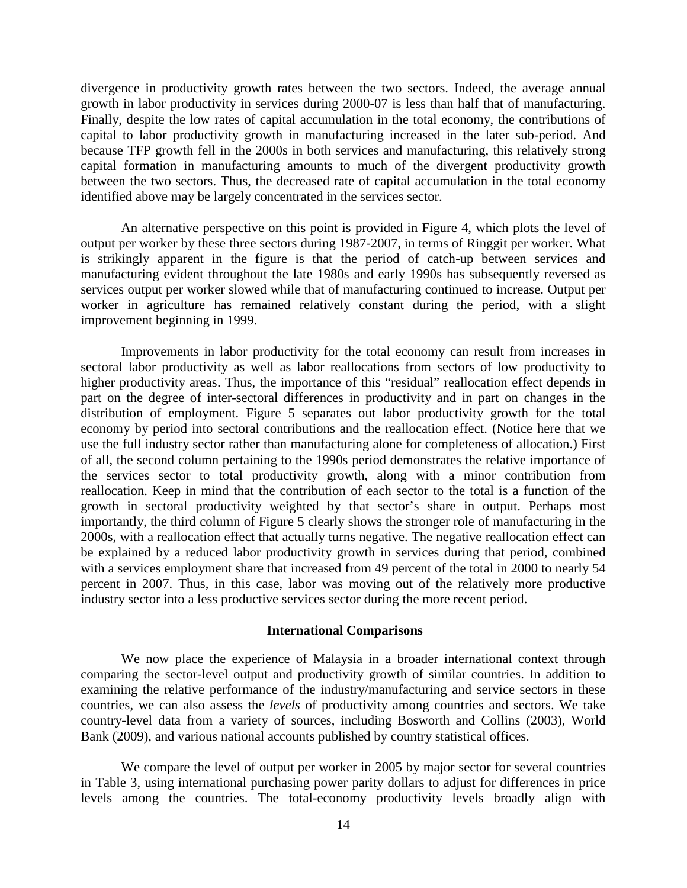divergence in productivity growth rates between the two sectors. Indeed, the average annual growth in labor productivity in services during 2000-07 is less than half that of manufacturing. Finally, despite the low rates of capital accumulation in the total economy, the contributions of capital to labor productivity growth in manufacturing increased in the later sub-period. And because TFP growth fell in the 2000s in both services and manufacturing, this relatively strong capital formation in manufacturing amounts to much of the divergent productivity growth between the two sectors. Thus, the decreased rate of capital accumulation in the total economy identified above may be largely concentrated in the services sector.

An alternative perspective on this point is provided in Figure 4, which plots the level of output per worker by these three sectors during 1987-2007, in terms of Ringgit per worker. What is strikingly apparent in the figure is that the period of catch-up between services and manufacturing evident throughout the late 1980s and early 1990s has subsequently reversed as services output per worker slowed while that of manufacturing continued to increase. Output per worker in agriculture has remained relatively constant during the period, with a slight improvement beginning in 1999.

Improvements in labor productivity for the total economy can result from increases in sectoral labor productivity as well as labor reallocations from sectors of low productivity to higher productivity areas. Thus, the importance of this "residual" reallocation effect depends in part on the degree of inter-sectoral differences in productivity and in part on changes in the distribution of employment. Figure 5 separates out labor productivity growth for the total economy by period into sectoral contributions and the reallocation effect. (Notice here that we use the full industry sector rather than manufacturing alone for completeness of allocation.) First of all, the second column pertaining to the 1990s period demonstrates the relative importance of the services sector to total productivity growth, along with a minor contribution from reallocation. Keep in mind that the contribution of each sector to the total is a function of the growth in sectoral productivity weighted by that sector's share in output. Perhaps most importantly, the third column of Figure 5 clearly shows the stronger role of manufacturing in the 2000s, with a reallocation effect that actually turns negative. The negative reallocation effect can be explained by a reduced labor productivity growth in services during that period, combined with a services employment share that increased from 49 percent of the total in 2000 to nearly 54 percent in 2007. Thus, in this case, labor was moving out of the relatively more productive industry sector into a less productive services sector during the more recent period.

### International Comparisons

We now place the experience of Malaysia in a broader international context through comparing the sector-level output and productivity growth of similar countries. In addition to examining the relative performance of the industry/manufacturing and service sectors in these countries, we can also assess the *levels* of productivity among countries and sectors. We take country-level data from a variety of sources, including Bosworth and Collins (2003), World Bank (2009), and various national accounts published by country statistical offices.

We compare the level of output per worker in 2005 by major sector for several countries in Table 3, using international purchasing power parity dollars to adjust for differences in price levels among the countries. The total-economy productivity levels broadly align with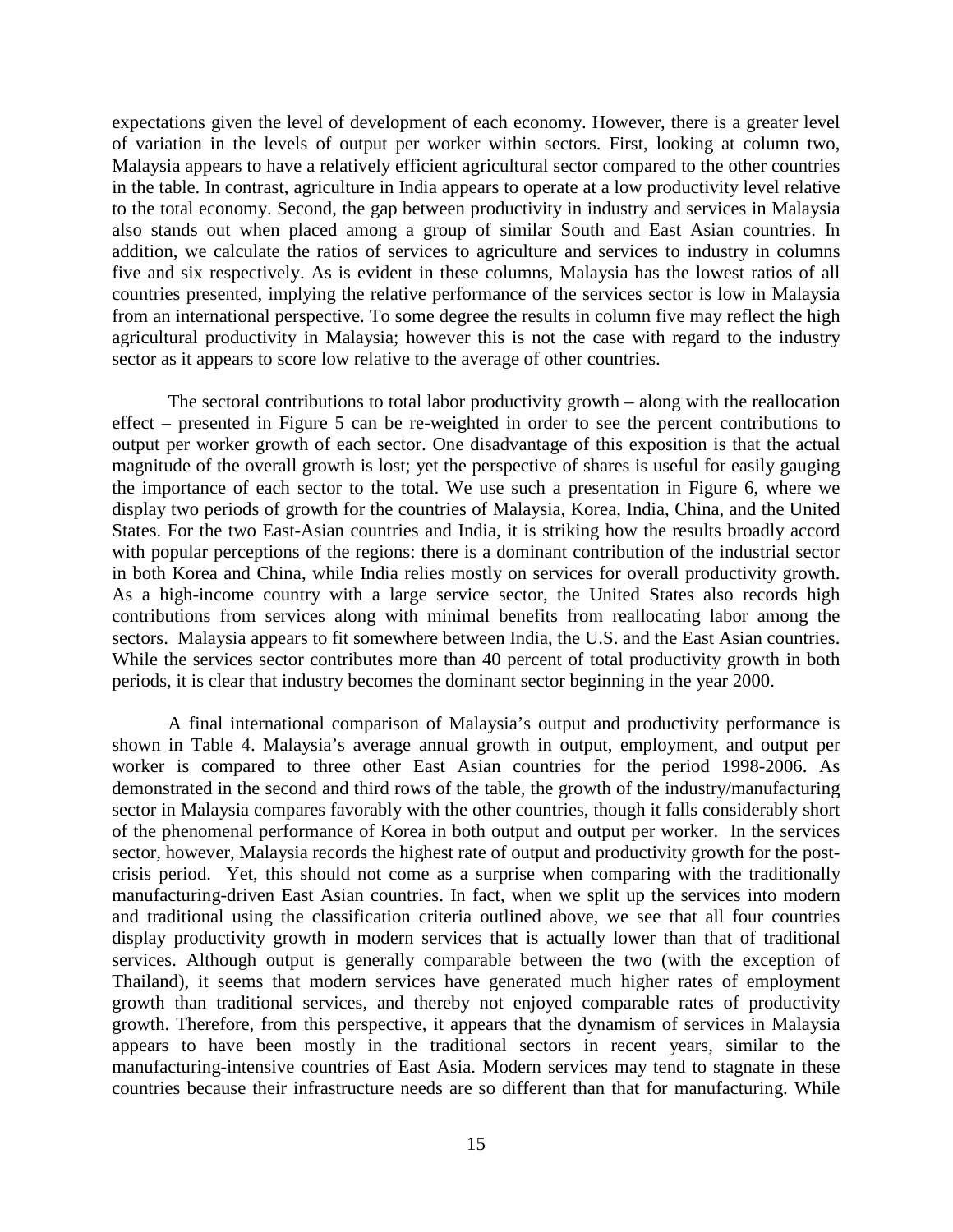expectations given the level of development of each economy. However, there is a greater level of variation in the levels of output per worker within sectors. First, looking at column two, Malaysia appears to have a relatively efficient agricultural sector compared to the other countries in the table. In contrast, agriculture in India appears to operate at a low productivity level relative to the total economy. Second, the gap between productivity in industry and services in Malaysia also stands out when placed among a group of similar South and East Asian countries. In addition, we calculate the ratios of services to agriculture and services to industry in columns five and six respectively. As is evident in these columns, Malaysia has the lowest ratios of all countries presented, implying the relative performance of the services sector is low in Malaysia from an international perspective. To some degree the results in column five may reflect the high agricultural productivity in Malaysia; however this is not the case with regard to the industry sector as it appears to score low relative to the average of other countries.

The sectoral contributions to total labor productivity growth – along with the reallocation effect – presented in Figure 5 can be re-weighted in order to see the percent contributions to output per worker growth of each sector. One disadvantage of this exposition is that the actual magnitude of the overall growth is lost; yet the perspective of shares is useful for easily gauging the importance of each sector to the total. We use such a presentation in Figure 6, where we display two periods of growth for the countries of Malaysia, Korea, India, China, and the United States. For the two East-Asian countries and India, it is striking how the results broadly accord with popular perceptions of the regions: there is a dominant contribution of the industrial sector in both Korea and China, while India relies mostly on services for overall productivity growth. As a high-income country with a large service sector, the United States also records high contributions from services along with minimal benefits from reallocating labor among the sectors. Malaysia appears to fit somewhere between India, the U.S. and the East Asian countries. While the services sector contributes more than 40 percent of total productivity growth in both periods, it is clear that industry becomes the dominant sector beginning in the year 2000.

A final international comparison of Malaysia's output and productivity performance is shown in Table 4. Malaysia's average annual growth in output, employment, and output per worker is compared to three other East Asian countries for the period 1998-2006. As demonstrated in the second and third rows of the table, the growth of the industry/manufacturing sector in Malaysia compares favorably with the other countries, though it falls considerably short of the phenomenal performance of Korea in both output and output per worker. In the services sector, however, Malaysia records the highest rate of output and productivity growth for the post-crisis period. Yet, this should not come as a surprise when comparing with the traditionally manufacturing-driven East Asian countries. In fact, when we split up the services into modern and traditional using the classification criteria outlined above, we see that all four countries display productivity growth in modern services that is actually lower than that of traditional services. Although output is generally comparable between the two (with the exception of Thailand), it seems that modern services have generated much higher rates of employment growth than traditional services, and thereby not enjoyed comparable rates of productivity growth. Therefore, from this perspective, it appears that the dynamism of services in Malaysia appears to have been mostly in the traditional sectors in recent years, similar to the manufacturing-intensive countries of East Asia. Modern services may tend to stagnate in these countries because their infrastructure needs are so different than that for manufacturing. While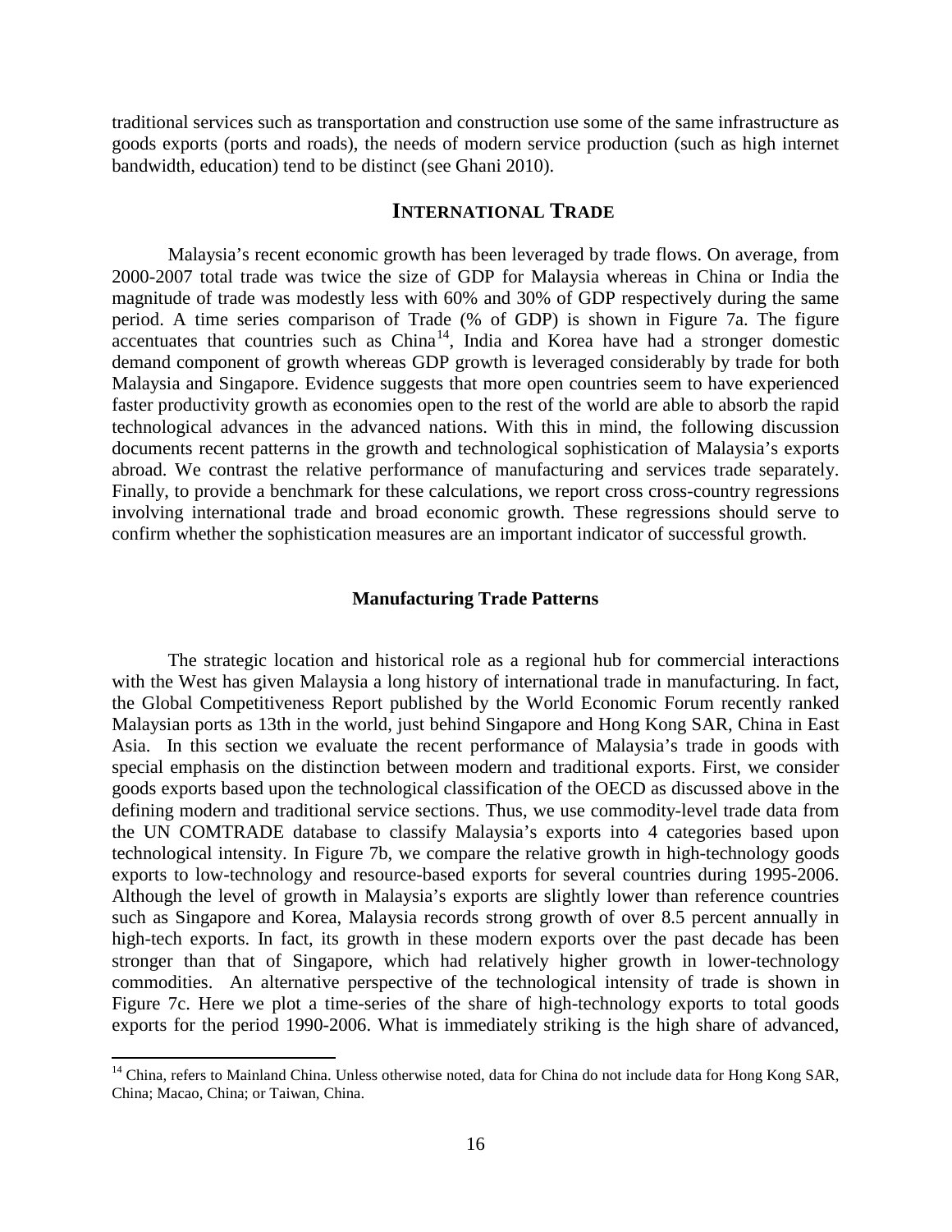traditional services such as transportation and construction use some of the same infrastructure as goods exports (ports and roads), the needs of modern service production (such as high internet bandwidth, education) tend to be distinct (see Ghani 2010).

## INTERNATIONAL TRADE

Malaysia's recent economic growth has been leveraged by trade flows. On average, from 2000-2007 total trade was twice the size of GDP for Malaysia whereas in China or India the magnitude of trade was modestly less with 60% and 30% of GDP respectively during the same period. A time series comparison of Trade (% of GDP) is shown in Figure 7a. The figure accentuates that countries such as China[14], India and Korea have had a stronger domestic demand component of growth whereas GDP growth is leveraged considerably by trade for both Malaysia and Singapore. Evidence suggests that more open countries seem to have experienced faster productivity growth as economies open to the rest of the world are able to absorb the rapid technological advances in the advanced nations. With this in mind, the following discussion documents recent patterns in the growth and technological sophistication of Malaysia's exports abroad. We contrast the relative performance of manufacturing and services trade separately. Finally, to provide a benchmark for these calculations, we report cross cross-country regressions involving international trade and broad economic growth. These regressions should serve to confirm whether the sophistication measures are an important indicator of successful growth.

### Manufacturing Trade Patterns

The strategic location and historical role as a regional hub for commercial interactions with the West has given Malaysia a long history of international trade in manufacturing. In fact, the Global Competitiveness Report published by the World Economic Forum recently ranked Malaysian ports as 13th in the world, just behind Singapore and Hong Kong SAR, China in East Asia. In this section we evaluate the recent performance of Malaysia's trade in goods with special emphasis on the distinction between modern and traditional exports. First, we consider goods exports based upon the technological classification of the OECD as discussed above in the defining modern and traditional service sections. Thus, we use commodity-level trade data from the UN COMTRADE database to classify Malaysia's exports into 4 categories based upon technological intensity. In Figure 7b, we compare the relative growth in high-technology goods exports to low-technology and resource-based exports for several countries during 1995-2006. Although the level of growth in Malaysia's exports are slightly lower than reference countries such as Singapore and Korea, Malaysia records strong growth of over 8.5 percent annually in high-tech exports. In fact, its growth in these modern exports over the past decade has been stronger than that of Singapore, which had relatively higher growth in lower-technology commodities. An alternative perspective of the technological intensity of trade is shown in Figure 7c. Here we plot a time-series of the share of high-technology exports to total goods exports for the period 1990-2006. What is immediately striking is the high share of advanced,

[14] China, refers to Mainland China. Unless otherwise noted, data for China do not include data for Hong Kong SAR, China; Macao, China; or Taiwan, China.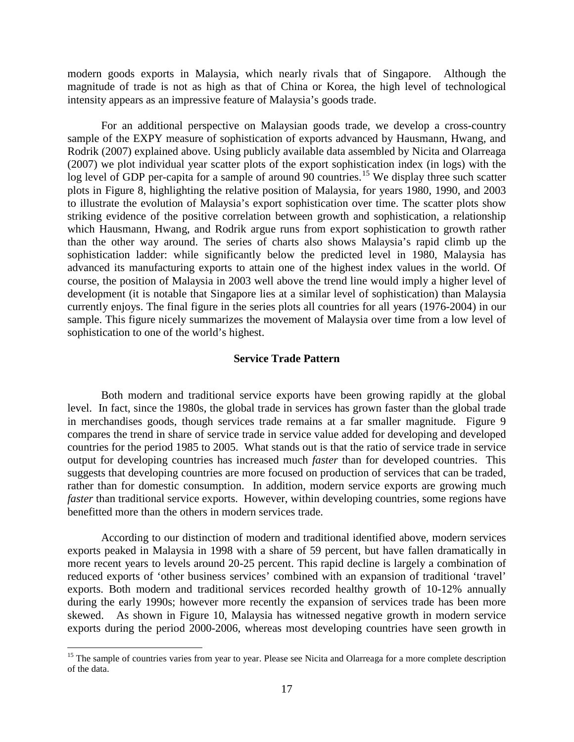modern goods exports in Malaysia, which nearly rivals that of Singapore. Although the magnitude of trade is not as high as that of China or Korea, the high level of technological intensity appears as an impressive feature of Malaysia's goods trade.

For an additional perspective on Malaysian goods trade, we develop a cross-country sample of the EXPY measure of sophistication of exports advanced by Hausmann, Hwang, and Rodrik (2007) explained above. Using publicly available data assembled by Nicita and Olarreaga (2007) we plot individual year scatter plots of the export sophistication index (in logs) with the log level of GDP per-capita for a sample of around 90 countries.[15] We display three such scatter plots in Figure 8, highlighting the relative position of Malaysia, for years 1980, 1990, and 2003 to illustrate the evolution of Malaysia's export sophistication over time. The scatter plots show striking evidence of the positive correlation between growth and sophistication, a relationship which Hausmann, Hwang, and Rodrik argue runs from export sophistication to growth rather than the other way around. The series of charts also shows Malaysia's rapid climb up the sophistication ladder: while significantly below the predicted level in 1980, Malaysia has advanced its manufacturing exports to attain one of the highest index values in the world. Of course, the position of Malaysia in 2003 well above the trend line would imply a higher level of development (it is notable that Singapore lies at a similar level of sophistication) than Malaysia currently enjoys. The final figure in the series plots all countries for all years (1976-2004) in our sample. This figure nicely summarizes the movement of Malaysia over time from a low level of sophistication to one of the world's highest.

## Service Trade Pattern

Both modern and traditional service exports have been growing rapidly at the global level. In fact, since the 1980s, the global trade in services has grown faster than the global trade in merchandises goods, though services trade remains at a far smaller magnitude. Figure 9 compares the trend in share of service trade in service value added for developing and developed countries for the period 1985 to 2005. What stands out is that the ratio of service trade in service output for developing countries has increased much *faster* than for developed countries. This suggests that developing countries are more focused on production of services that can be traded, rather than for domestic consumption. In addition, modern service exports are growing much *faster* than traditional service exports. However, within developing countries, some regions have benefitted more than the others in modern services trade.

According to our distinction of modern and traditional identified above, modern services exports peaked in Malaysia in 1998 with a share of 59 percent, but have fallen dramatically in more recent years to levels around 20-25 percent. This rapid decline is largely a combination of reduced exports of 'other business services' combined with an expansion of traditional 'travel' exports. Both modern and traditional services recorded healthy growth of 10-12% annually during the early 1990s; however more recently the expansion of services trade has been more skewed. As shown in Figure 10, Malaysia has witnessed negative growth in modern service exports during the period 2000-2006, whereas most developing countries have seen growth in

[15] The sample of countries varies from year to year. Please see Nicita and Olarreaga for a more complete description of the data.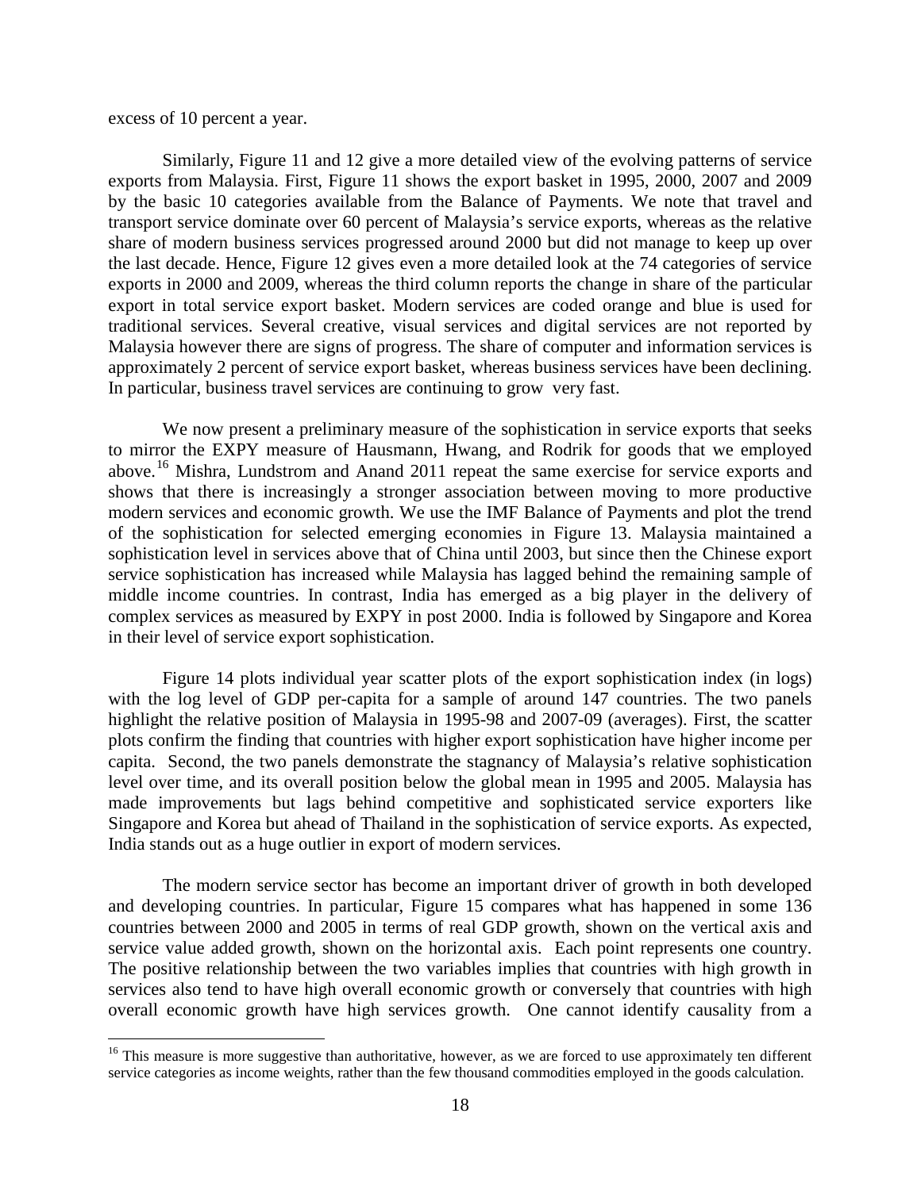excess of 10 percent a year.

Similarly, Figure 11 and 12 give a more detailed view of the evolving patterns of service exports from Malaysia. First, Figure 11 shows the export basket in 1995, 2000, 2007 and 2009 by the basic 10 categories available from the Balance of Payments. We note that travel and transport service dominate over 60 percent of Malaysia's service exports, whereas as the relative share of modern business services progressed around 2000 but did not manage to keep up over the last decade. Hence, Figure 12 gives even a more detailed look at the 74 categories of service exports in 2000 and 2009, whereas the third column reports the change in share of the particular export in total service export basket. Modern services are coded orange and blue is used for traditional services. Several creative, visual services and digital services are not reported by Malaysia however there are signs of progress. The share of computer and information services is approximately 2 percent of service export basket, whereas business services have been declining. In particular, business travel services are continuing to grow very fast.

We now present a preliminary measure of the sophistication in service exports that seeks to mirror the EXPY measure of Hausmann, Hwang, and Rodrik for goods that we employed above.[16] Mishra, Lundstrom and Anand 2011 repeat the same exercise for service exports and shows that there is increasingly a stronger association between moving to more productive modern services and economic growth. We use the IMF Balance of Payments and plot the trend of the sophistication for selected emerging economies in Figure 13. Malaysia maintained a sophistication level in services above that of China until 2003, but since then the Chinese export service sophistication has increased while Malaysia has lagged behind the remaining sample of middle income countries. In contrast, India has emerged as a big player in the delivery of complex services as measured by EXPY in post 2000. India is followed by Singapore and Korea in their level of service export sophistication.

Figure 14 plots individual year scatter plots of the export sophistication index (in logs) with the log level of GDP per-capita for a sample of around 147 countries. The two panels highlight the relative position of Malaysia in 1995-98 and 2007-09 (averages). First, the scatter plots confirm the finding that countries with higher export sophistication have higher income per capita. Second, the two panels demonstrate the stagnancy of Malaysia's relative sophistication level over time, and its overall position below the global mean in 1995 and 2005. Malaysia has made improvements but lags behind competitive and sophisticated service exporters like Singapore and Korea but ahead of Thailand in the sophistication of service exports. As expected, India stands out as a huge outlier in export of modern services.

The modern service sector has become an important driver of growth in both developed and developing countries. In particular, Figure 15 compares what has happened in some 136 countries between 2000 and 2005 in terms of real GDP growth, shown on the vertical axis and service value added growth, shown on the horizontal axis. Each point represents one country. The positive relationship between the two variables implies that countries with high growth in services also tend to have high overall economic growth or conversely that countries with high overall economic growth have high services growth. One cannot identify causality from a

[16] This measure is more suggestive than authoritative, however, as we are forced to use approximately ten different service categories as income weights, rather than the few thousand commodities employed in the goods calculation.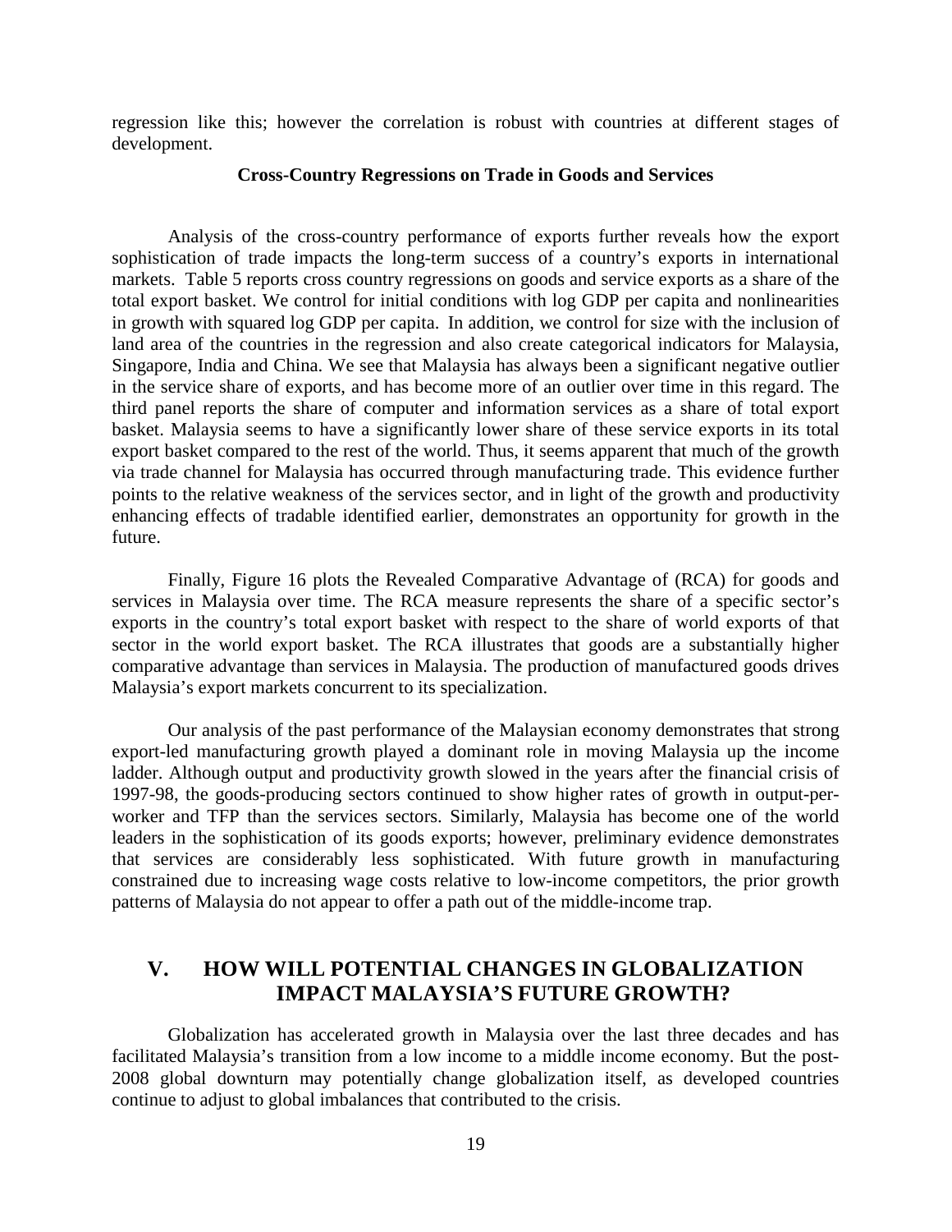regression like this; however the correlation is robust with countries at different stages of development.

### Cross-Country Regressions on Trade in Goods and Services

Analysis of the cross-country performance of exports further reveals how the export sophistication of trade impacts the long-term success of a country's exports in international markets. Table 5 reports cross country regressions on goods and service exports as a share of the total export basket. We control for initial conditions with log GDP per capita and nonlinearities in growth with squared log GDP per capita. In addition, we control for size with the inclusion of land area of the countries in the regression and also create categorical indicators for Malaysia, Singapore, India and China. We see that Malaysia has always been a significant negative outlier in the service share of exports, and has become more of an outlier over time in this regard. The third panel reports the share of computer and information services as a share of total export basket. Malaysia seems to have a significantly lower share of these service exports in its total export basket compared to the rest of the world. Thus, it seems apparent that much of the growth via trade channel for Malaysia has occurred through manufacturing trade. This evidence further points to the relative weakness of the services sector, and in light of the growth and productivity enhancing effects of tradable identified earlier, demonstrates an opportunity for growth in the future.

Finally, Figure 16 plots the Revealed Comparative Advantage of (RCA) for goods and services in Malaysia over time. The RCA measure represents the share of a specific sector's exports in the country's total export basket with respect to the share of world exports of that sector in the world export basket. The RCA illustrates that goods are a substantially higher comparative advantage than services in Malaysia. The production of manufactured goods drives Malaysia's export markets concurrent to its specialization.

Our analysis of the past performance of the Malaysian economy demonstrates that strong export-led manufacturing growth played a dominant role in moving Malaysia up the income ladder. Although output and productivity growth slowed in the years after the financial crisis of 1997-98, the goods-producing sectors continued to show higher rates of growth in output-per-worker and TFP than the services sectors. Similarly, Malaysia has become one of the world leaders in the sophistication of its goods exports; however, preliminary evidence demonstrates that services are considerably less sophisticated. With future growth in manufacturing constrained due to increasing wage costs relative to low-income competitors, the prior growth patterns of Malaysia do not appear to offer a path out of the middle-income trap.

## V. HOW WILL POTENTIAL CHANGES IN GLOBALIZATION IMPACT MALAYSIA'S FUTURE GROWTH?

Globalization has accelerated growth in Malaysia over the last three decades and has facilitated Malaysia's transition from a low income to a middle income economy. But the post-2008 global downturn may potentially change globalization itself, as developed countries continue to adjust to global imbalances that contributed to the crisis.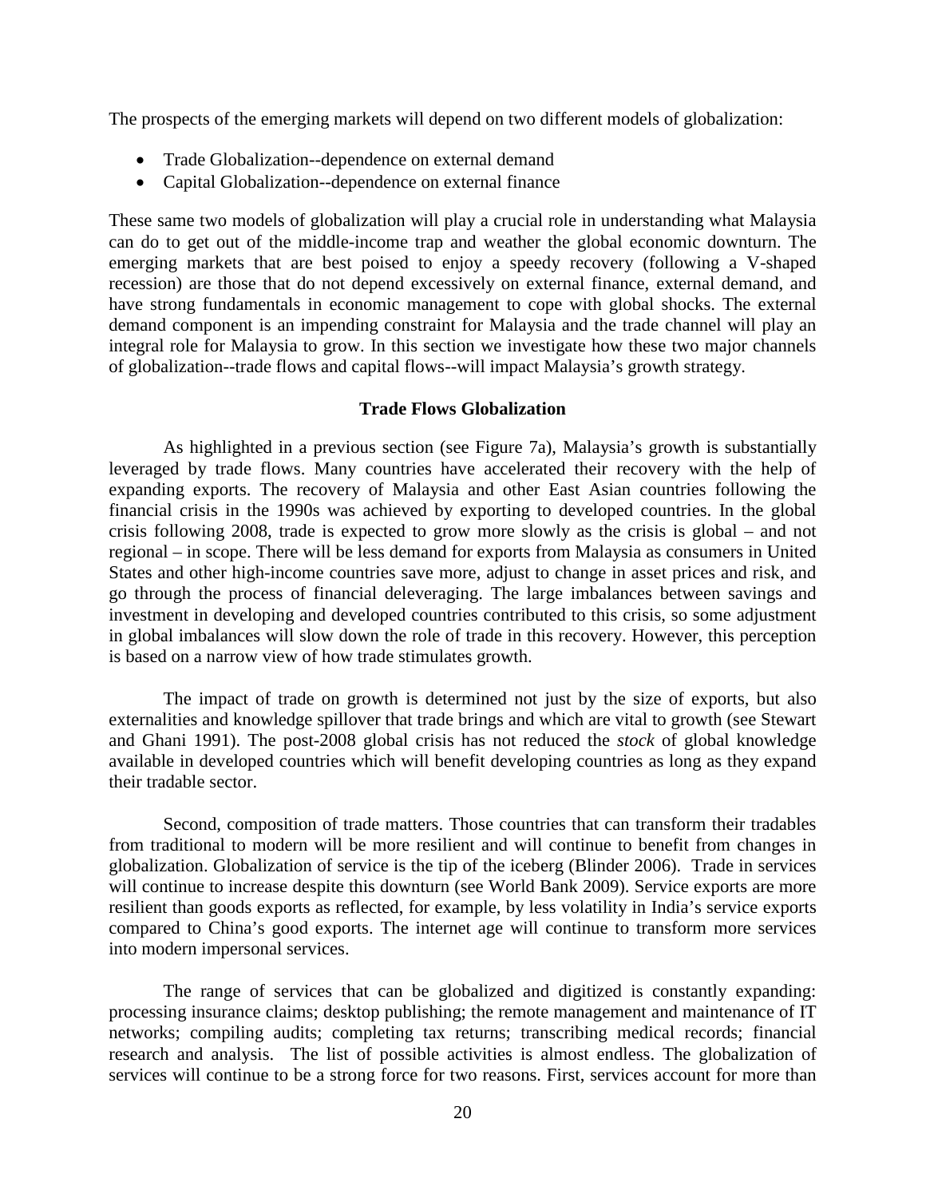The prospects of the emerging markets will depend on two different models of globalization:

- Trade Globalization--dependence on external demand
- Capital Globalization--dependence on external finance

These same two models of globalization will play a crucial role in understanding what Malaysia can do to get out of the middle-income trap and weather the global economic downturn. The emerging markets that are best poised to enjoy a speedy recovery (following a V-shaped recession) are those that do not depend excessively on external finance, external demand, and have strong fundamentals in economic management to cope with global shocks. The external demand component is an impending constraint for Malaysia and the trade channel will play an integral role for Malaysia to grow. In this section we investigate how these two major channels of globalization--trade flows and capital flows--will impact Malaysia's growth strategy.

### Trade Flows Globalization

As highlighted in a previous section (see Figure 7a), Malaysia's growth is substantially leveraged by trade flows. Many countries have accelerated their recovery with the help of expanding exports. The recovery of Malaysia and other East Asian countries following the financial crisis in the 1990s was achieved by exporting to developed countries. In the global crisis following 2008, trade is expected to grow more slowly as the crisis is global – and not regional – in scope. There will be less demand for exports from Malaysia as consumers in United States and other high-income countries save more, adjust to change in asset prices and risk, and go through the process of financial deleveraging. The large imbalances between savings and investment in developing and developed countries contributed to this crisis, so some adjustment in global imbalances will slow down the role of trade in this recovery. However, this perception is based on a narrow view of how trade stimulates growth.

The impact of trade on growth is determined not just by the size of exports, but also externalities and knowledge spillover that trade brings and which are vital to growth (see Stewart and Ghani 1991). The post-2008 global crisis has not reduced the *stock* of global knowledge available in developed countries which will benefit developing countries as long as they expand their tradable sector.

Second, composition of trade matters. Those countries that can transform their tradables from traditional to modern will be more resilient and will continue to benefit from changes in globalization. Globalization of service is the tip of the iceberg (Blinder 2006). Trade in services will continue to increase despite this downturn (see World Bank 2009). Service exports are more resilient than goods exports as reflected, for example, by less volatility in India's service exports compared to China's good exports. The internet age will continue to transform more services into modern impersonal services.

The range of services that can be globalized and digitized is constantly expanding: processing insurance claims; desktop publishing; the remote management and maintenance of IT networks; compiling audits; completing tax returns; transcribing medical records; financial research and analysis. The list of possible activities is almost endless. The globalization of services will continue to be a strong force for two reasons. First, services account for more than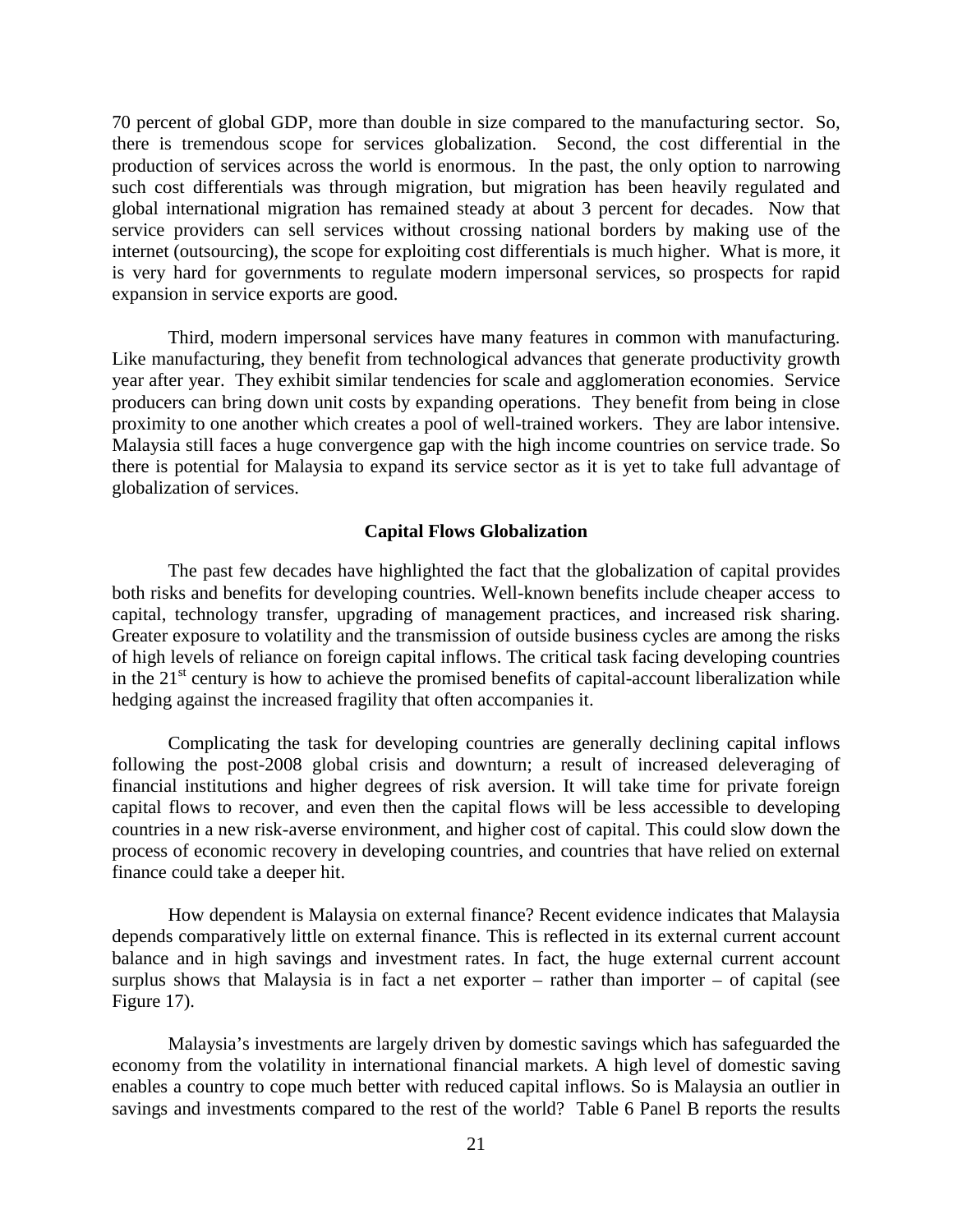70 percent of global GDP, more than double in size compared to the manufacturing sector. So, there is tremendous scope for services globalization. Second, the cost differential in the production of services across the world is enormous. In the past, the only option to narrowing such cost differentials was through migration, but migration has been heavily regulated and global international migration has remained steady at about 3 percent for decades. Now that service providers can sell services without crossing national borders by making use of the internet (outsourcing), the scope for exploiting cost differentials is much higher. What is more, it is very hard for governments to regulate modern impersonal services, so prospects for rapid expansion in service exports are good.

Third, modern impersonal services have many features in common with manufacturing. Like manufacturing, they benefit from technological advances that generate productivity growth year after year. They exhibit similar tendencies for scale and agglomeration economies. Service producers can bring down unit costs by expanding operations. They benefit from being in close proximity to one another which creates a pool of well-trained workers. They are labor intensive. Malaysia still faces a huge convergence gap with the high income countries on service trade. So there is potential for Malaysia to expand its service sector as it is yet to take full advantage of globalization of services.

### Capital Flows Globalization

The past few decades have highlighted the fact that the globalization of capital provides both risks and benefits for developing countries. Well-known benefits include cheaper access to capital, technology transfer, upgrading of management practices, and increased risk sharing. Greater exposure to volatility and the transmission of outside business cycles are among the risks of high levels of reliance on foreign capital inflows. The critical task facing developing countries in the 21st century is how to achieve the promised benefits of capital-account liberalization while hedging against the increased fragility that often accompanies it.

Complicating the task for developing countries are generally declining capital inflows following the post-2008 global crisis and downturn; a result of increased deleveraging of financial institutions and higher degrees of risk aversion. It will take time for private foreign capital flows to recover, and even then the capital flows will be less accessible to developing countries in a new risk-averse environment, and higher cost of capital. This could slow down the process of economic recovery in developing countries, and countries that have relied on external finance could take a deeper hit.

How dependent is Malaysia on external finance? Recent evidence indicates that Malaysia depends comparatively little on external finance. This is reflected in its external current account balance and in high savings and investment rates. In fact, the huge external current account surplus shows that Malaysia is in fact a net exporter – rather than importer – of capital (see Figure 17).

Malaysia's investments are largely driven by domestic savings which has safeguarded the economy from the volatility in international financial markets. A high level of domestic saving enables a country to cope much better with reduced capital inflows. So is Malaysia an outlier in savings and investments compared to the rest of the world? Table 6 Panel B reports the results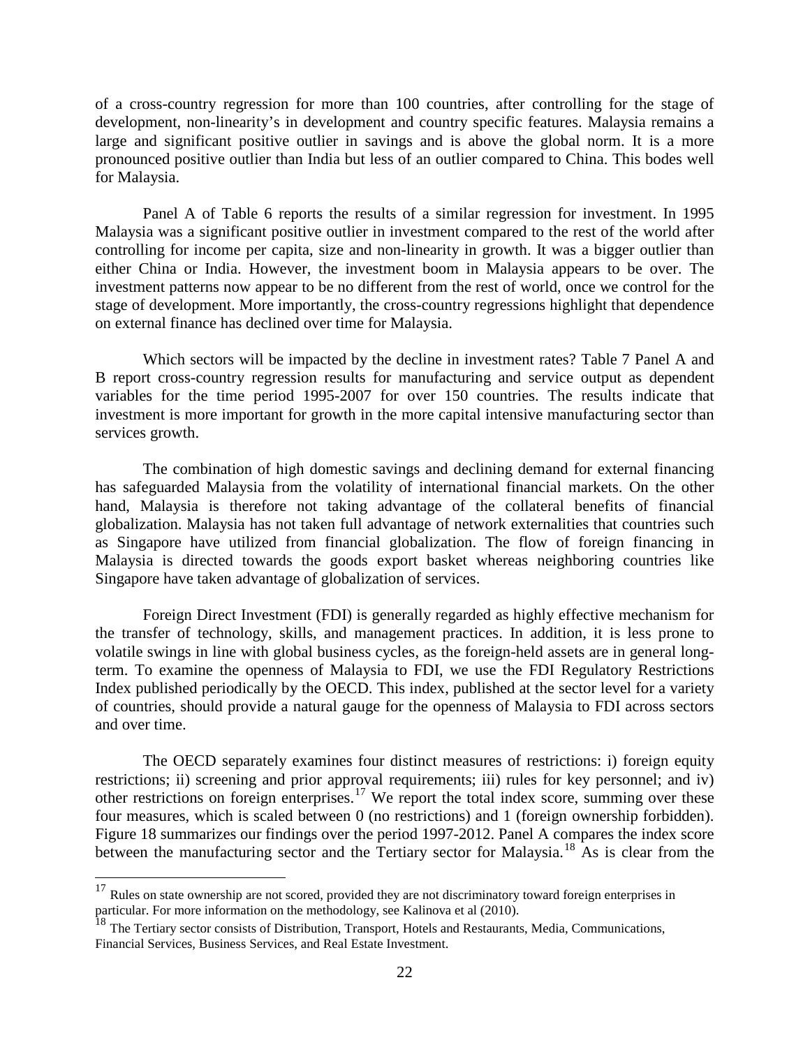of a cross-country regression for more than 100 countries, after controlling for the stage of development, non-linearity's in development and country specific features. Malaysia remains a large and significant positive outlier in savings and is above the global norm. It is a more pronounced positive outlier than India but less of an outlier compared to China. This bodes well for Malaysia.

Panel A of Table 6 reports the results of a similar regression for investment. In 1995 Malaysia was a significant positive outlier in investment compared to the rest of the world after controlling for income per capita, size and non-linearity in growth. It was a bigger outlier than either China or India. However, the investment boom in Malaysia appears to be over. The investment patterns now appear to be no different from the rest of world, once we control for the stage of development. More importantly, the cross-country regressions highlight that dependence on external finance has declined over time for Malaysia.

Which sectors will be impacted by the decline in investment rates? Table 7 Panel A and B report cross-country regression results for manufacturing and service output as dependent variables for the time period 1995-2007 for over 150 countries. The results indicate that investment is more important for growth in the more capital intensive manufacturing sector than services growth.

The combination of high domestic savings and declining demand for external financing has safeguarded Malaysia from the volatility of international financial markets. On the other hand, Malaysia is therefore not taking advantage of the collateral benefits of financial globalization. Malaysia has not taken full advantage of network externalities that countries such as Singapore have utilized from financial globalization. The flow of foreign financing in Malaysia is directed towards the goods export basket whereas neighboring countries like Singapore have taken advantage of globalization of services.

Foreign Direct Investment (FDI) is generally regarded as highly effective mechanism for the transfer of technology, skills, and management practices. In addition, it is less prone to volatile swings in line with global business cycles, as the foreign-held assets are in general long-term. To examine the openness of Malaysia to FDI, we use the FDI Regulatory Restrictions Index published periodically by the OECD. This index, published at the sector level for a variety of countries, should provide a natural gauge for the openness of Malaysia to FDI across sectors and over time.

The OECD separately examines four distinct measures of restrictions: i) foreign equity restrictions; ii) screening and prior approval requirements; iii) rules for key personnel; and iv) other restrictions on foreign enterprises.[17] We report the total index score, summing over these four measures, which is scaled between 0 (no restrictions) and 1 (foreign ownership forbidden). Figure 18 summarizes our findings over the period 1997-2012. Panel A compares the index score between the manufacturing sector and the Tertiary sector for Malaysia.[18] As is clear from the

[17] Rules on state ownership are not scored, provided they are not discriminatory toward foreign enterprises in particular. For more information on the methodology, see Kalinova et al (2010).

[18] The Tertiary sector consists of Distribution, Transport, Hotels and Restaurants, Media, Communications, Financial Services, Business Services, and Real Estate Investment.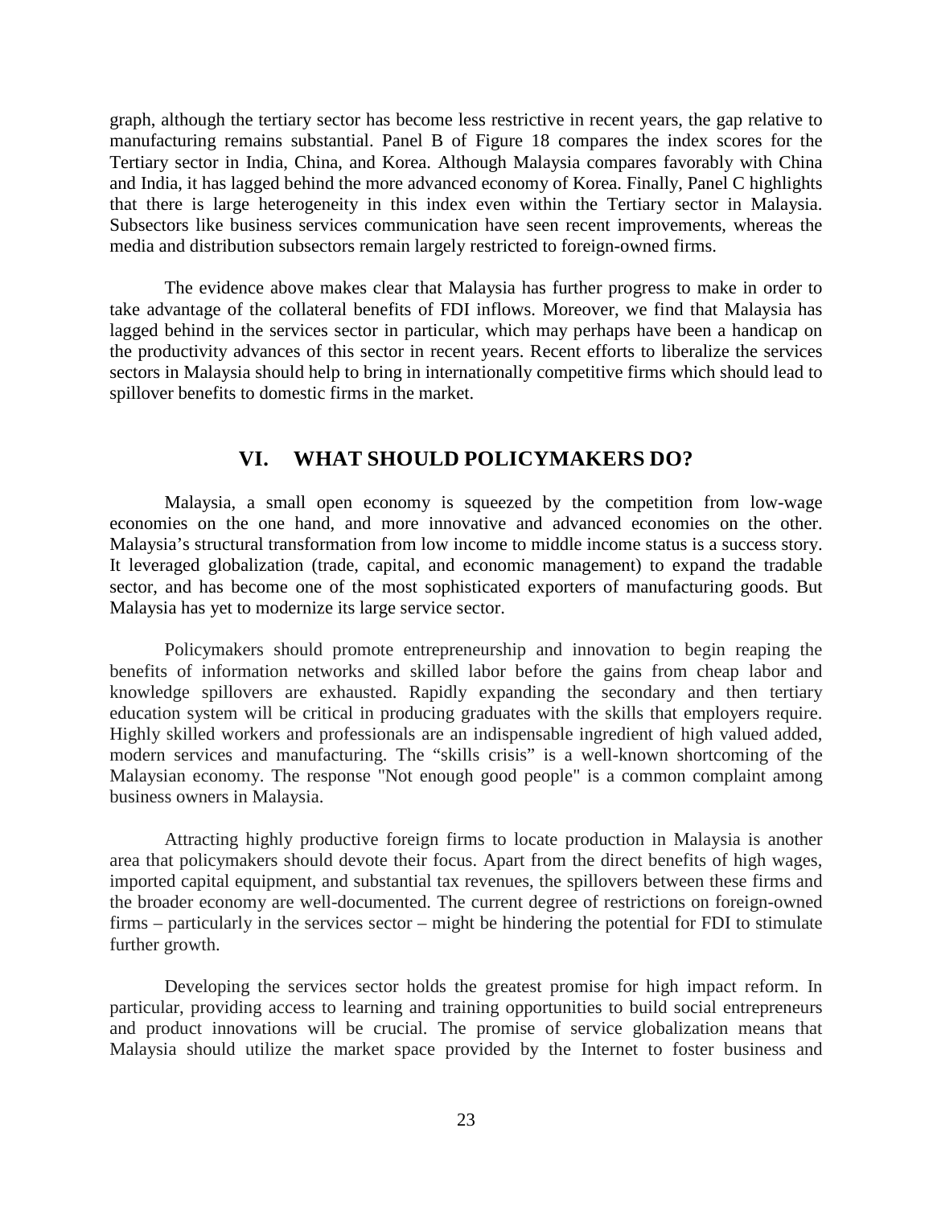graph, although the tertiary sector has become less restrictive in recent years, the gap relative to manufacturing remains substantial. Panel B of Figure 18 compares the index scores for the Tertiary sector in India, China, and Korea. Although Malaysia compares favorably with China and India, it has lagged behind the more advanced economy of Korea. Finally, Panel C highlights that there is large heterogeneity in this index even within the Tertiary sector in Malaysia. Subsectors like business services communication have seen recent improvements, whereas the media and distribution subsectors remain largely restricted to foreign-owned firms.

The evidence above makes clear that Malaysia has further progress to make in order to take advantage of the collateral benefits of FDI inflows. Moreover, we find that Malaysia has lagged behind in the services sector in particular, which may perhaps have been a handicap on the productivity advances of this sector in recent years. Recent efforts to liberalize the services sectors in Malaysia should help to bring in internationally competitive firms which should lead to spillover benefits to domestic firms in the market.

## VI. WHAT SHOULD POLICYMAKERS DO?

Malaysia, a small open economy is squeezed by the competition from low-wage economies on the one hand, and more innovative and advanced economies on the other. Malaysia's structural transformation from low income to middle income status is a success story. It leveraged globalization (trade, capital, and economic management) to expand the tradable sector, and has become one of the most sophisticated exporters of manufacturing goods. But Malaysia has yet to modernize its large service sector.

Policymakers should promote entrepreneurship and innovation to begin reaping the benefits of information networks and skilled labor before the gains from cheap labor and knowledge spillovers are exhausted. Rapidly expanding the secondary and then tertiary education system will be critical in producing graduates with the skills that employers require. Highly skilled workers and professionals are an indispensable ingredient of high valued added, modern services and manufacturing. The "skills crisis" is a well-known shortcoming of the Malaysian economy. The response "Not enough good people" is a common complaint among business owners in Malaysia.

Attracting highly productive foreign firms to locate production in Malaysia is another area that policymakers should devote their focus. Apart from the direct benefits of high wages, imported capital equipment, and substantial tax revenues, the spillovers between these firms and the broader economy are well-documented. The current degree of restrictions on foreign-owned firms – particularly in the services sector – might be hindering the potential for FDI to stimulate further growth.

Developing the services sector holds the greatest promise for high impact reform. In particular, providing access to learning and training opportunities to build social entrepreneurs and product innovations will be crucial. The promise of service globalization means that Malaysia should utilize the market space provided by the Internet to foster business and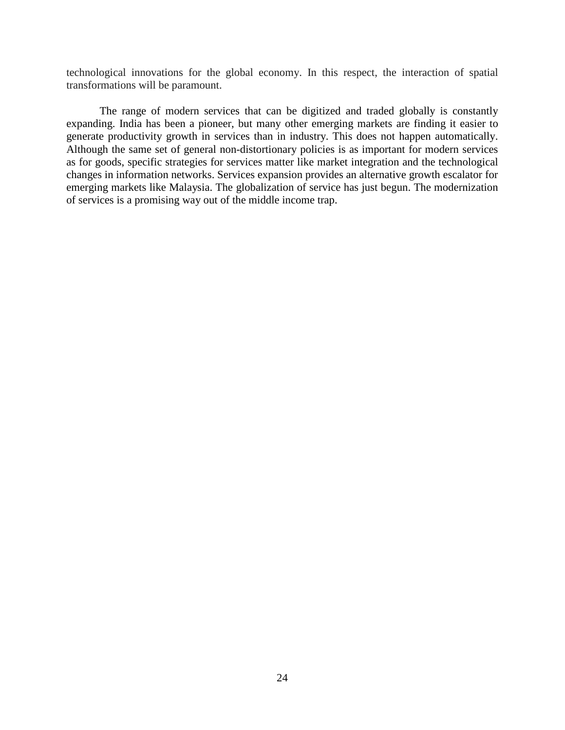technological innovations for the global economy. In this respect, the interaction of spatial transformations will be paramount.

The range of modern services that can be digitized and traded globally is constantly expanding. India has been a pioneer, but many other emerging markets are finding it easier to generate productivity growth in services than in industry. This does not happen automatically. Although the same set of general non-distortionary policies is as important for modern services as for goods, specific strategies for services matter like market integration and the technological changes in information networks. Services expansion provides an alternative growth escalator for emerging markets like Malaysia. The globalization of service has just begun. The modernization of services is a promising way out of the middle income trap.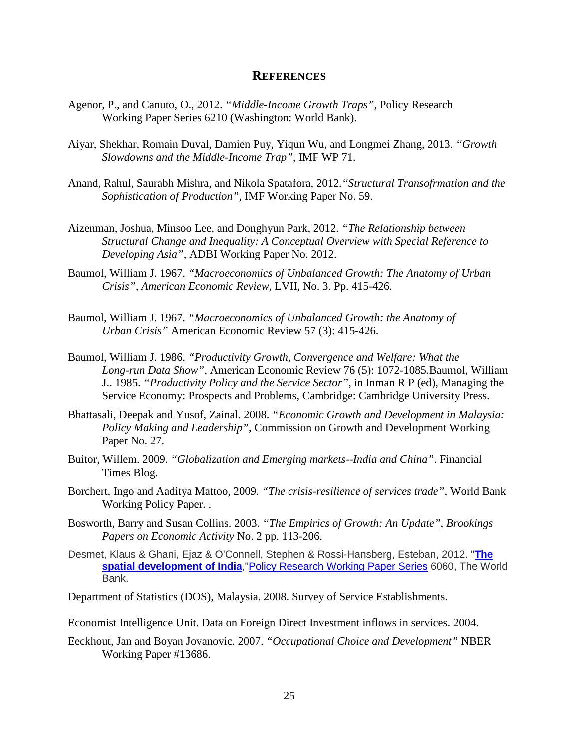## References

Agenor, P., and Canuto, O., 2012. *"Middle-Income Growth Traps"*, Policy Research Working Paper Series 6210 (Washington: World Bank).

Aiyar, Shekhar, Romain Duval, Damien Puy, Yiqun Wu, and Longmei Zhang, 2013. *"Growth Slowdowns and the Middle-Income Trap"*, IMF WP 71.

Anand, Rahul, Saurabh Mishra, and Nikola Spatafora, 2012.*"Structural Transofrmation and the Sophistication of Production"*, IMF Working Paper No. 59.

Aizenman, Joshua, Minsoo Lee, and Donghyun Park, 2012. *"The Relationship between Structural Change and Inequality: A Conceptual Overview with Special Reference to Developing Asia"*, ADBI Working Paper No. 2012.

Baumol, William J. 1967. *"Macroeconomics of Unbalanced Growth: The Anatomy of Urban Crisis"*, *American Economic Review*, LVII, No. 3. Pp. 415-426.

Baumol, William J. 1967. *"Macroeconomics of Unbalanced Growth: the Anatomy of Urban Crisis"* American Economic Review 57 (3): 415-426.

Baumol, William J. 1986. *"Productivity Growth, Convergence and Welfare: What the Long-run Data Show"*, American Economic Review 76 (5): 1072-1085.Baumol, William J.. 1985. *"Productivity Policy and the Service Sector"*, in Inman R P (ed), Managing the Service Economy: Prospects and Problems, Cambridge: Cambridge University Press.

Bhattasali, Deepak and Yusof, Zainal. 2008. *"Economic Growth and Development in Malaysia: Policy Making and Leadership"*, Commission on Growth and Development Working Paper No. 27.

Buitor, Willem. 2009. *"Globalization and Emerging markets--India and China"*. Financial Times Blog.

Borchert, Ingo and Aaditya Mattoo, 2009. *"The crisis-resilience of services trade"*, World Bank Working Policy Paper. .

Bosworth, Barry and Susan Collins. 2003. *"The Empirics of Growth: An Update"*, *Brookings Papers on Economic Activity* No. 2 pp. 113-206.

Desmet, Klaus & Ghani, Ejaz & O'Connell, Stephen & Rossi-Hansberg, Esteban, 2012. "**The spatial development of India**,"Policy Research Working Paper Series 6060, The World Bank.

Department of Statistics (DOS), Malaysia. 2008. Survey of Service Establishments.

Economist Intelligence Unit. Data on Foreign Direct Investment inflows in services. 2004.

Eeckhout, Jan and Boyan Jovanovic. 2007. *"Occupational Choice and Development"* NBER Working Paper #13686.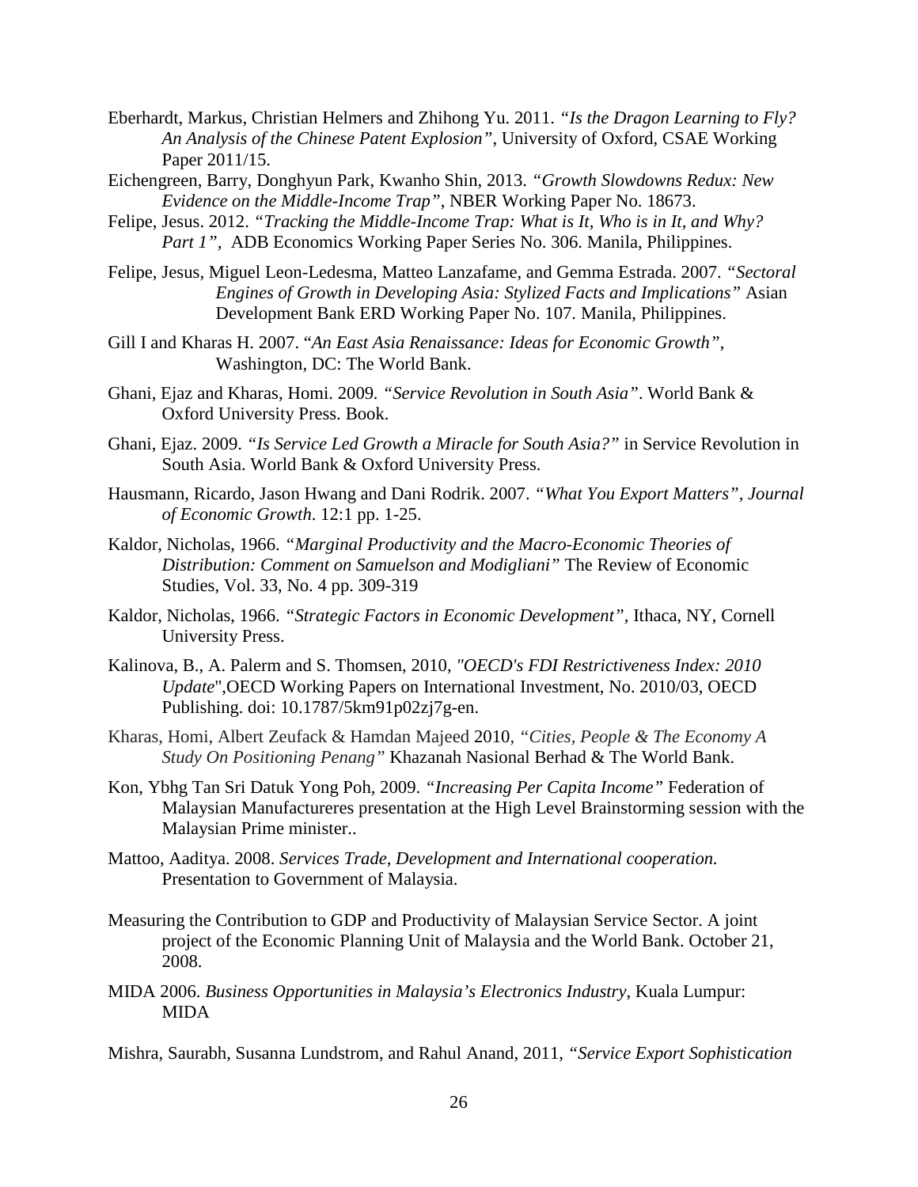Eberhardt, Markus, Christian Helmers and Zhihong Yu. 2011. *"Is the Dragon Learning to Fly? An Analysis of the Chinese Patent Explosion"*, University of Oxford, CSAE Working Paper 2011/15.

Eichengreen, Barry, Donghyun Park, Kwanho Shin, 2013. *"Growth Slowdowns Redux: New Evidence on the Middle-Income Trap"*, NBER Working Paper No. 18673.

Felipe, Jesus. 2012. *"Tracking the Middle-Income Trap: What is It, Who is in It, and Why? Part 1"*, ADB Economics Working Paper Series No. 306. Manila, Philippines.

Felipe, Jesus, Miguel Leon-Ledesma, Matteo Lanzafame, and Gemma Estrada. 2007. *"Sectoral Engines of Growth in Developing Asia: Stylized Facts and Implications"* Asian Development Bank ERD Working Paper No. 107. Manila, Philippines.

Gill I and Kharas H. 2007. "*An East Asia Renaissance: Ideas for Economic Growth"*, Washington, DC: The World Bank.

Ghani, Ejaz and Kharas, Homi. 2009. *"Service Revolution in South Asia"*. World Bank & Oxford University Press. Book.

Ghani, Ejaz. 2009. *"Is Service Led Growth a Miracle for South Asia?"* in Service Revolution in South Asia. World Bank & Oxford University Press.

Hausmann, Ricardo, Jason Hwang and Dani Rodrik. 2007. *"What You Export Matters"*, *Journal of Economic Growth*. 12:1 pp. 1-25.

Kaldor, Nicholas, 1966. *"Marginal Productivity and the Macro-Economic Theories of Distribution: Comment on Samuelson and Modigliani"* The Review of Economic Studies, Vol. 33, No. 4 pp. 309-319

Kaldor, Nicholas, 1966. *"Strategic Factors in Economic Development"*, Ithaca, NY, Cornell University Press.

Kalinova, B., A. Palerm and S. Thomsen, 2010, *"OECD's FDI Restrictiveness Index: 2010 Update*",OECD Working Papers on International Investment, No. 2010/03, OECD Publishing. doi: 10.1787/5km91p02zj7g-en.

Kharas, Homi, Albert Zeufack & Hamdan Majeed 2010, *"Cities, People & The Economy A Study On Positioning Penang"* Khazanah Nasional Berhad & The World Bank.

Kon, Ybhg Tan Sri Datuk Yong Poh, 2009. *"Increasing Per Capita Income"* Federation of Malaysian Manufactureres presentation at the High Level Brainstorming session with the Malaysian Prime minister..

Mattoo, Aaditya. 2008. *Services Trade, Development and International cooperation.* Presentation to Government of Malaysia.

Measuring the Contribution to GDP and Productivity of Malaysian Service Sector. A joint project of the Economic Planning Unit of Malaysia and the World Bank. October 21, 2008.

MIDA 2006. *Business Opportunities in Malaysia's Electronics Industry*, Kuala Lumpur: MIDA

Mishra, Saurabh, Susanna Lundstrom, and Rahul Anand, 2011, *"Service Export Sophistication*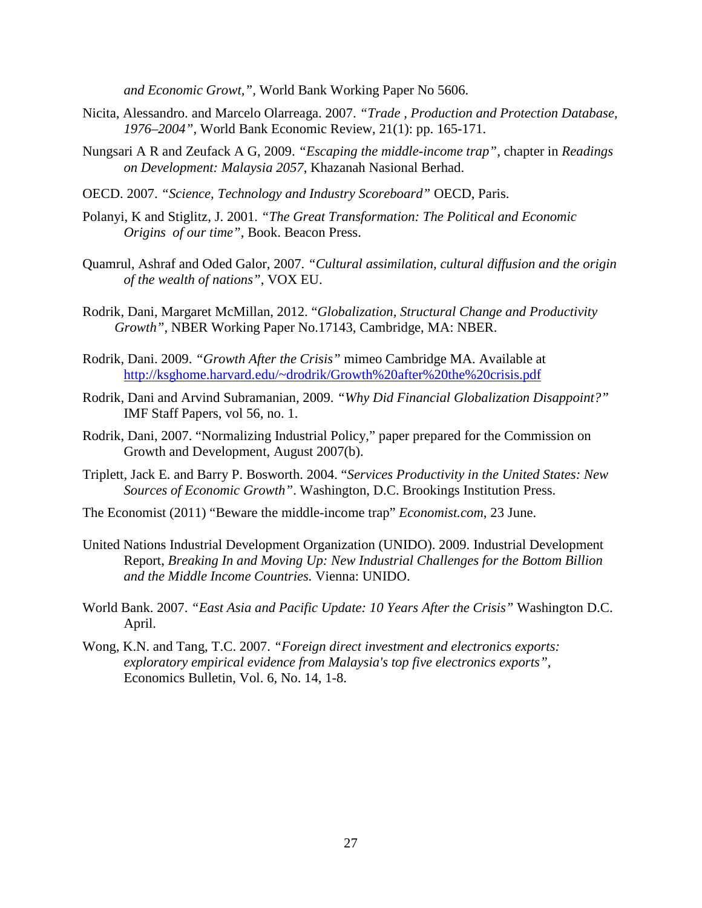*and Economic Growt,"*, World Bank Working Paper No 5606.

Nicita, Alessandro. and Marcelo Olarreaga. 2007. *"Trade , Production and Protection Database, 1976–2004"*, World Bank Economic Review, 21(1): pp. 165-171.

Nungsari A R and Zeufack A G, 2009. *"Escaping the middle-income trap"*, chapter in *Readings on Development: Malaysia 2057*, Khazanah Nasional Berhad.

OECD. 2007. *"Science, Technology and Industry Scoreboard"* OECD, Paris.

Polanyi, K and Stiglitz, J. 2001. *"The Great Transformation: The Political and Economic Origins of our time"*, Book. Beacon Press.

Quamrul, Ashraf and Oded Galor, 2007. *"Cultural assimilation, cultural diffusion and the origin of the wealth of nations"*, VOX EU.

Rodrik, Dani, Margaret McMillan, 2012. "*Globalization, Structural Change and Productivity Growth"*, NBER Working Paper No.17143, Cambridge, MA: NBER.

Rodrik, Dani. 2009. *"Growth After the Crisis"* mimeo Cambridge MA. Available at http://ksghome.harvard.edu/~drodrik/Growth%20after%20the%20crisis.pdf

Rodrik, Dani and Arvind Subramanian, 2009. *"Why Did Financial Globalization Disappoint?"* IMF Staff Papers, vol 56, no. 1.

Rodrik, Dani, 2007. "Normalizing Industrial Policy," paper prepared for the Commission on Growth and Development, August 2007(b).

Triplett, Jack E. and Barry P. Bosworth. 2004. "*Services Productivity in the United States: New Sources of Economic Growth"*. Washington, D.C. Brookings Institution Press.

The Economist (2011) "Beware the middle-income trap" *Economist.com*, 23 June.

United Nations Industrial Development Organization (UNIDO). 2009. Industrial Development Report, *Breaking In and Moving Up: New Industrial Challenges for the Bottom Billion and the Middle Income Countries.* Vienna: UNIDO.

World Bank. 2007. *"East Asia and Pacific Update: 10 Years After the Crisis"* Washington D.C. April.

Wong, K.N. and Tang, T.C. 2007. *"Foreign direct investment and electronics exports: exploratory empirical evidence from Malaysia's top five electronics exports"*, Economics Bulletin, Vol. 6, No. 14, 1-8.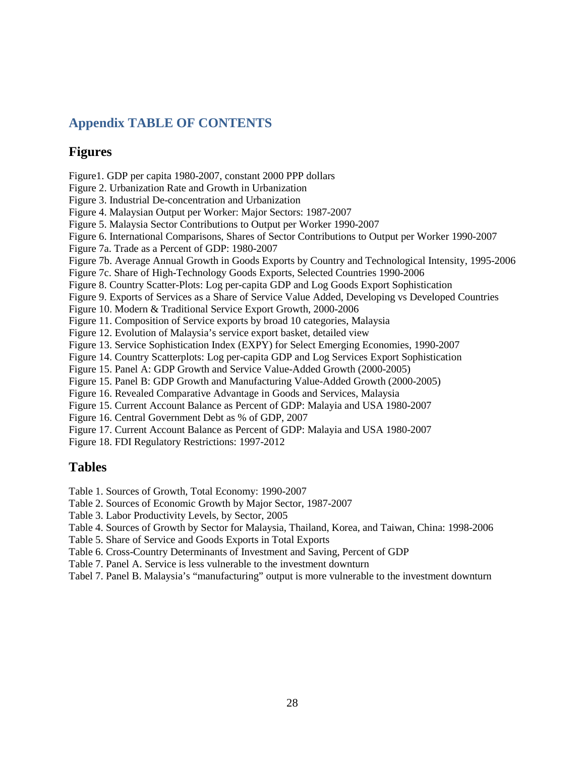## Appendix TABLE OF CONTENTS

### Figures

Figure1. GDP per capita 1980-2007, constant 2000 PPP dollars
Figure 2. Urbanization Rate and Growth in Urbanization
Figure 3. Industrial De-concentration and Urbanization
Figure 4. Malaysian Output per Worker: Major Sectors: 1987-2007
Figure 5. Malaysia Sector Contributions to Output per Worker 1990-2007
Figure 6. International Comparisons, Shares of Sector Contributions to Output per Worker 1990-2007
Figure 7a. Trade as a Percent of GDP: 1980-2007
Figure 7b. Average Annual Growth in Goods Exports by Country and Technological Intensity, 1995-2006
Figure 7c. Share of High-Technology Goods Exports, Selected Countries 1990-2006
Figure 8. Country Scatter-Plots: Log per-capita GDP and Log Goods Export Sophistication
Figure 9. Exports of Services as a Share of Service Value Added, Developing vs Developed Countries
Figure 10. Modern & Traditional Service Export Growth, 2000-2006
Figure 11. Composition of Service exports by broad 10 categories, Malaysia
Figure 12. Evolution of Malaysia's service export basket, detailed view
Figure 13. Service Sophistication Index (EXPY) for Select Emerging Economies, 1990-2007
Figure 14. Country Scatterplots: Log per-capita GDP and Log Services Export Sophistication
Figure 15. Panel A: GDP Growth and Service Value-Added Growth (2000-2005)
Figure 15. Panel B: GDP Growth and Manufacturing Value-Added Growth (2000-2005)
Figure 16. Revealed Comparative Advantage in Goods and Services, Malaysia
Figure 15. Current Account Balance as Percent of GDP: Malayia and USA 1980-2007
Figure 16. Central Government Debt as % of GDP, 2007
Figure 17. Current Account Balance as Percent of GDP: Malayia and USA 1980-2007
Figure 18. FDI Regulatory Restrictions: 1997-2012

### Tables

Table 1. Sources of Growth, Total Economy: 1990-2007
Table 2. Sources of Economic Growth by Major Sector, 1987-2007
Table 3. Labor Productivity Levels, by Sector, 2005
Table 4. Sources of Growth by Sector for Malaysia, Thailand, Korea, and Taiwan, China: 1998-2006
Table 5. Share of Service and Goods Exports in Total Exports
Table 6. Cross-Country Determinants of Investment and Saving, Percent of GDP
Table 7. Panel A. Service is less vulnerable to the investment downturn
Tabel 7. Panel B. Malaysia's "manufacturing" output is more vulnerable to the investment downturn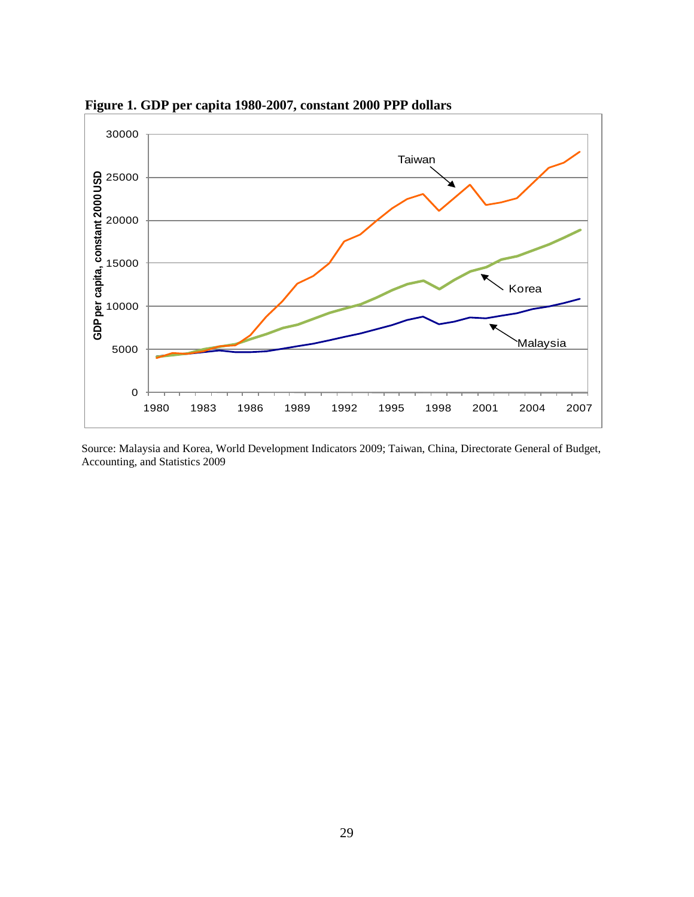**Figure 1. GDP per capita 1980-2007, constant 2000 PPP dollars**

Source: Malaysia and Korea, World Development Indicators 2009; Taiwan, China, Directorate General of Budget, Accounting, and Statistics 2009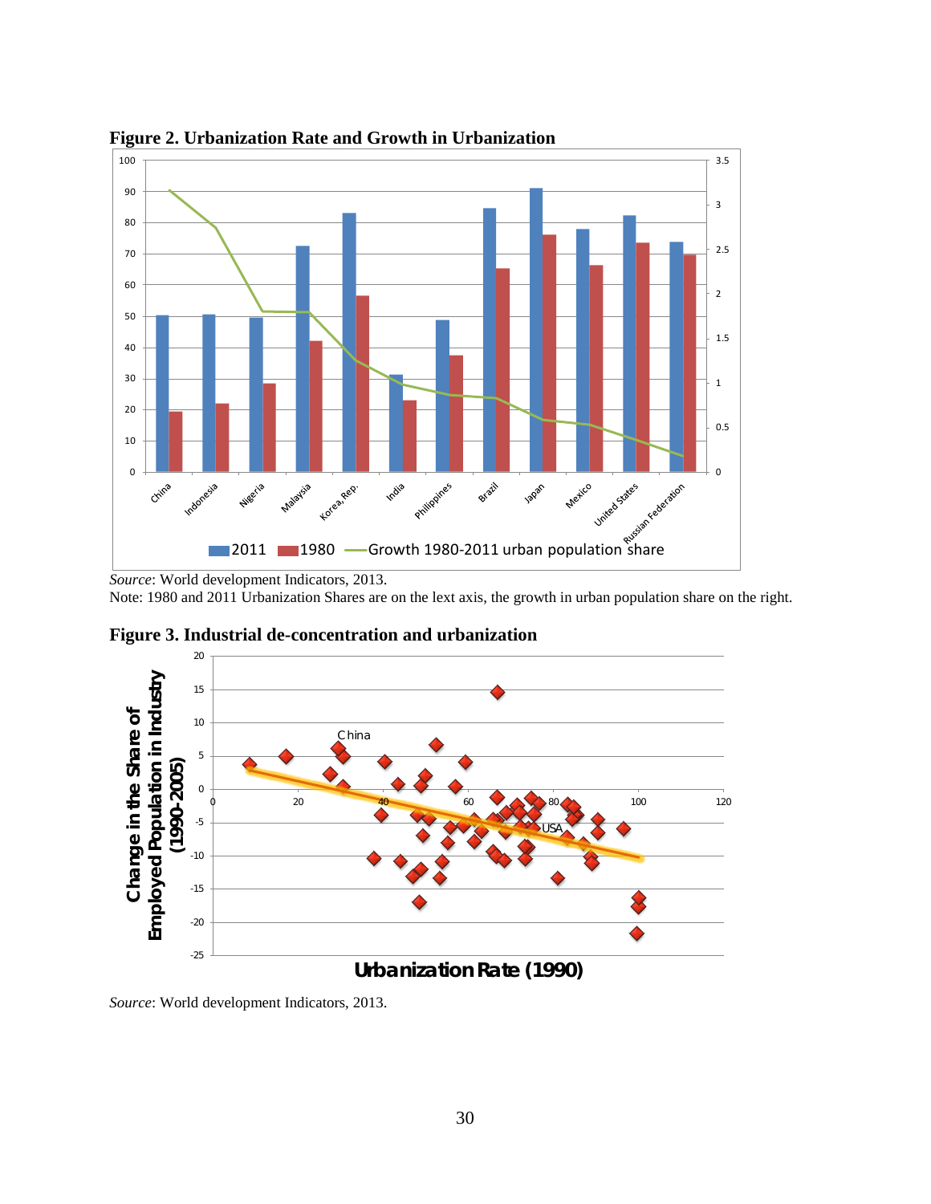**Figure 2. Urbanization Rate and Growth in Urbanization**

*Source*: World development Indicators, 2013.

Note: 1980 and 2011 Urbanization Shares are on the lext axis, the growth in urban population share on the right.

**Figure 3. Industrial de-concentration and urbanization**

*Source*: World development Indicators, 2013.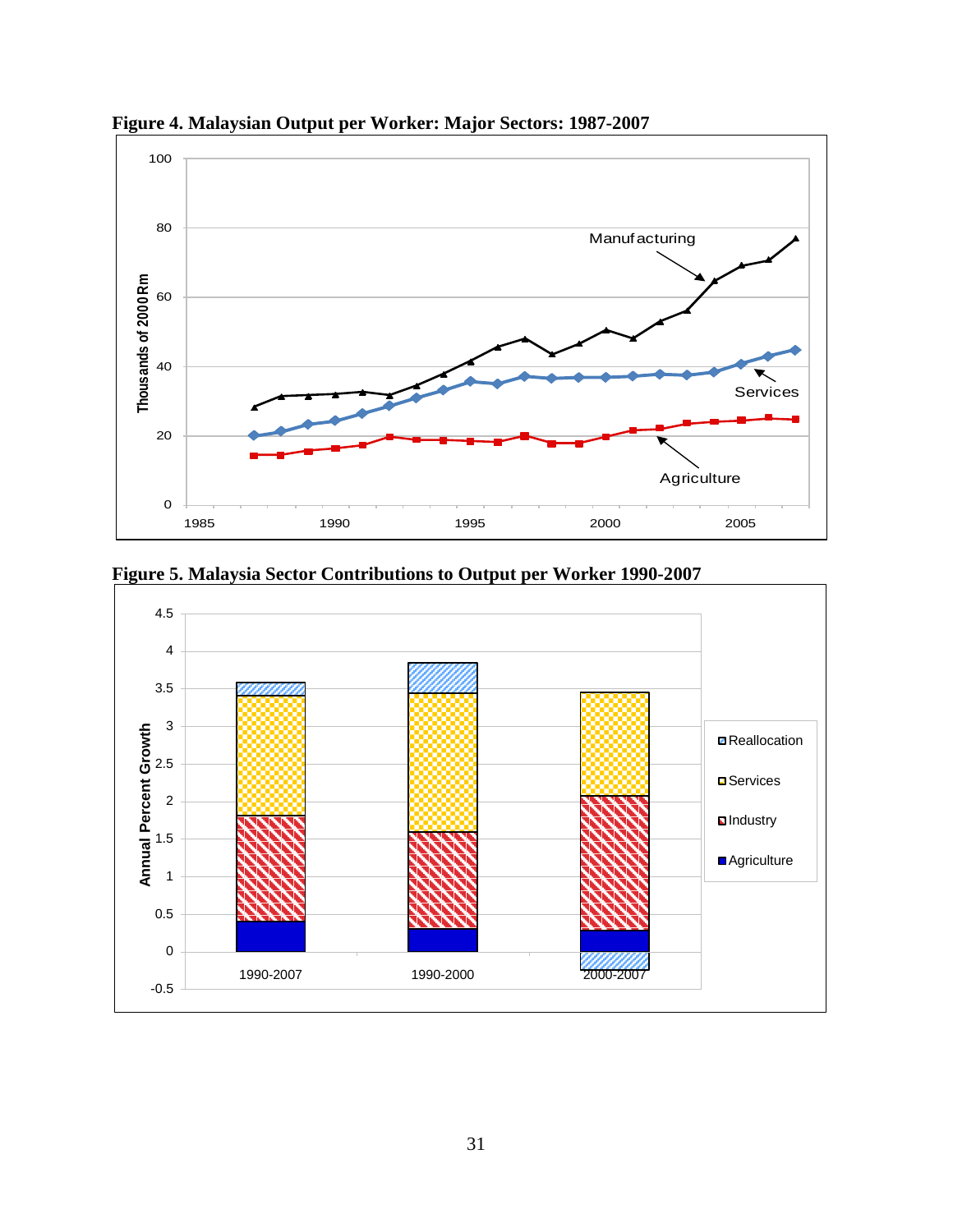**Figure 4. Malaysian Output per Worker: Major Sectors: 1987-2007**

**Figure 5. Malaysia Sector Contributions to Output per Worker 1990-2007**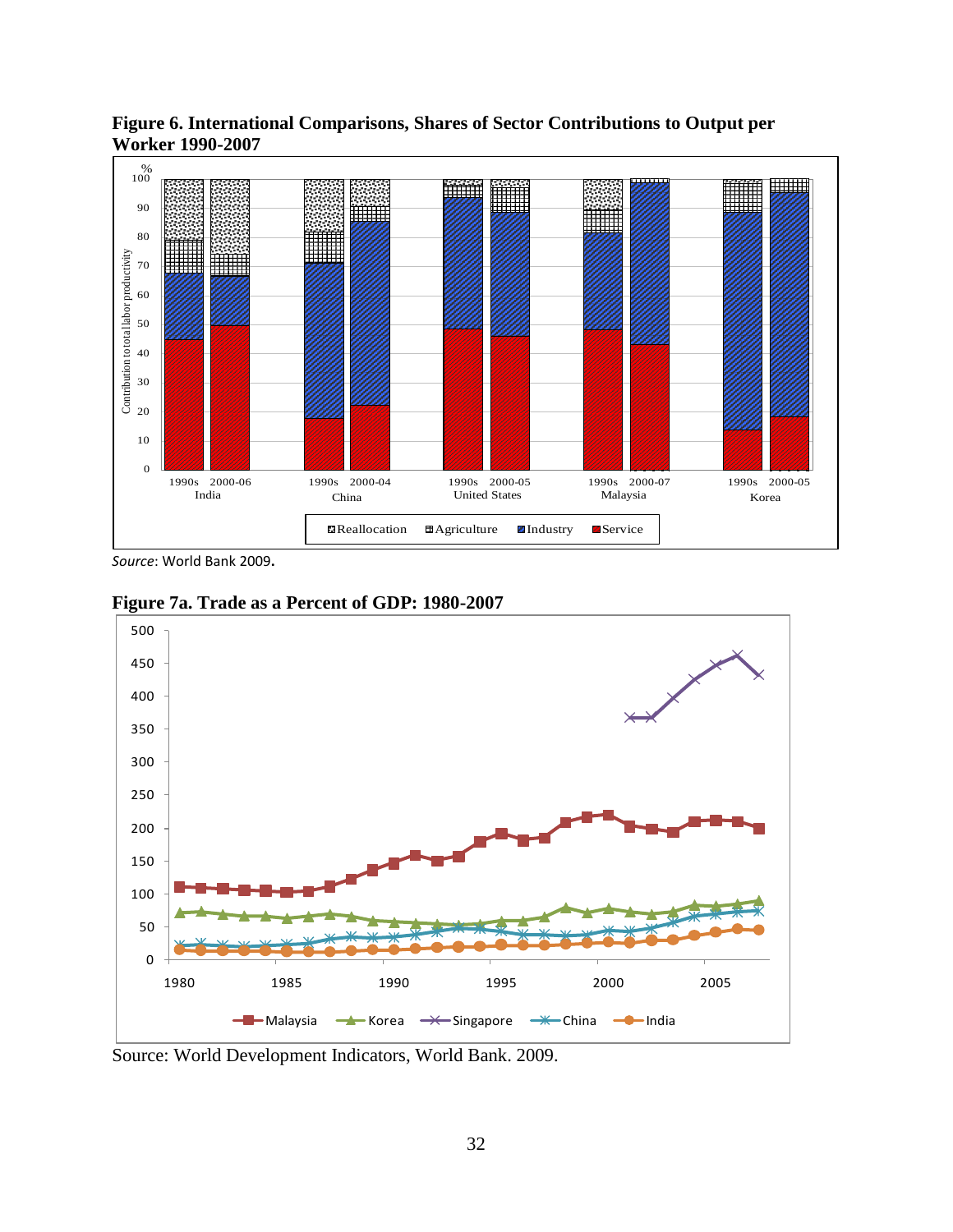**Figure 6. International Comparisons, Shares of Sector Contributions to Output per Worker 1990-2007**

*Source*: World Bank 2009.

**Figure 7a. Trade as a Percent of GDP: 1980-2007**

Source: World Development Indicators, World Bank. 2009.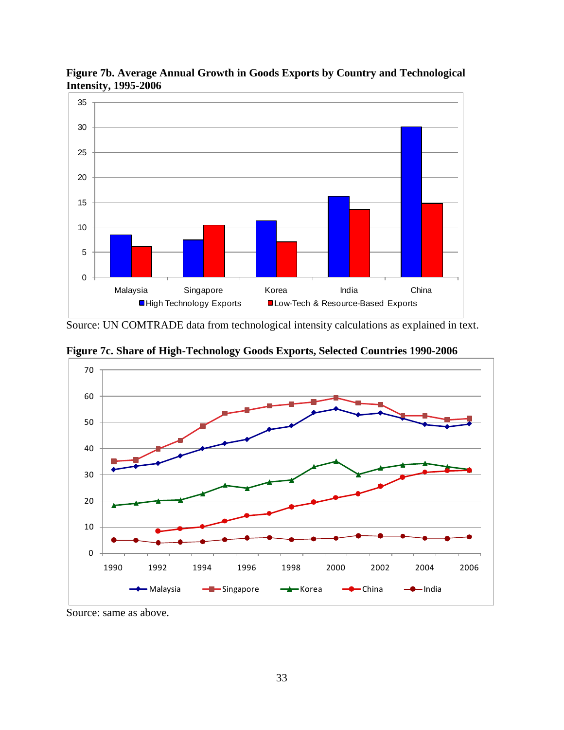**Figure 7b. Average Annual Growth in Goods Exports by Country and Technological Intensity, 1995-2006**

Source: UN COMTRADE data from technological intensity calculations as explained in text.

**Figure 7c. Share of High-Technology Goods Exports, Selected Countries 1990-2006**

Source: same as above.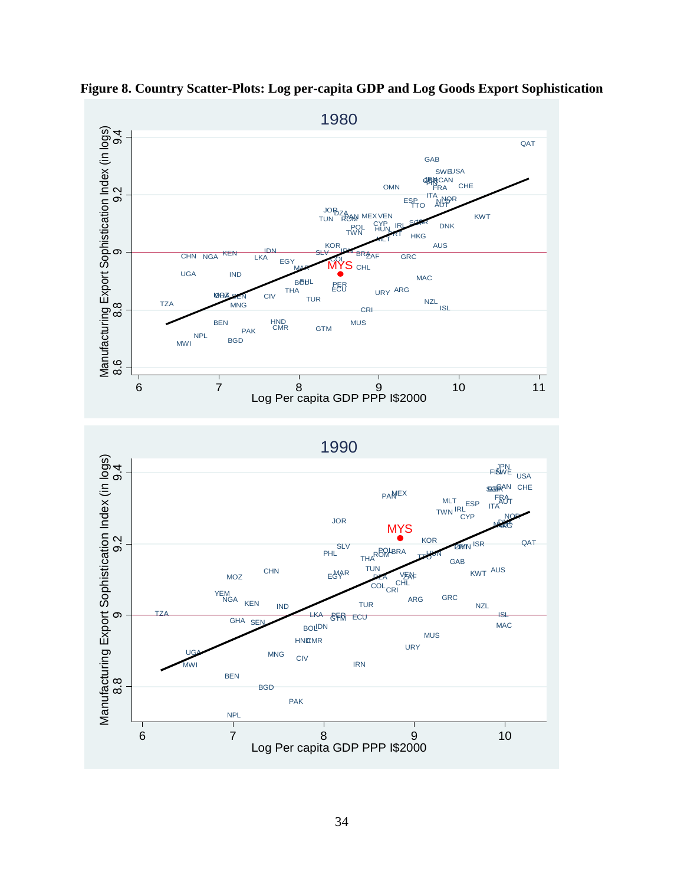**Figure 8. Country Scatter-Plots: Log per-capita GDP and Log Goods Export Sophistication**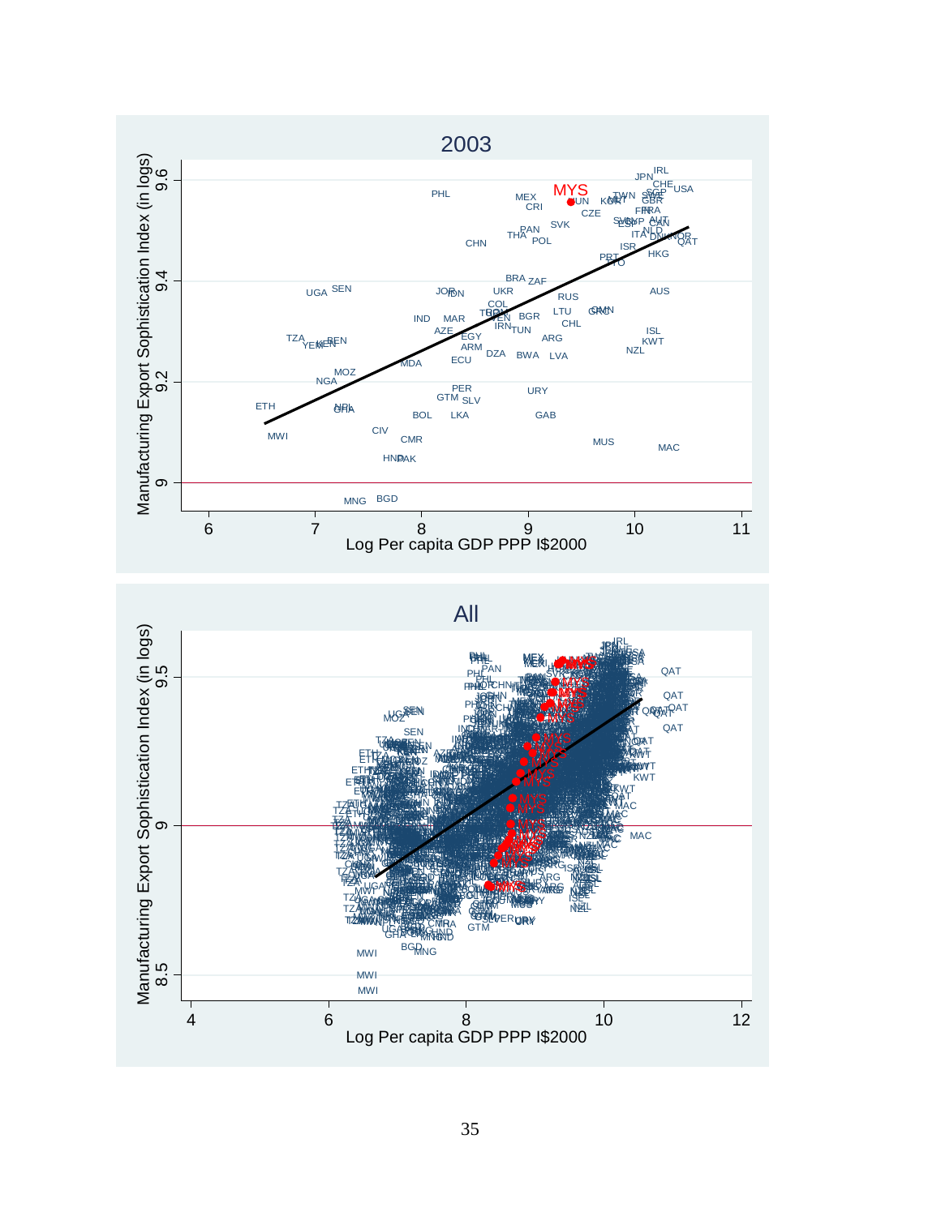## 2003

Manufacturing Export Sophistication Index (in logs)

Log Per capita GDP PPP I$2000

## All

Manufacturing Export Sophistication Index (in logs)

Log Per capita GDP PPP I$2000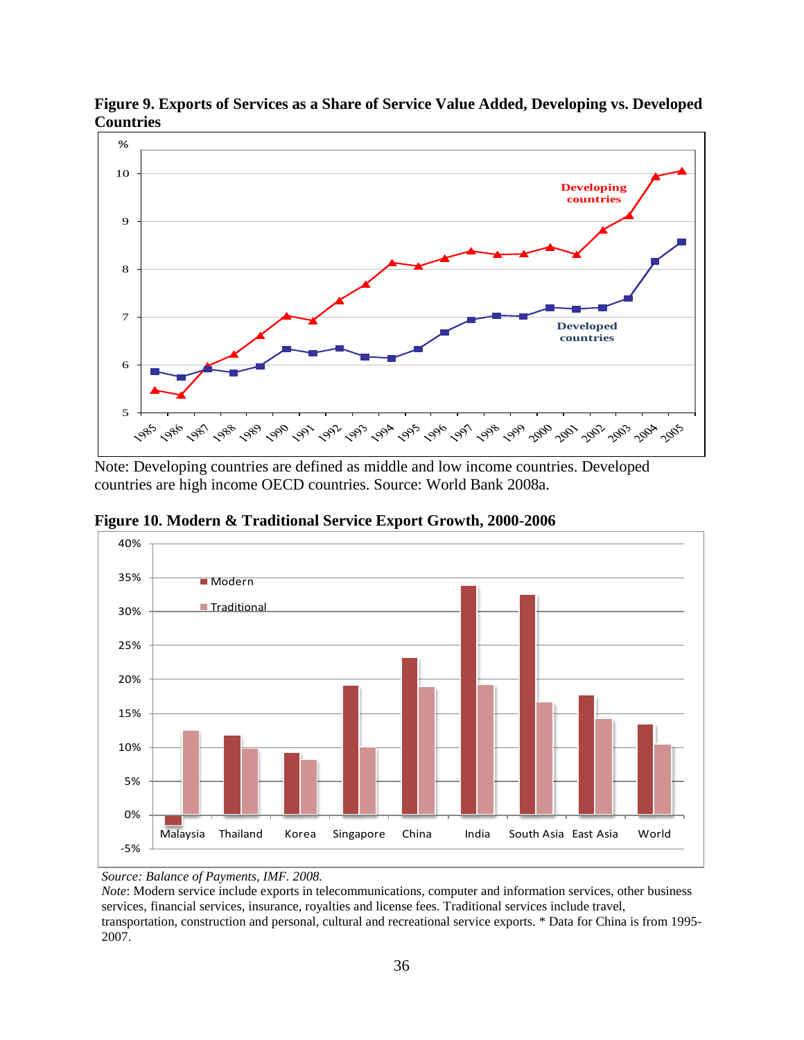**Figure 9. Exports of Services as a Share of Service Value Added, Developing vs. Developed Countries**

Note: Developing countries are defined as middle and low income countries. Developed countries are high income OECD countries. Source: World Bank 2008a.

**Figure 10. Modern & Traditional Service Export Growth, 2000-2006**

*Source: Balance of Payments, IMF. 2008.*

*Note*: Modern service include exports in telecommunications, computer and information services, other business services, financial services, insurance, royalties and license fees. Traditional services include travel, transportation, construction and personal, cultural and recreational service exports. * Data for China is from 1995-2007.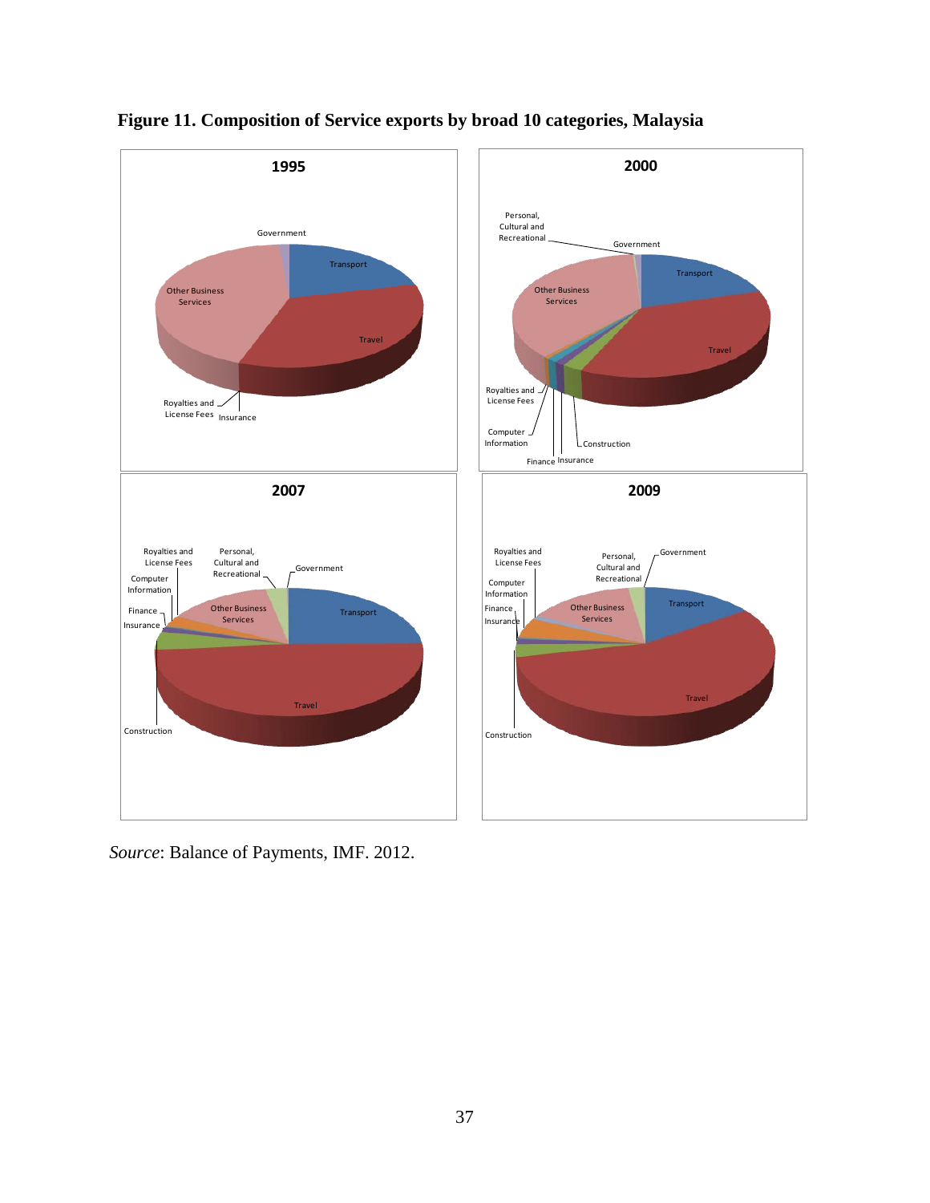**Figure 11. Composition of Service exports by broad 10 categories, Malaysia**

*Source*: Balance of Payments, IMF. 2012.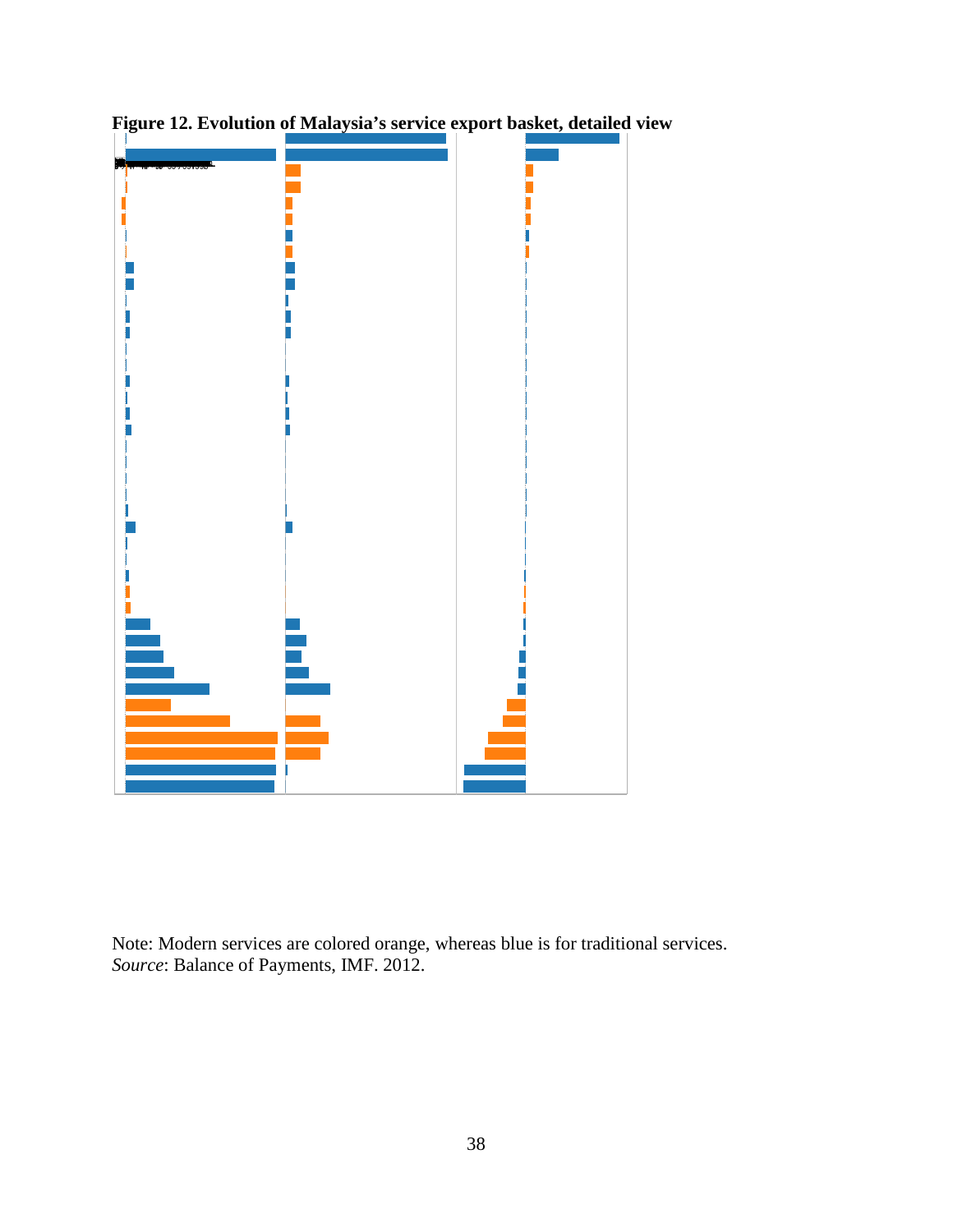**Figure 12. Evolution of Malaysia's service export basket, detailed view**

Note: Modern services are colored orange, whereas blue is for traditional services.
*Source*: Balance of Payments, IMF. 2012.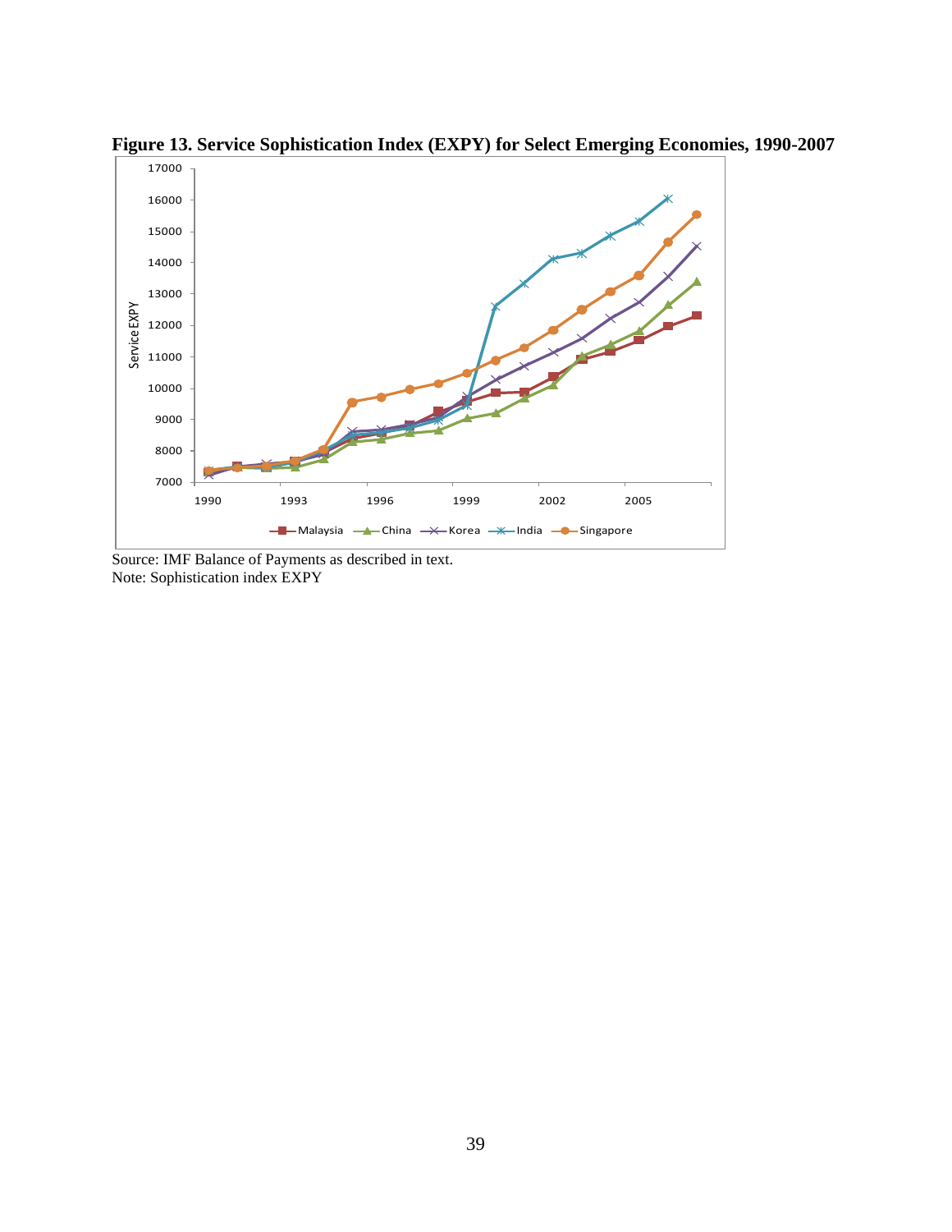**Figure 13. Service Sophistication Index (EXPY) for Select Emerging Economies, 1990-2007**

Source: IMF Balance of Payments as described in text.
Note: Sophistication index EXPY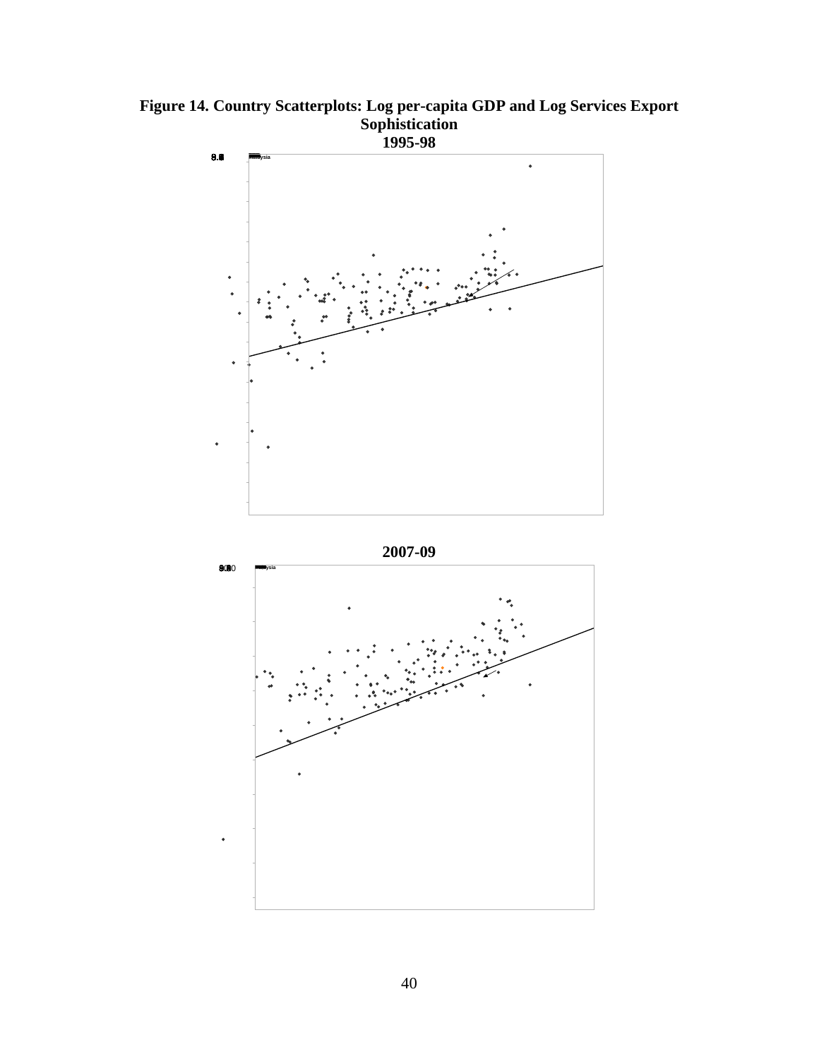**Figure 14. Country Scatterplots: Log per-capita GDP and Log Services Export Sophistication**

**1995-98**

**2007-09**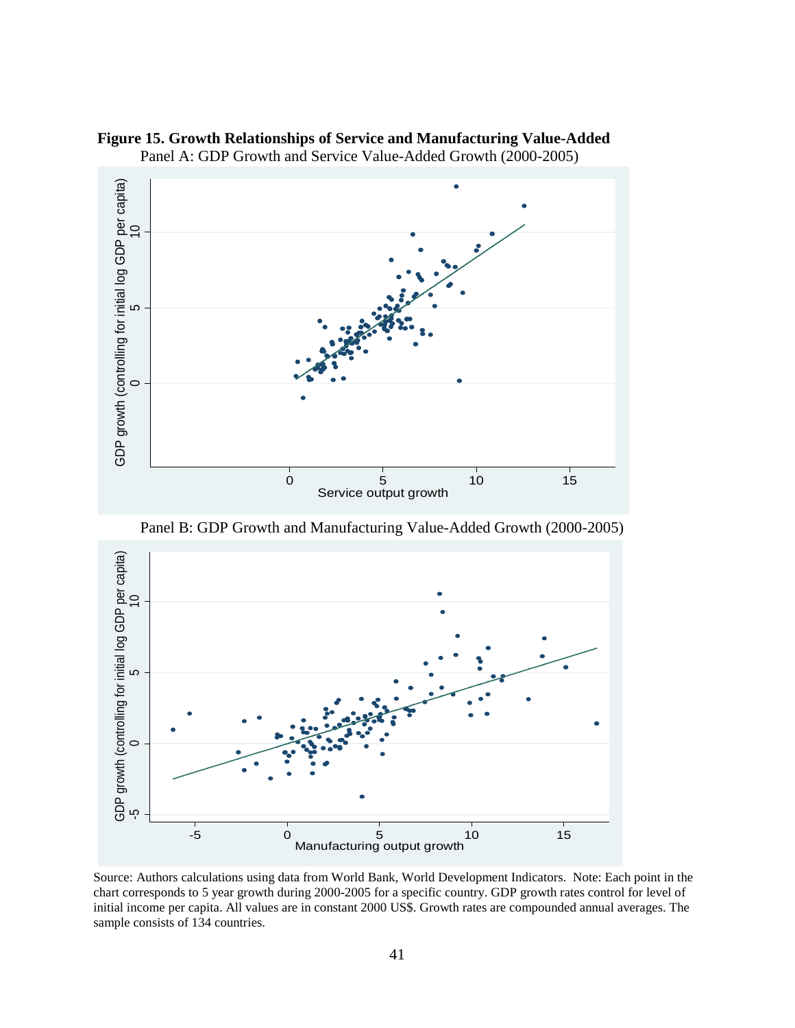**Figure 15. Growth Relationships of Service and Manufacturing Value-Added**

Panel A: GDP Growth and Service Value-Added Growth (2000-2005)

Panel B: GDP Growth and Manufacturing Value-Added Growth (2000-2005)

Source: Authors calculations using data from World Bank, World Development Indicators. Note: Each point in the chart corresponds to 5 year growth during 2000-2005 for a specific country. GDP growth rates control for level of initial income per capita. All values are in constant 2000 US$. Growth rates are compounded annual averages. The sample consists of 134 countries.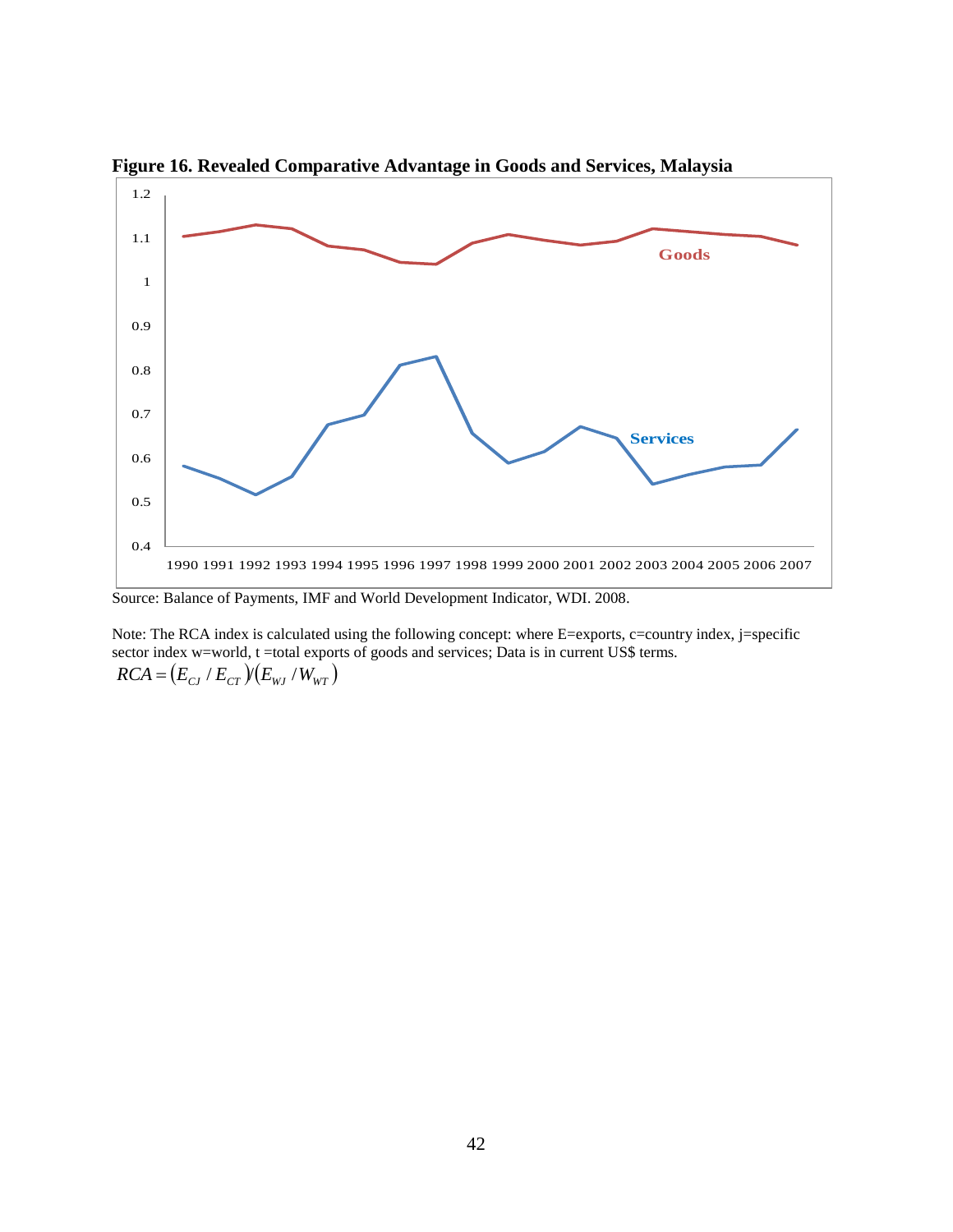**Figure 16. Revealed Comparative Advantage in Goods and Services, Malaysia**

Source: Balance of Payments, IMF and World Development Indicator, WDI. 2008.

Note: The RCA index is calculated using the following concept: where E=exports, c=country index, j=specific sector index w=world, t =total exports of goods and services; Data is in current US$ terms.

$$RCA = (E_{CJ} / E_{CT})/(E_{WJ} / W_{WT})$$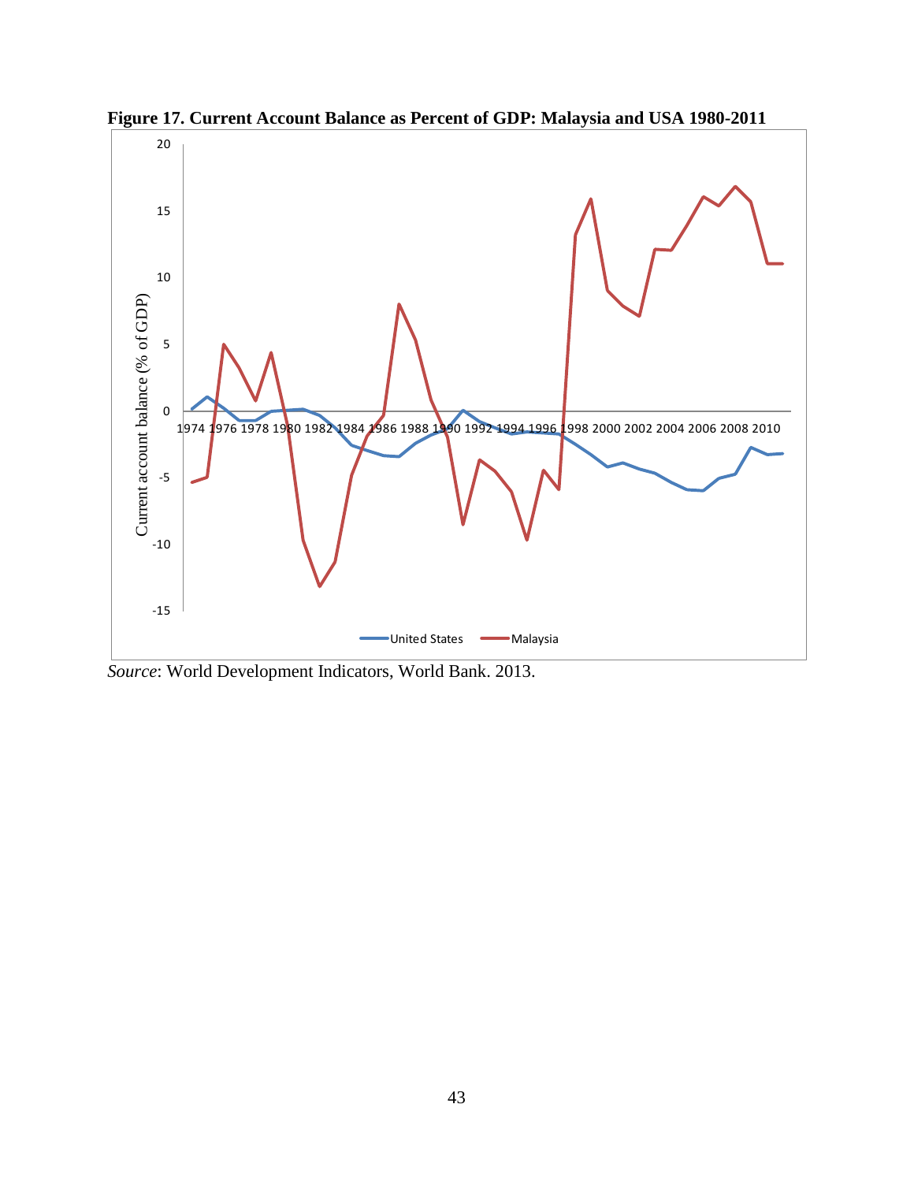**Figure 17. Current Account Balance as Percent of GDP: Malaysia and USA 1980-2011**

*Source*: World Development Indicators, World Bank. 2013.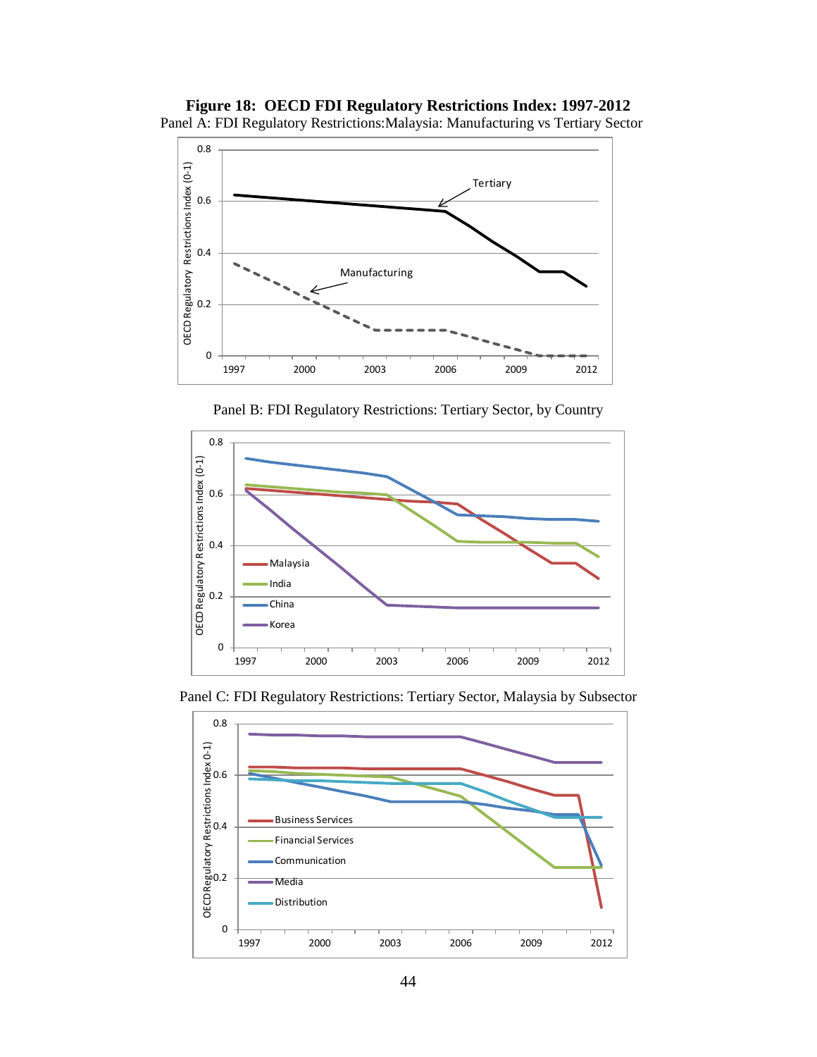**Figure 18: OECD FDI Regulatory Restrictions Index: 1997-2012**

Panel A: FDI Regulatory Restrictions:Malaysia: Manufacturing vs Tertiary Sector

Panel B: FDI Regulatory Restrictions: Tertiary Sector, by Country

Panel C: FDI Regulatory Restrictions: Tertiary Sector, Malaysia by Subsector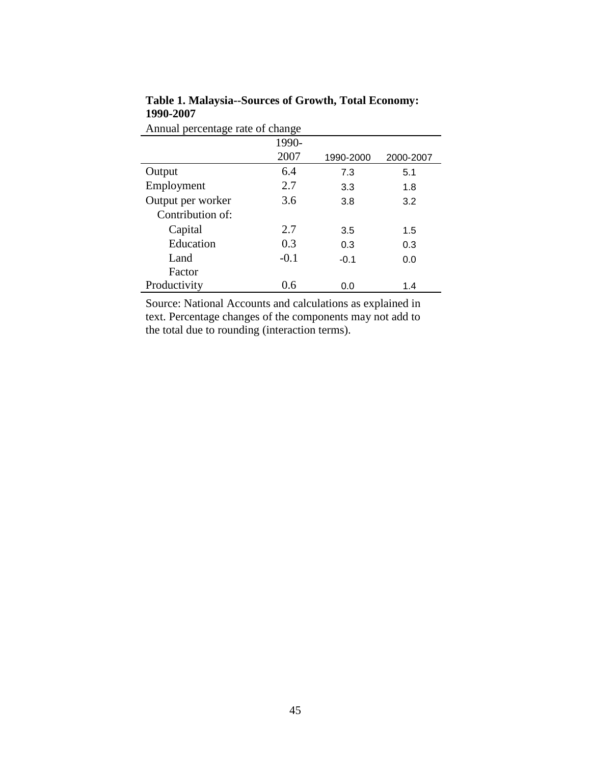**Table 1. Malaysia--Sources of Growth, Total Economy: 1990-2007**

Annual percentage rate of change

| | 1990-2007 | 1990-2000 | 2000-2007 |
|---|---|---|---|
| Output | 6.4 | 7.3 | 5.1 |
| Employment | 2.7 | 3.3 | 1.8 |
| Output per worker | 3.6 | 3.8 | 3.2 |
| Contribution of: | | | |
| Capital | 2.7 | 3.5 | 1.5 |
| Education | 0.3 | 0.3 | 0.3 |
| Land | -0.1 | -0.1 | 0.0 |
| Factor Productivity | 0.6 | 0.0 | 1.4 |

Source: National Accounts and calculations as explained in text. Percentage changes of the components may not add to the total due to rounding (interaction terms).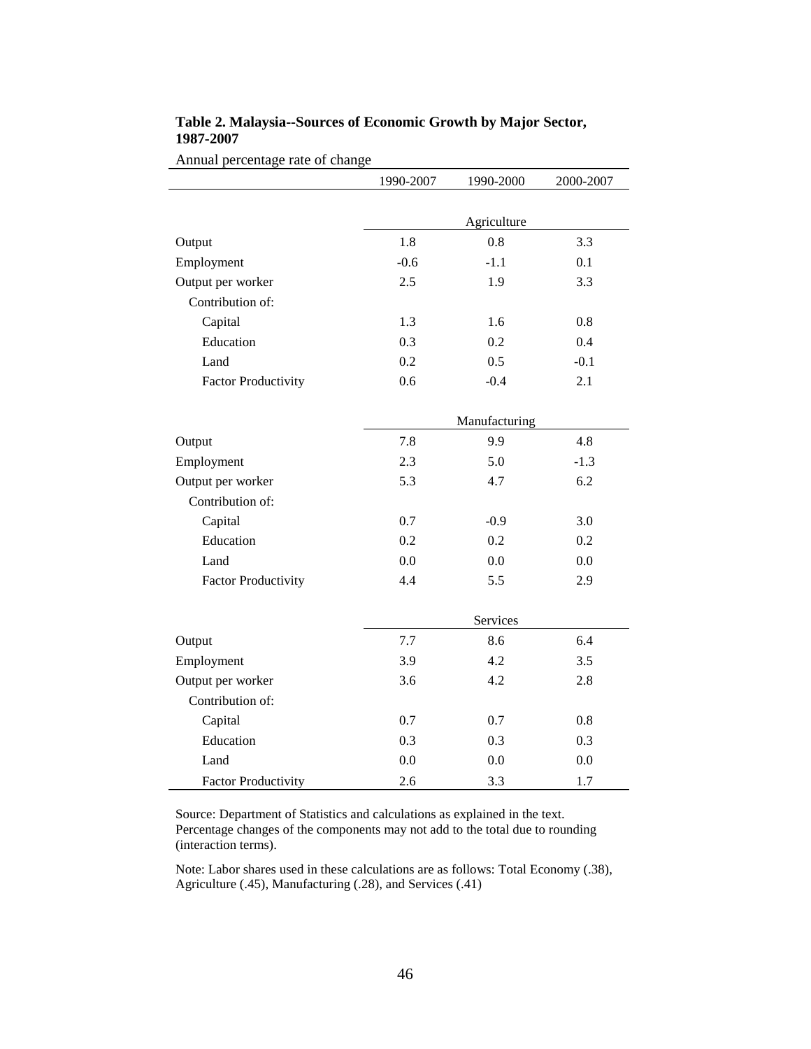**Table 2. Malaysia--Sources of Economic Growth by Major Sector, 1987-2007**

Annual percentage rate of change

| | 1990-2007 | 1990-2000 | 2000-2007 |
|---|---|---|---|
| | | Agriculture | |
| Output | 1.8 | 0.8 | 3.3 |
| Employment | -0.6 | -1.1 | 0.1 |
| Output per worker | 2.5 | 1.9 | 3.3 |
| Contribution of: | | | |
| Capital | 1.3 | 1.6 | 0.8 |
| Education | 0.3 | 0.2 | 0.4 |
| Land | 0.2 | 0.5 | -0.1 |
| Factor Productivity | 0.6 | -0.4 | 2.1 |
| | | Manufacturing | |
| Output | 7.8 | 9.9 | 4.8 |
| Employment | 2.3 | 5.0 | -1.3 |
| Output per worker | 5.3 | 4.7 | 6.2 |
| Contribution of: | | | |
| Capital | 0.7 | -0.9 | 3.0 |
| Education | 0.2 | 0.2 | 0.2 |
| Land | 0.0 | 0.0 | 0.0 |
| Factor Productivity | 4.4 | 5.5 | 2.9 |
| | | Services | |
| Output | 7.7 | 8.6 | 6.4 |
| Employment | 3.9 | 4.2 | 3.5 |
| Output per worker | 3.6 | 4.2 | 2.8 |
| Contribution of: | | | |
| Capital | 0.7 | 0.7 | 0.8 |
| Education | 0.3 | 0.3 | 0.3 |
| Land | 0.0 | 0.0 | 0.0 |
| Factor Productivity | 2.6 | 3.3 | 1.7 |

Source: Department of Statistics and calculations as explained in the text. Percentage changes of the components may not add to the total due to rounding (interaction terms).

Note: Labor shares used in these calculations are as follows: Total Economy (.38), Agriculture (.45), Manufacturing (.28), and Services (.41)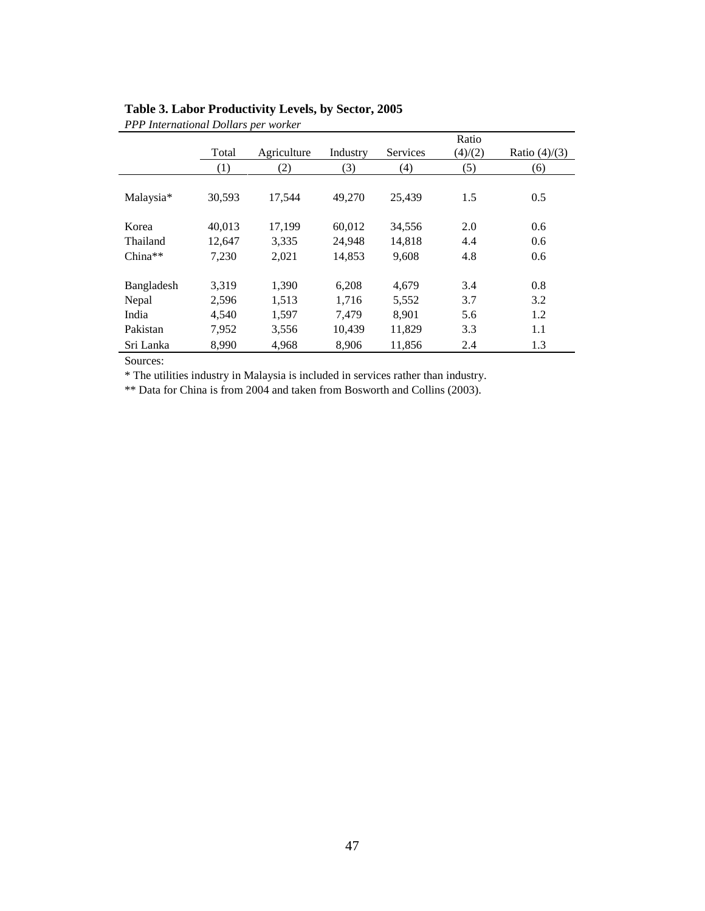**Table 3. Labor Productivity Levels, by Sector, 2005**

*PPP International Dollars per worker*

| | Total | Agriculture | Industry | Services | Ratio (4)/(2) | Ratio (4)/(3) |
|---|---|---|---|---|---|---|
| | (1) | (2) | (3) | (4) | (5) | (6) |
| Malaysia* | 30,593 | 17,544 | 49,270 | 25,439 | 1.5 | 0.5 |
| Korea | 40,013 | 17,199 | 60,012 | 34,556 | 2.0 | 0.6 |
| Thailand | 12,647 | 3,335 | 24,948 | 14,818 | 4.4 | 0.6 |
| China** | 7,230 | 2,021 | 14,853 | 9,608 | 4.8 | 0.6 |
| Bangladesh | 3,319 | 1,390 | 6,208 | 4,679 | 3.4 | 0.8 |
| Nepal | 2,596 | 1,513 | 1,716 | 5,552 | 3.7 | 3.2 |
| India | 4,540 | 1,597 | 7,479 | 8,901 | 5.6 | 1.2 |
| Pakistan | 7,952 | 3,556 | 10,439 | 11,829 | 3.3 | 1.1 |
| Sri Lanka | 8,990 | 4,968 | 8,906 | 11,856 | 2.4 | 1.3 |

Sources:

\* The utilities industry in Malaysia is included in services rather than industry.

\** Data for China is from 2004 and taken from Bosworth and Collins (2003).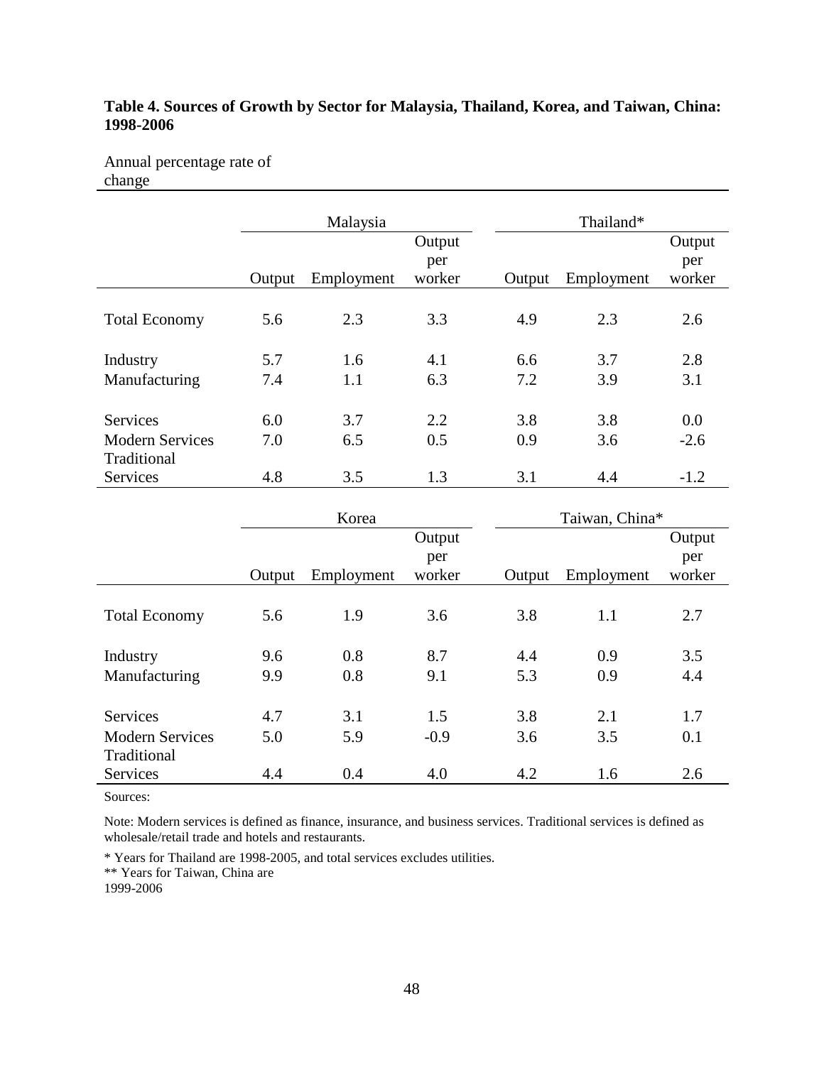**Table 4. Sources of Growth by Sector for Malaysia, Thailand, Korea, and Taiwan, China: 1998-2006**

Annual percentage rate of change

| | Malaysia | | | Thailand* | | |
|---|---|---|---|---|---|---|
| | Output | Employment | Output per worker | Output | Employment | Output per worker |
| Total Economy | 5.6 | 2.3 | 3.3 | 4.9 | 2.3 | 2.6 |
| Industry | 5.7 | 1.6 | 4.1 | 6.6 | 3.7 | 2.8 |
| Manufacturing | 7.4 | 1.1 | 6.3 | 7.2 | 3.9 | 3.1 |
| Services | 6.0 | 3.7 | 2.2 | 3.8 | 3.8 | 0.0 |
| Modern Services | 7.0 | 6.5 | 0.5 | 0.9 | 3.6 | -2.6 |
| Traditional Services | 4.8 | 3.5 | 1.3 | 3.1 | 4.4 | -1.2 |

| | Korea | | | Taiwan, China* | | |
|---|---|---|---|---|---|---|
| | Output | Employment | Output per worker | Output | Employment | Output per worker |
| Total Economy | 5.6 | 1.9 | 3.6 | 3.8 | 1.1 | 2.7 |
| Industry | 9.6 | 0.8 | 8.7 | 4.4 | 0.9 | 3.5 |
| Manufacturing | 9.9 | 0.8 | 9.1 | 5.3 | 0.9 | 4.4 |
| Services | 4.7 | 3.1 | 1.5 | 3.8 | 2.1 | 1.7 |
| Modern Services | 5.0 | 5.9 | -0.9 | 3.6 | 3.5 | 0.1 |
| Traditional Services | 4.4 | 0.4 | 4.0 | 4.2 | 1.6 | 2.6 |

Sources:

Note: Modern services is defined as finance, insurance, and business services. Traditional services is defined as wholesale/retail trade and hotels and restaurants.

* Years for Thailand are 1998-2005, and total services excludes utilities.

** Years for Taiwan, China are 1999-2006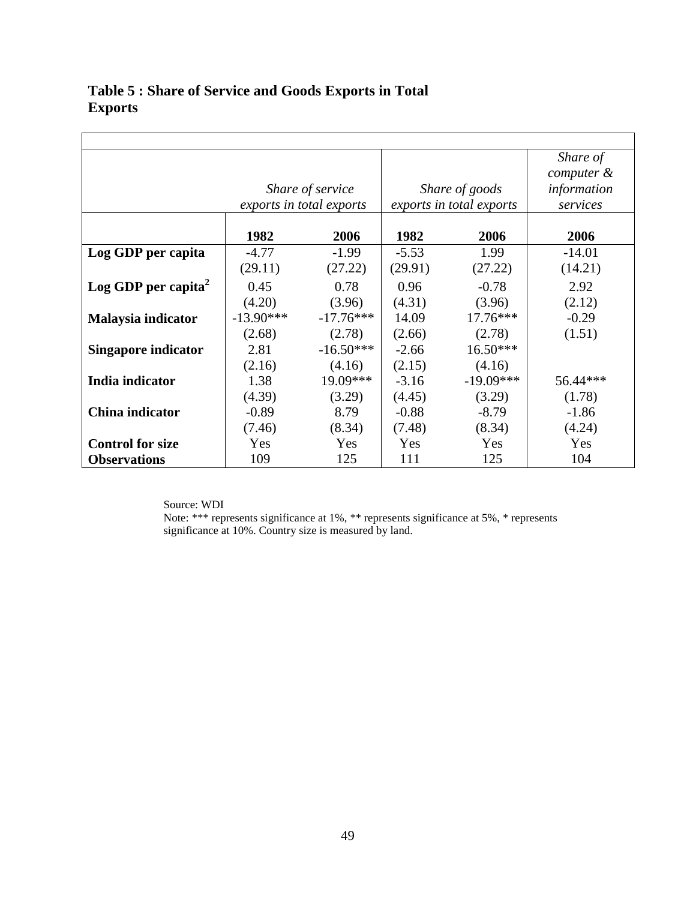**Table 5 : Share of Service and Goods Exports in Total Exports**

| | *Share of service exports in total exports* | | *Share of goods exports in total exports* | | *Share of computer & information services* |
|---|---|---|---|---|---|
| | **1982** | **2006** | **1982** | **2006** | **2006** |
| **Log GDP per capita** | -4.77 | -1.99 | -5.53 | 1.99 | -14.01 |
| | (29.11) | (27.22) | (29.91) | (27.22) | (14.21) |
| **Log GDP per capita$^2$** | 0.45 | 0.78 | 0.96 | -0.78 | 2.92 |
| | (4.20) | (3.96) | (4.31) | (3.96) | (2.12) |
| **Malaysia indicator** | -13.90*** | -17.76*** | 14.09 | 17.76*** | -0.29 |
| | (2.68) | (2.78) | (2.66) | (2.78) | (1.51) |
| **Singapore indicator** | 2.81 | -16.50*** | -2.66 | 16.50*** | |
| | (2.16) | (4.16) | (2.15) | (4.16) | |
| **India indicator** | 1.38 | 19.09*** | -3.16 | -19.09*** | 56.44*** |
| | (4.39) | (3.29) | (4.45) | (3.29) | (1.78) |
| **China indicator** | -0.89 | 8.79 | -0.88 | -8.79 | -1.86 |
| | (7.46) | (8.34) | (7.48) | (8.34) | (4.24) |
| **Control for size** | Yes | Yes | Yes | Yes | Yes |
| **Observations** | 109 | 125 | 111 | 125 | 104 |

Source: WDI

Note: *** represents significance at 1%, ** represents significance at 5%, * represents significance at 10%. Country size is measured by land.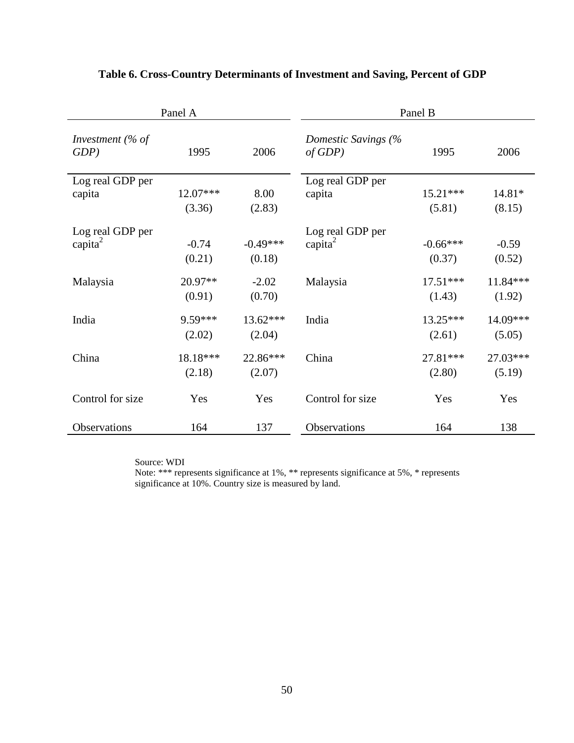**Table 6. Cross-Country Determinants of Investment and Saving, Percent of GDP**

| Panel A | | | Panel B | | |
|---|---|---|---|---|---|
| *Investment (% of GDP)* | 1995 | 2006 | *Domestic Savings (% of GDP)* | 1995 | 2006 |
| Log real GDP per capita | 12.07*** | 8.00 | Log real GDP per capita | 15.21*** | 14.81* |
| | (3.36) | (2.83) | | (5.81) | (8.15) |
| Log real GDP per capita$^2$ | -0.74 | -0.49*** | Log real GDP per capita$^2$ | -0.66*** | -0.59 |
| | (0.21) | (0.18) | | (0.37) | (0.52) |
| Malaysia | 20.97** | -2.02 | Malaysia | 17.51*** | 11.84*** |
| | (0.91) | (0.70) | | (1.43) | (1.92) |
| India | 9.59*** | 13.62*** | India | 13.25*** | 14.09*** |
| | (2.02) | (2.04) | | (2.61) | (5.05) |
| China | 18.18*** | 22.86*** | China | 27.81*** | 27.03*** |
| | (2.18) | (2.07) | | (2.80) | (5.19) |
| Control for size | Yes | Yes | Control for size | Yes | Yes |
| Observations | 164 | 137 | Observations | 164 | 138 |

Source: WDI

Note: *** represents significance at 1%, ** represents significance at 5%, * represents significance at 10%. Country size is measured by land.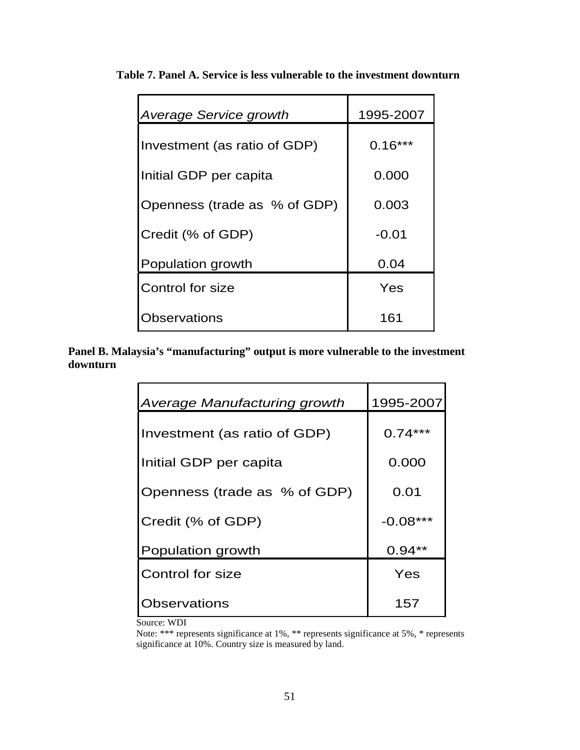**Table 7. Panel A. Service is less vulnerable to the investment downturn**

| *Average Service growth* | 1995-2007 |
|---|---|
| Investment (as ratio of GDP) | 0.16*** |
| Initial GDP per capita | 0.000 |
| Openness (trade as % of GDP) | 0.003 |
| Credit (% of GDP) | -0.01 |
| Population growth | 0.04 |
| Control for size | Yes |
| Observations | 161 |

**Panel B. Malaysia's "manufacturing" output is more vulnerable to the investment downturn**

| *Average Manufacturing growth* | 1995-2007 |
|---|---|
| Investment (as ratio of GDP) | 0.74*** |
| Initial GDP per capita | 0.000 |
| Openness (trade as % of GDP) | 0.01 |
| Credit (% of GDP) | -0.08*** |
| Population growth | 0.94** |
| Control for size | Yes |
| Observations | 157 |

Source: WDI

Note: *** represents significance at 1%, ** represents significance at 5%, * represents significance at 10%. Country size is measured by land.